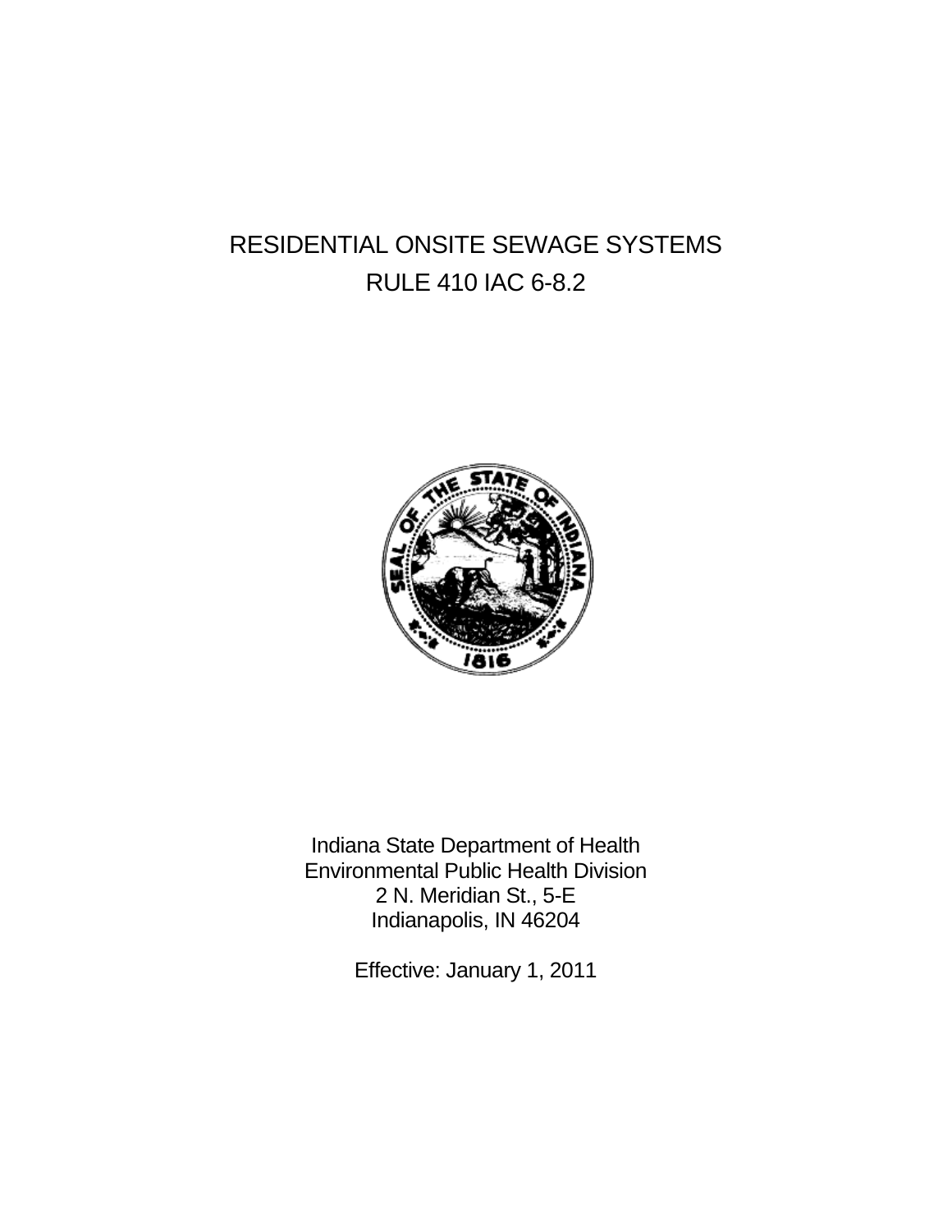# RESIDENTIAL ONSITE SEWAGE SYSTEMS
# RULE 410 IAC 6-8.2

Indiana State Department of Health
Environmental Public Health Division
2 N. Meridian St., 5-E
Indianapolis, IN 46204

Effective: January 1, 2011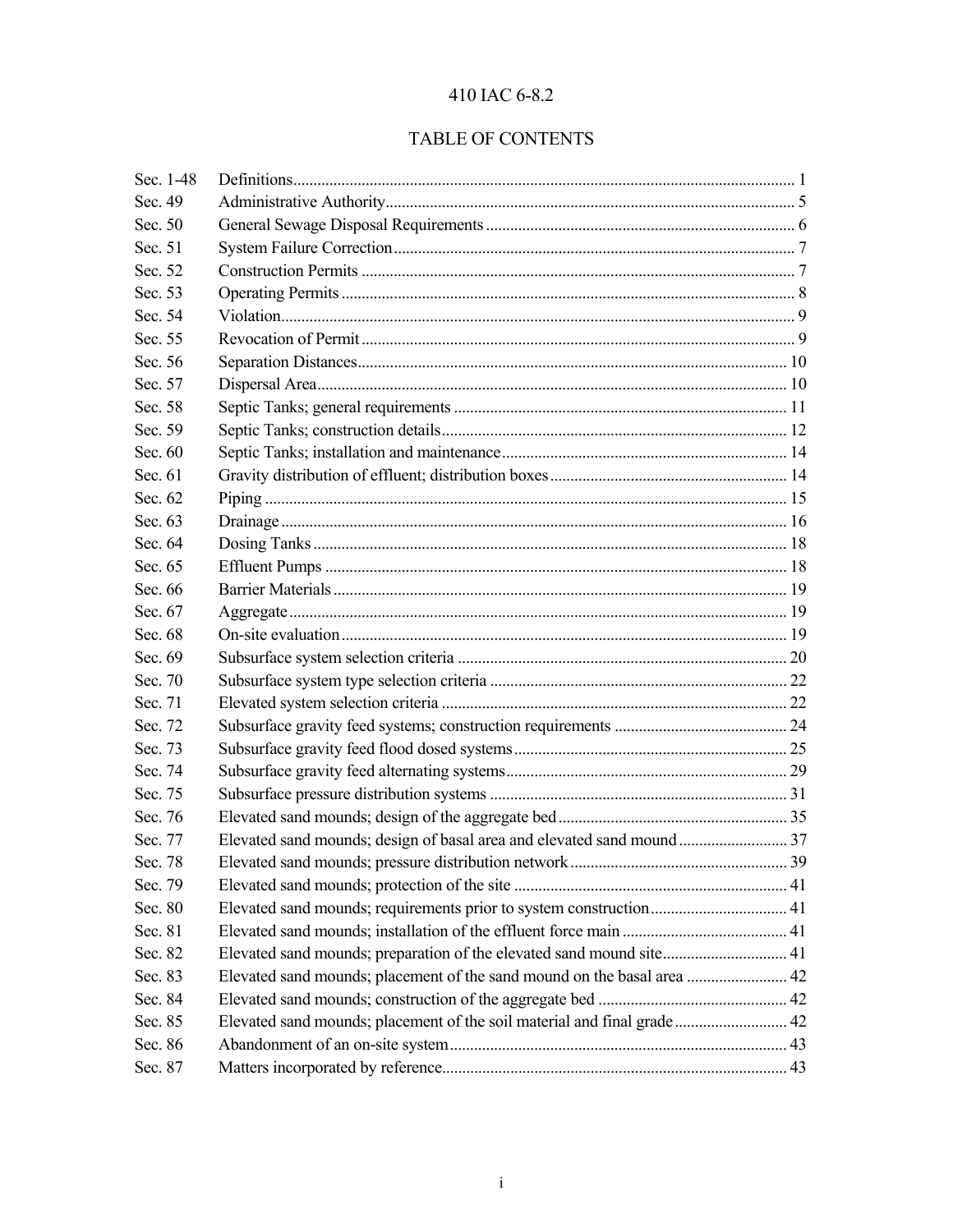# 410 IAC 6-8.2

## TABLE OF CONTENTS

| Section | Title | Page |
|---|---|---|
| Sec. 1-48 | Definitions | 1 |
| Sec. 49 | Administrative Authority | 5 |
| Sec. 50 | General Sewage Disposal Requirements | 6 |
| Sec. 51 | System Failure Correction | 7 |
| Sec. 52 | Construction Permits | 7 |
| Sec. 53 | Operating Permits | 8 |
| Sec. 54 | Violation | 9 |
| Sec. 55 | Revocation of Permit | 9 |
| Sec. 56 | Separation Distances | 10 |
| Sec. 57 | Dispersal Area | 10 |
| Sec. 58 | Septic Tanks; general requirements | 11 |
| Sec. 59 | Septic Tanks; construction details | 12 |
| Sec. 60 | Septic Tanks; installation and maintenance | 14 |
| Sec. 61 | Gravity distribution of effluent; distribution boxes | 14 |
| Sec. 62 | Piping | 15 |
| Sec. 63 | Drainage | 16 |
| Sec. 64 | Dosing Tanks | 18 |
| Sec. 65 | Effluent Pumps | 18 |
| Sec. 66 | Barrier Materials | 19 |
| Sec. 67 | Aggregate | 19 |
| Sec. 68 | On-site evaluation | 19 |
| Sec. 69 | Subsurface system selection criteria | 20 |
| Sec. 70 | Subsurface system type selection criteria | 22 |
| Sec. 71 | Elevated system selection criteria | 22 |
| Sec. 72 | Subsurface gravity feed systems; construction requirements | 24 |
| Sec. 73 | Subsurface gravity feed flood dosed systems | 25 |
| Sec. 74 | Subsurface gravity feed alternating systems | 29 |
| Sec. 75 | Subsurface pressure distribution systems | 31 |
| Sec. 76 | Elevated sand mounds; design of the aggregate bed | 35 |
| Sec. 77 | Elevated sand mounds; design of basal area and elevated sand mound | 37 |
| Sec. 78 | Elevated sand mounds; pressure distribution network | 39 |
| Sec. 79 | Elevated sand mounds; protection of the site | 41 |
| Sec. 80 | Elevated sand mounds; requirements prior to system construction | 41 |
| Sec. 81 | Elevated sand mounds; installation of the effluent force main | 41 |
| Sec. 82 | Elevated sand mounds; preparation of the elevated sand mound site | 41 |
| Sec. 83 | Elevated sand mounds; placement of the sand mound on the basal area | 42 |
| Sec. 84 | Elevated sand mounds; construction of the aggregate bed | 42 |
| Sec. 85 | Elevated sand mounds; placement of the soil material and final grade | 42 |
| Sec. 86 | Abandonment of an on-site system | 43 |
| Sec. 87 | Matters incorporated by reference | 43 |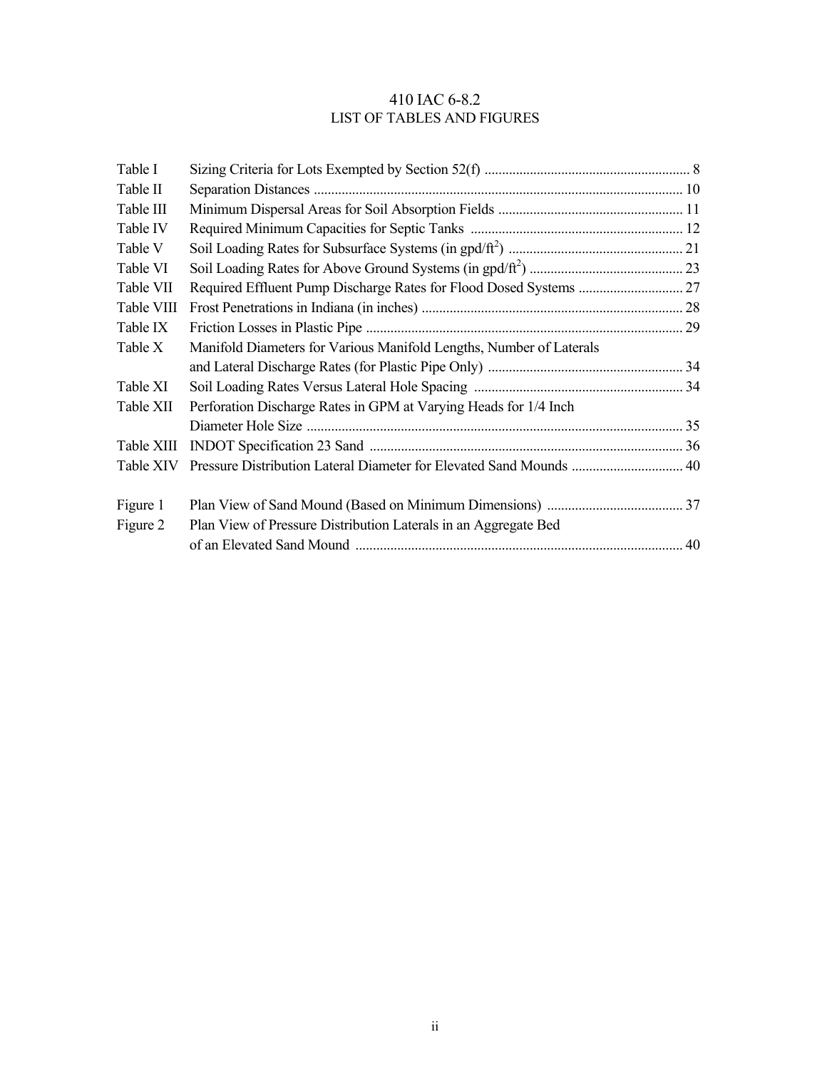# 410 IAC 6-8.2
## LIST OF TABLES AND FIGURES

| | | |
|---|---|---|
| Table I | Sizing Criteria for Lots Exempted by Section 52(f) | 8 |
| Table II | Separation Distances | 10 |
| Table III | Minimum Dispersal Areas for Soil Absorption Fields | 11 |
| Table IV | Required Minimum Capacities for Septic Tanks | 12 |
| Table V | Soil Loading Rates for Subsurface Systems (in gpd/$ft^2$) | 21 |
| Table VI | Soil Loading Rates for Above Ground Systems (in gpd/$ft^2$) | 23 |
| Table VII | Required Effluent Pump Discharge Rates for Flood Dosed Systems | 27 |
| Table VIII | Frost Penetrations in Indiana (in inches) | 28 |
| Table IX | Friction Losses in Plastic Pipe | 29 |
| Table X | Manifold Diameters for Various Manifold Lengths, Number of Laterals and Lateral Discharge Rates (for Plastic Pipe Only) | 34 |
| Table XI | Soil Loading Rates Versus Lateral Hole Spacing | 34 |
| Table XII | Perforation Discharge Rates in GPM at Varying Heads for 1/4 Inch Diameter Hole Size | 35 |
| Table XIII | INDOT Specification 23 Sand | 36 |
| Table XIV | Pressure Distribution Lateral Diameter for Elevated Sand Mounds | 40 |
| | | |
| Figure 1 | Plan View of Sand Mound (Based on Minimum Dimensions) | 37 |
| Figure 2 | Plan View of Pressure Distribution Laterals in an Aggregate Bed of an Elevated Sand Mound | 40 |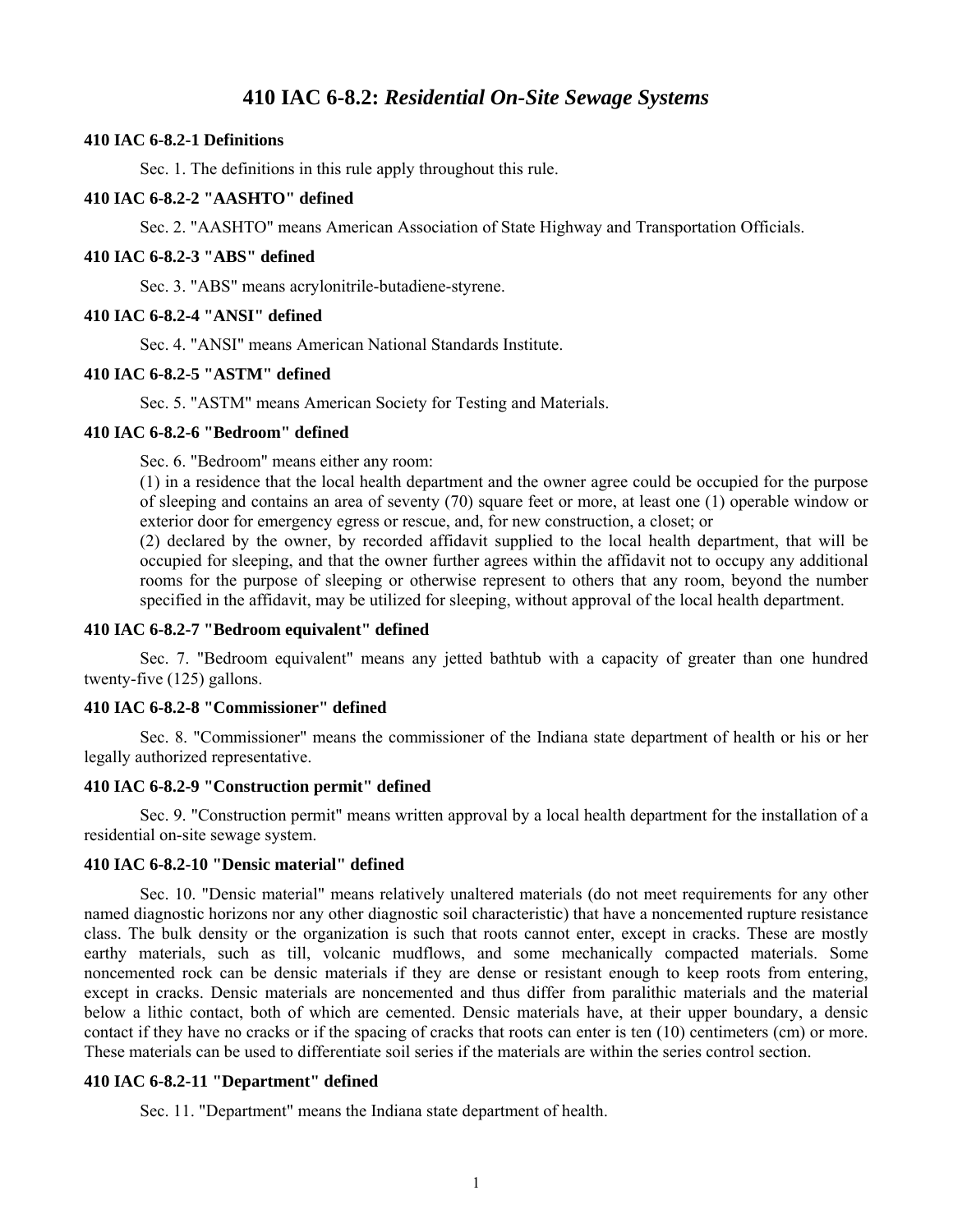# 410 IAC 6-8.2: *Residential On-Site Sewage Systems*

**410 IAC 6-8.2-1 Definitions**

Sec. 1. The definitions in this rule apply throughout this rule.

**410 IAC 6-8.2-2 "AASHTO" defined**

Sec. 2. "AASHTO" means American Association of State Highway and Transportation Officials.

**410 IAC 6-8.2-3 "ABS" defined**

Sec. 3. "ABS" means acrylonitrile-butadiene-styrene.

**410 IAC 6-8.2-4 "ANSI" defined**

Sec. 4. "ANSI" means American National Standards Institute.

**410 IAC 6-8.2-5 "ASTM" defined**

Sec. 5. "ASTM" means American Society for Testing and Materials.

**410 IAC 6-8.2-6 "Bedroom" defined**

Sec. 6. "Bedroom" means either any room:

(1) in a residence that the local health department and the owner agree could be occupied for the purpose of sleeping and contains an area of seventy (70) square feet or more, at least one (1) operable window or exterior door for emergency egress or rescue, and, for new construction, a closet; or

(2) declared by the owner, by recorded affidavit supplied to the local health department, that will be occupied for sleeping, and that the owner further agrees within the affidavit not to occupy any additional rooms for the purpose of sleeping or otherwise represent to others that any room, beyond the number specified in the affidavit, may be utilized for sleeping, without approval of the local health department.

**410 IAC 6-8.2-7 "Bedroom equivalent" defined**

Sec. 7. "Bedroom equivalent" means any jetted bathtub with a capacity of greater than one hundred twenty-five (125) gallons.

**410 IAC 6-8.2-8 "Commissioner" defined**

Sec. 8. "Commissioner" means the commissioner of the Indiana state department of health or his or her legally authorized representative.

**410 IAC 6-8.2-9 "Construction permit" defined**

Sec. 9. "Construction permit" means written approval by a local health department for the installation of a residential on-site sewage system.

**410 IAC 6-8.2-10 "Densic material" defined**

Sec. 10. "Densic material" means relatively unaltered materials (do not meet requirements for any other named diagnostic horizons nor any other diagnostic soil characteristic) that have a noncemented rupture resistance class. The bulk density or the organization is such that roots cannot enter, except in cracks. These are mostly earthy materials, such as till, volcanic mudflows, and some mechanically compacted materials. Some noncemented rock can be densic materials if they are dense or resistant enough to keep roots from entering, except in cracks. Densic materials are noncemented and thus differ from paralithic materials and the material below a lithic contact, both of which are cemented. Densic materials have, at their upper boundary, a densic contact if they have no cracks or if the spacing of cracks that roots can enter is ten (10) centimeters (cm) or more. These materials can be used to differentiate soil series if the materials are within the series control section.

**410 IAC 6-8.2-11 "Department" defined**

Sec. 11. "Department" means the Indiana state department of health.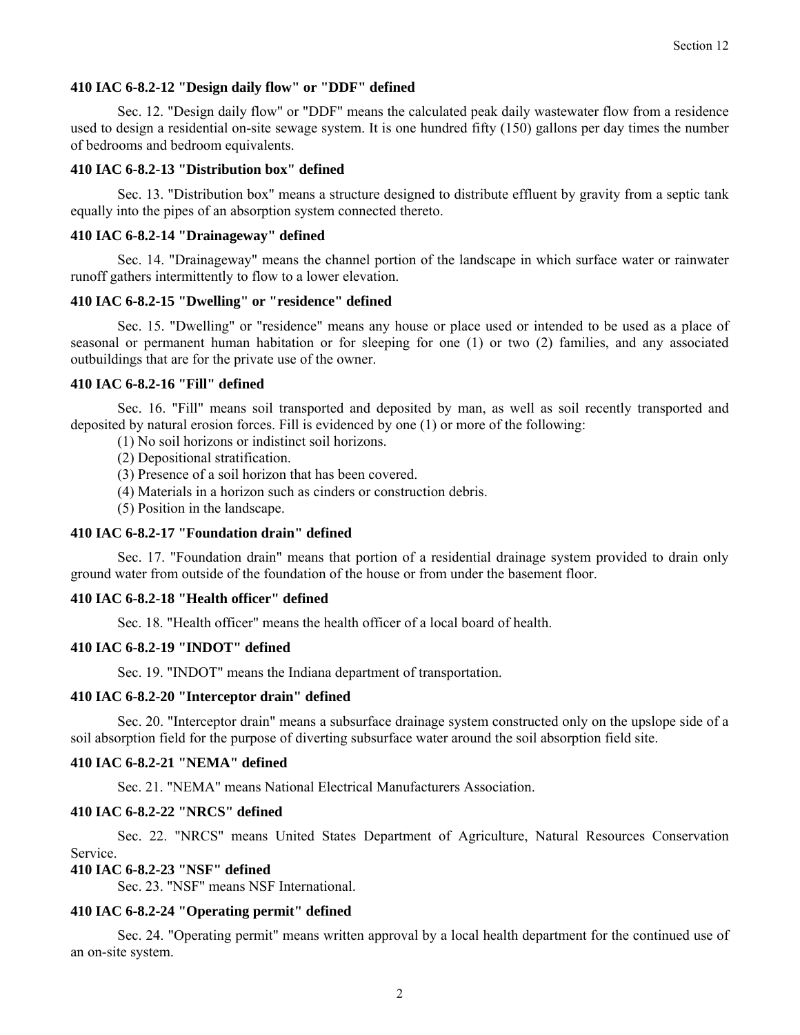### 410 IAC 6-8.2-12 "Design daily flow" or "DDF" defined

Sec. 12. "Design daily flow" or "DDF" means the calculated peak daily wastewater flow from a residence used to design a residential on-site sewage system. It is one hundred fifty (150) gallons per day times the number of bedrooms and bedroom equivalents.

### 410 IAC 6-8.2-13 "Distribution box" defined

Sec. 13. "Distribution box" means a structure designed to distribute effluent by gravity from a septic tank equally into the pipes of an absorption system connected thereto.

### 410 IAC 6-8.2-14 "Drainageway" defined

Sec. 14. "Drainageway" means the channel portion of the landscape in which surface water or rainwater runoff gathers intermittently to flow to a lower elevation.

### 410 IAC 6-8.2-15 "Dwelling" or "residence" defined

Sec. 15. "Dwelling" or "residence" means any house or place used or intended to be used as a place of seasonal or permanent human habitation or for sleeping for one (1) or two (2) families, and any associated outbuildings that are for the private use of the owner.

### 410 IAC 6-8.2-16 "Fill" defined

Sec. 16. "Fill" means soil transported and deposited by man, as well as soil recently transported and deposited by natural erosion forces. Fill is evidenced by one (1) or more of the following:

(1) No soil horizons or indistinct soil horizons.
(2) Depositional stratification.
(3) Presence of a soil horizon that has been covered.
(4) Materials in a horizon such as cinders or construction debris.
(5) Position in the landscape.

### 410 IAC 6-8.2-17 "Foundation drain" defined

Sec. 17. "Foundation drain" means that portion of a residential drainage system provided to drain only ground water from outside of the foundation of the house or from under the basement floor.

### 410 IAC 6-8.2-18 "Health officer" defined

Sec. 18. "Health officer" means the health officer of a local board of health.

### 410 IAC 6-8.2-19 "INDOT" defined

Sec. 19. "INDOT" means the Indiana department of transportation.

### 410 IAC 6-8.2-20 "Interceptor drain" defined

Sec. 20. "Interceptor drain" means a subsurface drainage system constructed only on the upslope side of a soil absorption field for the purpose of diverting subsurface water around the soil absorption field site.

### 410 IAC 6-8.2-21 "NEMA" defined

Sec. 21. "NEMA" means National Electrical Manufacturers Association.

### 410 IAC 6-8.2-22 "NRCS" defined

Sec. 22. "NRCS" means United States Department of Agriculture, Natural Resources Conservation Service.

### 410 IAC 6-8.2-23 "NSF" defined

Sec. 23. "NSF" means NSF International.

### 410 IAC 6-8.2-24 "Operating permit" defined

Sec. 24. "Operating permit" means written approval by a local health department for the continued use of an on-site system.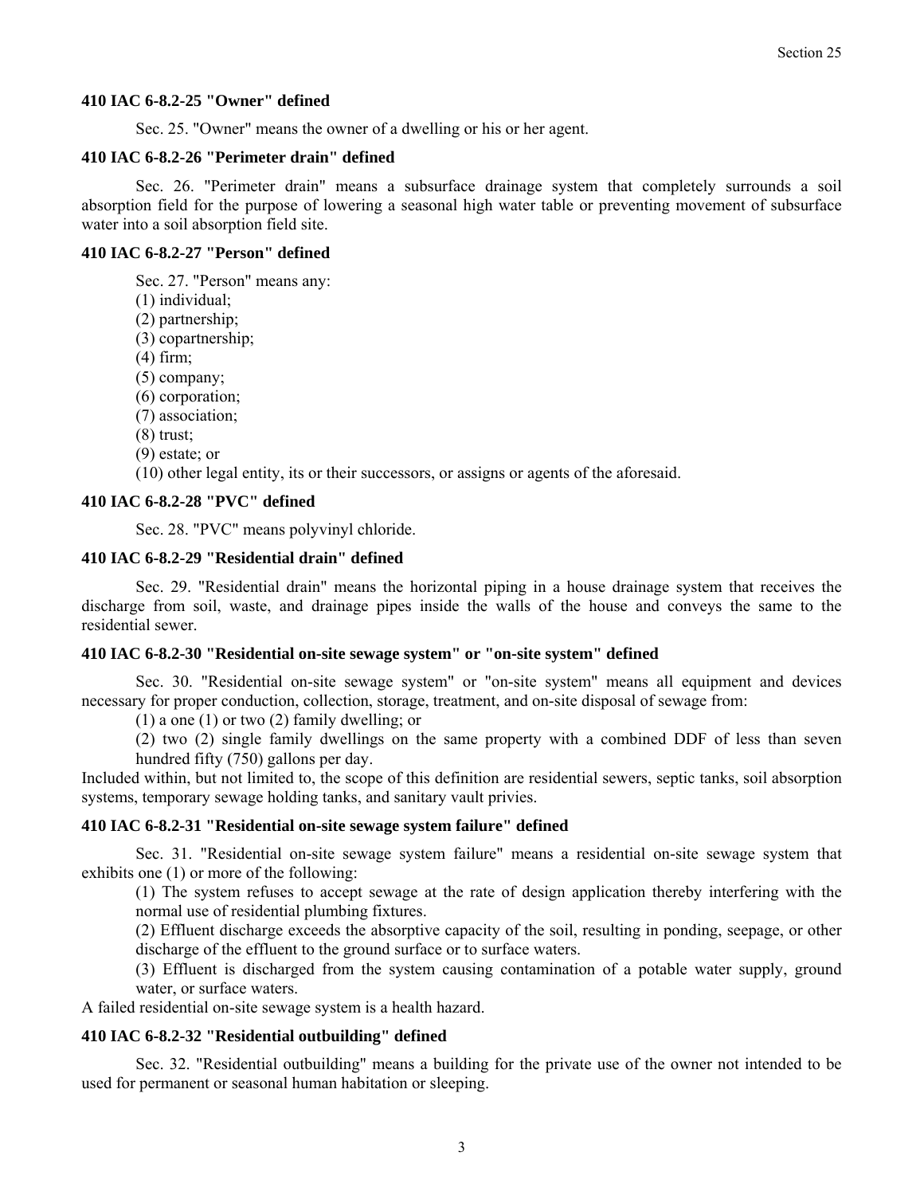### 410 IAC 6-8.2-25 "Owner" defined

Sec. 25. "Owner" means the owner of a dwelling or his or her agent.

### 410 IAC 6-8.2-26 "Perimeter drain" defined

Sec. 26. "Perimeter drain" means a subsurface drainage system that completely surrounds a soil absorption field for the purpose of lowering a seasonal high water table or preventing movement of subsurface water into a soil absorption field site.

### 410 IAC 6-8.2-27 "Person" defined

Sec. 27. "Person" means any:

(1) individual;
(2) partnership;
(3) copartnership;
(4) firm;
(5) company;
(6) corporation;
(7) association;
(8) trust;
(9) estate; or
(10) other legal entity, its or their successors, or assigns or agents of the aforesaid.

### 410 IAC 6-8.2-28 "PVC" defined

Sec. 28. "PVC" means polyvinyl chloride.

### 410 IAC 6-8.2-29 "Residential drain" defined

Sec. 29. "Residential drain" means the horizontal piping in a house drainage system that receives the discharge from soil, waste, and drainage pipes inside the walls of the house and conveys the same to the residential sewer.

### 410 IAC 6-8.2-30 "Residential on-site sewage system" or "on-site system" defined

Sec. 30. "Residential on-site sewage system" or "on-site system" means all equipment and devices necessary for proper conduction, collection, storage, treatment, and on-site disposal of sewage from:

(1) a one (1) or two (2) family dwelling; or
(2) two (2) single family dwellings on the same property with a combined DDF of less than seven hundred fifty (750) gallons per day.

Included within, but not limited to, the scope of this definition are residential sewers, septic tanks, soil absorption systems, temporary sewage holding tanks, and sanitary vault privies.

### 410 IAC 6-8.2-31 "Residential on-site sewage system failure" defined

Sec. 31. "Residential on-site sewage system failure" means a residential on-site sewage system that exhibits one (1) or more of the following:

(1) The system refuses to accept sewage at the rate of design application thereby interfering with the normal use of residential plumbing fixtures.
(2) Effluent discharge exceeds the absorptive capacity of the soil, resulting in ponding, seepage, or other discharge of the effluent to the ground surface or to surface waters.
(3) Effluent is discharged from the system causing contamination of a potable water supply, ground water, or surface waters.

A failed residential on-site sewage system is a health hazard.

### 410 IAC 6-8.2-32 "Residential outbuilding" defined

Sec. 32. "Residential outbuilding" means a building for the private use of the owner not intended to be used for permanent or seasonal human habitation or sleeping.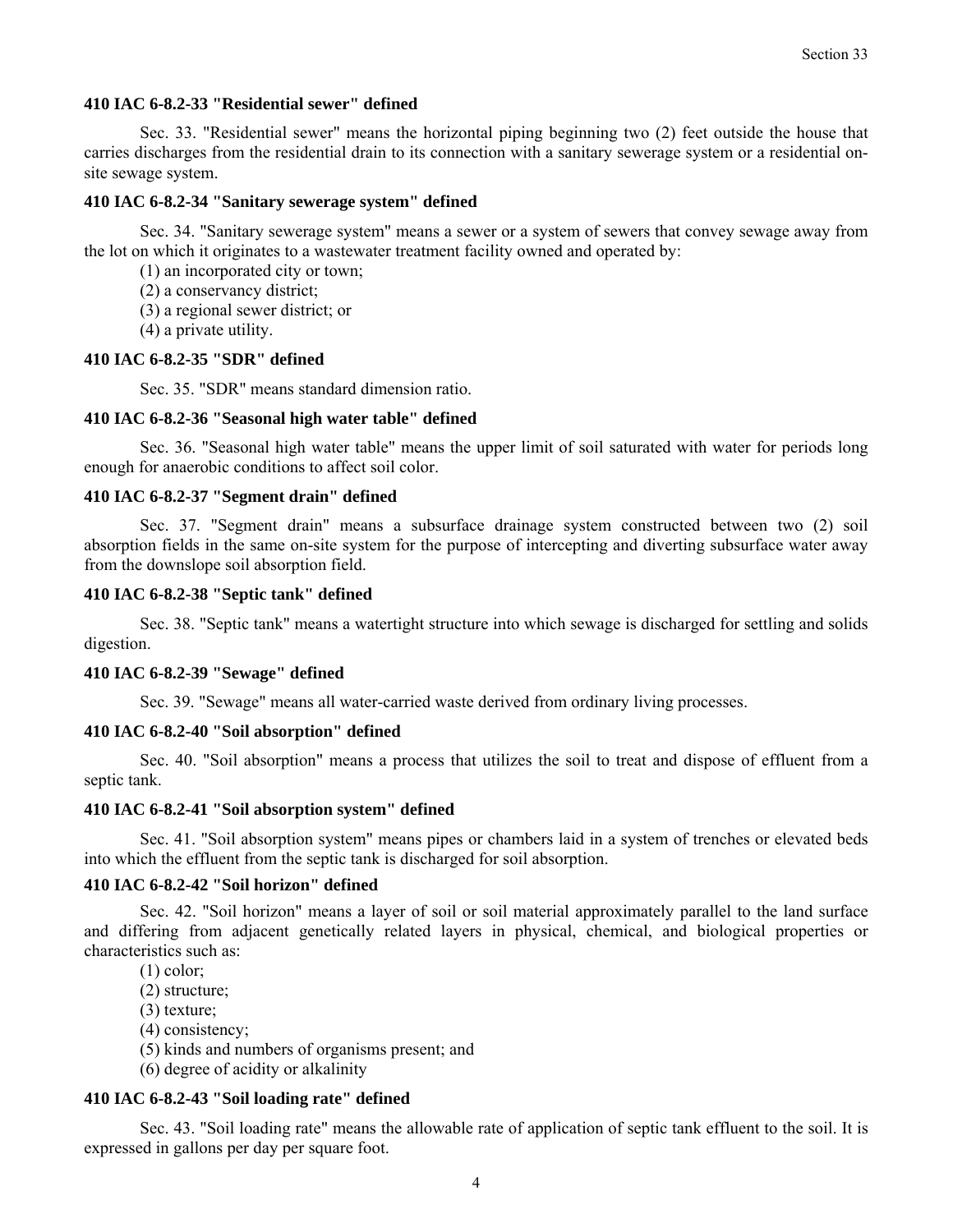#### 410 IAC 6-8.2-33 "Residential sewer" defined

Sec. 33. "Residential sewer" means the horizontal piping beginning two (2) feet outside the house that carries discharges from the residential drain to its connection with a sanitary sewerage system or a residential on-site sewage system.

#### 410 IAC 6-8.2-34 "Sanitary sewerage system" defined

Sec. 34. "Sanitary sewerage system" means a sewer or a system of sewers that convey sewage away from the lot on which it originates to a wastewater treatment facility owned and operated by:

(1) an incorporated city or town;
(2) a conservancy district;
(3) a regional sewer district; or
(4) a private utility.

#### 410 IAC 6-8.2-35 "SDR" defined

Sec. 35. "SDR" means standard dimension ratio.

#### 410 IAC 6-8.2-36 "Seasonal high water table" defined

Sec. 36. "Seasonal high water table" means the upper limit of soil saturated with water for periods long enough for anaerobic conditions to affect soil color.

#### 410 IAC 6-8.2-37 "Segment drain" defined

Sec. 37. "Segment drain" means a subsurface drainage system constructed between two (2) soil absorption fields in the same on-site system for the purpose of intercepting and diverting subsurface water away from the downslope soil absorption field.

#### 410 IAC 6-8.2-38 "Septic tank" defined

Sec. 38. "Septic tank" means a watertight structure into which sewage is discharged for settling and solids digestion.

#### 410 IAC 6-8.2-39 "Sewage" defined

Sec. 39. "Sewage" means all water-carried waste derived from ordinary living processes.

#### 410 IAC 6-8.2-40 "Soil absorption" defined

Sec. 40. "Soil absorption" means a process that utilizes the soil to treat and dispose of effluent from a septic tank.

#### 410 IAC 6-8.2-41 "Soil absorption system" defined

Sec. 41. "Soil absorption system" means pipes or chambers laid in a system of trenches or elevated beds into which the effluent from the septic tank is discharged for soil absorption.

#### 410 IAC 6-8.2-42 "Soil horizon" defined

Sec. 42. "Soil horizon" means a layer of soil or soil material approximately parallel to the land surface and differing from adjacent genetically related layers in physical, chemical, and biological properties or characteristics such as:

(1) color;
(2) structure;
(3) texture;
(4) consistency;
(5) kinds and numbers of organisms present; and
(6) degree of acidity or alkalinity

#### 410 IAC 6-8.2-43 "Soil loading rate" defined

Sec. 43. "Soil loading rate" means the allowable rate of application of septic tank effluent to the soil. It is expressed in gallons per day per square foot.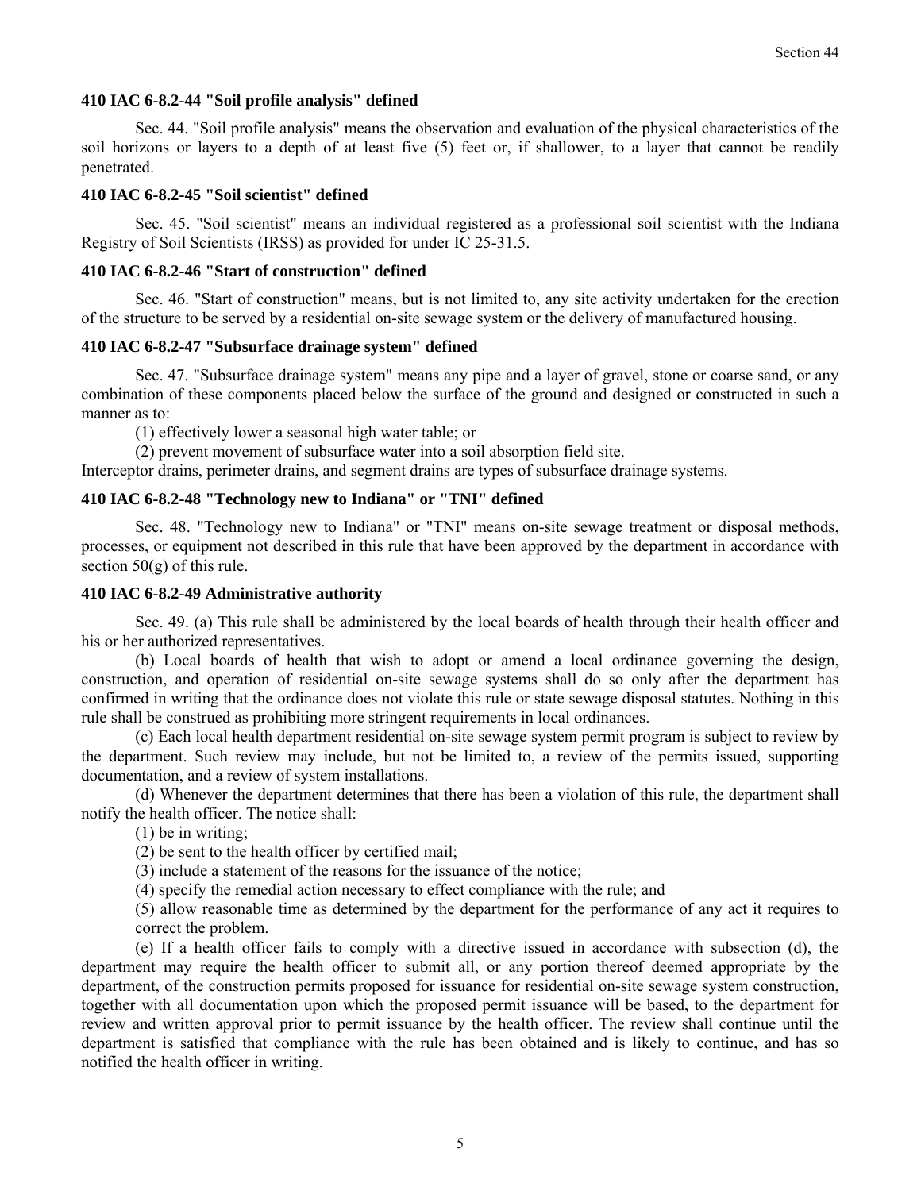### 410 IAC 6-8.2-44 "Soil profile analysis" defined

Sec. 44. "Soil profile analysis" means the observation and evaluation of the physical characteristics of the soil horizons or layers to a depth of at least five (5) feet or, if shallower, to a layer that cannot be readily penetrated.

### 410 IAC 6-8.2-45 "Soil scientist" defined

Sec. 45. "Soil scientist" means an individual registered as a professional soil scientist with the Indiana Registry of Soil Scientists (IRSS) as provided for under IC 25-31.5.

### 410 IAC 6-8.2-46 "Start of construction" defined

Sec. 46. "Start of construction" means, but is not limited to, any site activity undertaken for the erection of the structure to be served by a residential on-site sewage system or the delivery of manufactured housing.

### 410 IAC 6-8.2-47 "Subsurface drainage system" defined

Sec. 47. "Subsurface drainage system" means any pipe and a layer of gravel, stone or coarse sand, or any combination of these components placed below the surface of the ground and designed or constructed in such a manner as to:

(1) effectively lower a seasonal high water table; or

(2) prevent movement of subsurface water into a soil absorption field site.

Interceptor drains, perimeter drains, and segment drains are types of subsurface drainage systems.

### 410 IAC 6-8.2-48 "Technology new to Indiana" or "TNI" defined

Sec. 48. "Technology new to Indiana" or "TNI" means on-site sewage treatment or disposal methods, processes, or equipment not described in this rule that have been approved by the department in accordance with section 50(g) of this rule.

### 410 IAC 6-8.2-49 Administrative authority

Sec. 49. (a) This rule shall be administered by the local boards of health through their health officer and his or her authorized representatives.

(b) Local boards of health that wish to adopt or amend a local ordinance governing the design, construction, and operation of residential on-site sewage systems shall do so only after the department has confirmed in writing that the ordinance does not violate this rule or state sewage disposal statutes. Nothing in this rule shall be construed as prohibiting more stringent requirements in local ordinances.

(c) Each local health department residential on-site sewage system permit program is subject to review by the department. Such review may include, but not be limited to, a review of the permits issued, supporting documentation, and a review of system installations.

(d) Whenever the department determines that there has been a violation of this rule, the department shall notify the health officer. The notice shall:

(1) be in writing;

(2) be sent to the health officer by certified mail;

(3) include a statement of the reasons for the issuance of the notice;

(4) specify the remedial action necessary to effect compliance with the rule; and

(5) allow reasonable time as determined by the department for the performance of any act it requires to correct the problem.

(e) If a health officer fails to comply with a directive issued in accordance with subsection (d), the department may require the health officer to submit all, or any portion thereof deemed appropriate by the department, of the construction permits proposed for issuance for residential on-site sewage system construction, together with all documentation upon which the proposed permit issuance will be based, to the department for review and written approval prior to permit issuance by the health officer. The review shall continue until the department is satisfied that compliance with the rule has been obtained and is likely to continue, and has so notified the health officer in writing.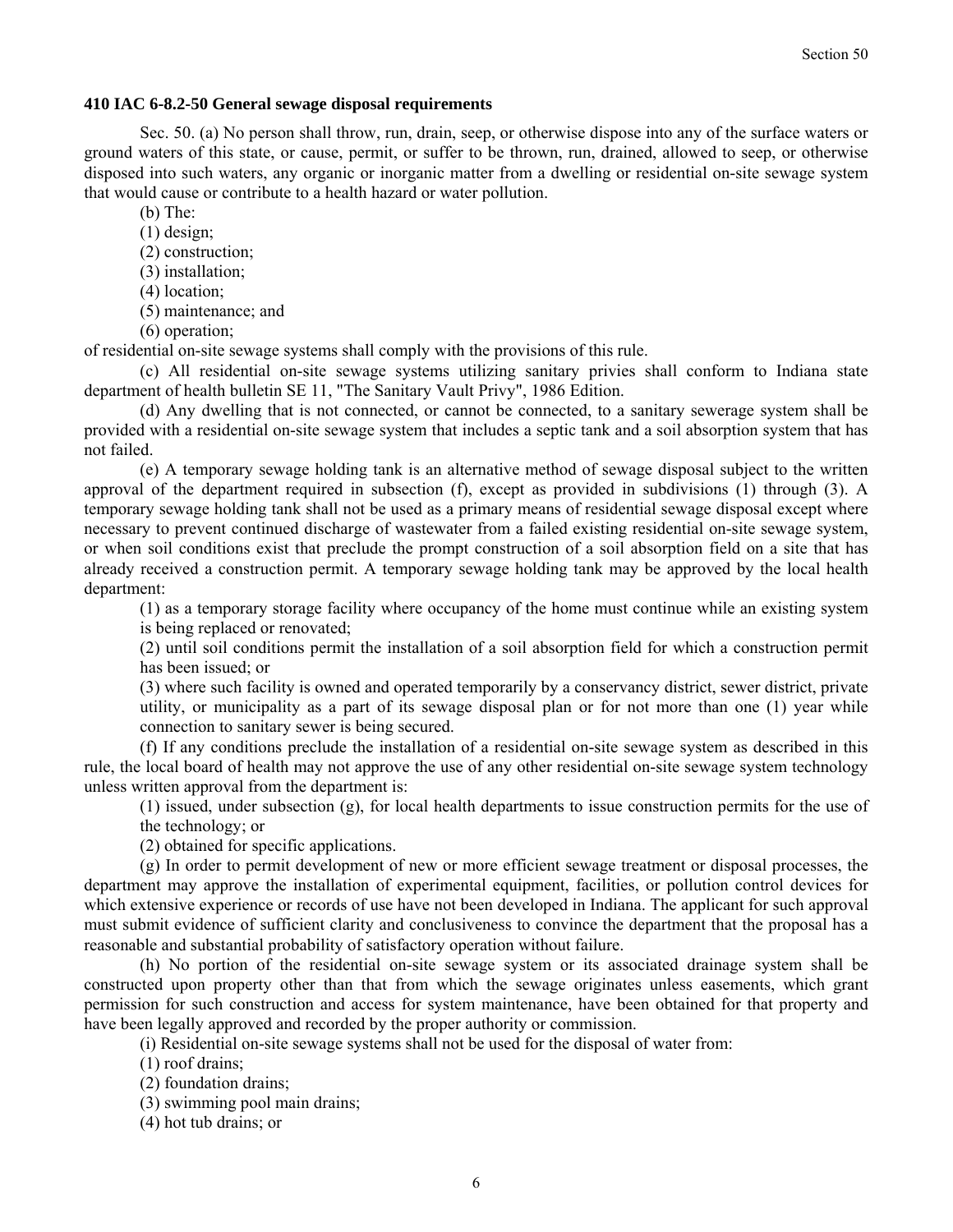### 410 IAC 6-8.2-50 General sewage disposal requirements

Sec. 50. (a) No person shall throw, run, drain, seep, or otherwise dispose into any of the surface waters or ground waters of this state, or cause, permit, or suffer to be thrown, run, drained, allowed to seep, or otherwise disposed into such waters, any organic or inorganic matter from a dwelling or residential on-site sewage system that would cause or contribute to a health hazard or water pollution.

(b) The:

(1) design;

(2) construction;

(3) installation;

(4) location;

(5) maintenance; and

(6) operation;

of residential on-site sewage systems shall comply with the provisions of this rule.

(c) All residential on-site sewage systems utilizing sanitary privies shall conform to Indiana state department of health bulletin SE 11, "The Sanitary Vault Privy", 1986 Edition.

(d) Any dwelling that is not connected, or cannot be connected, to a sanitary sewerage system shall be provided with a residential on-site sewage system that includes a septic tank and a soil absorption system that has not failed.

(e) A temporary sewage holding tank is an alternative method of sewage disposal subject to the written approval of the department required in subsection (f), except as provided in subdivisions (1) through (3). A temporary sewage holding tank shall not be used as a primary means of residential sewage disposal except where necessary to prevent continued discharge of wastewater from a failed existing residential on-site sewage system, or when soil conditions exist that preclude the prompt construction of a soil absorption field on a site that has already received a construction permit. A temporary sewage holding tank may be approved by the local health department:

(1) as a temporary storage facility where occupancy of the home must continue while an existing system is being replaced or renovated;

(2) until soil conditions permit the installation of a soil absorption field for which a construction permit has been issued; or

(3) where such facility is owned and operated temporarily by a conservancy district, sewer district, private utility, or municipality as a part of its sewage disposal plan or for not more than one (1) year while connection to sanitary sewer is being secured.

(f) If any conditions preclude the installation of a residential on-site sewage system as described in this rule, the local board of health may not approve the use of any other residential on-site sewage system technology unless written approval from the department is:

(1) issued, under subsection (g), for local health departments to issue construction permits for the use of the technology; or

(2) obtained for specific applications.

(g) In order to permit development of new or more efficient sewage treatment or disposal processes, the department may approve the installation of experimental equipment, facilities, or pollution control devices for which extensive experience or records of use have not been developed in Indiana. The applicant for such approval must submit evidence of sufficient clarity and conclusiveness to convince the department that the proposal has a reasonable and substantial probability of satisfactory operation without failure.

(h) No portion of the residential on-site sewage system or its associated drainage system shall be constructed upon property other than that from which the sewage originates unless easements, which grant permission for such construction and access for system maintenance, have been obtained for that property and have been legally approved and recorded by the proper authority or commission.

(i) Residential on-site sewage systems shall not be used for the disposal of water from:

(1) roof drains;

(2) foundation drains;

(3) swimming pool main drains;

(4) hot tub drains; or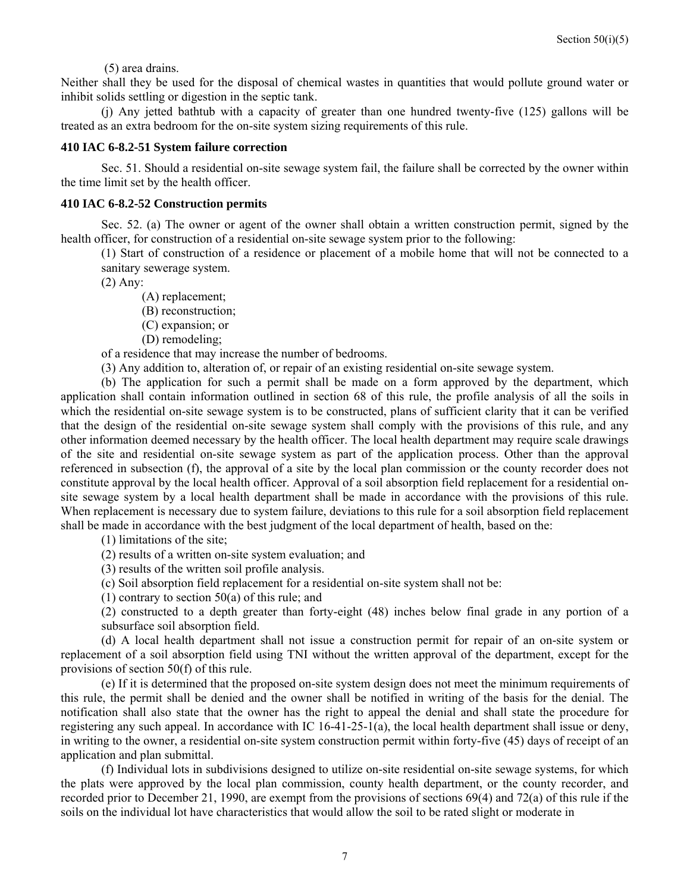(5) area drains.

Neither shall they be used for the disposal of chemical wastes in quantities that would pollute ground water or inhibit solids settling or digestion in the septic tank.

(j) Any jetted bathtub with a capacity of greater than one hundred twenty-five (125) gallons will be treated as an extra bedroom for the on-site system sizing requirements of this rule.

### 410 IAC 6-8.2-51 System failure correction

Sec. 51. Should a residential on-site sewage system fail, the failure shall be corrected by the owner within the time limit set by the health officer.

### 410 IAC 6-8.2-52 Construction permits

Sec. 52. (a) The owner or agent of the owner shall obtain a written construction permit, signed by the health officer, for construction of a residential on-site sewage system prior to the following:

(1) Start of construction of a residence or placement of a mobile home that will not be connected to a sanitary sewerage system.

(2) Any:

(A) replacement;

(B) reconstruction;

(C) expansion; or

(D) remodeling;

of a residence that may increase the number of bedrooms.

(3) Any addition to, alteration of, or repair of an existing residential on-site sewage system.

(b) The application for such a permit shall be made on a form approved by the department, which application shall contain information outlined in section 68 of this rule, the profile analysis of all the soils in which the residential on-site sewage system is to be constructed, plans of sufficient clarity that it can be verified that the design of the residential on-site sewage system shall comply with the provisions of this rule, and any other information deemed necessary by the health officer. The local health department may require scale drawings of the site and residential on-site sewage system as part of the application process. Other than the approval referenced in subsection (f), the approval of a site by the local plan commission or the county recorder does not constitute approval by the local health officer. Approval of a soil absorption field replacement for a residential on-site sewage system by a local health department shall be made in accordance with the provisions of this rule. When replacement is necessary due to system failure, deviations to this rule for a soil absorption field replacement shall be made in accordance with the best judgment of the local department of health, based on the:

(1) limitations of the site;

(2) results of a written on-site system evaluation; and

(3) results of the written soil profile analysis.

(c) Soil absorption field replacement for a residential on-site system shall not be:

(1) contrary to section 50(a) of this rule; and

(2) constructed to a depth greater than forty-eight (48) inches below final grade in any portion of a subsurface soil absorption field.

(d) A local health department shall not issue a construction permit for repair of an on-site system or replacement of a soil absorption field using TNI without the written approval of the department, except for the provisions of section 50(f) of this rule.

(e) If it is determined that the proposed on-site system design does not meet the minimum requirements of this rule, the permit shall be denied and the owner shall be notified in writing of the basis for the denial. The notification shall also state that the owner has the right to appeal the denial and shall state the procedure for registering any such appeal. In accordance with IC 16-41-25-1(a), the local health department shall issue or deny, in writing to the owner, a residential on-site system construction permit within forty-five (45) days of receipt of an application and plan submittal.

(f) Individual lots in subdivisions designed to utilize on-site residential on-site sewage systems, for which the plats were approved by the local plan commission, county health department, or the county recorder, and recorded prior to December 21, 1990, are exempt from the provisions of sections 69(4) and 72(a) of this rule if the soils on the individual lot have characteristics that would allow the soil to be rated slight or moderate in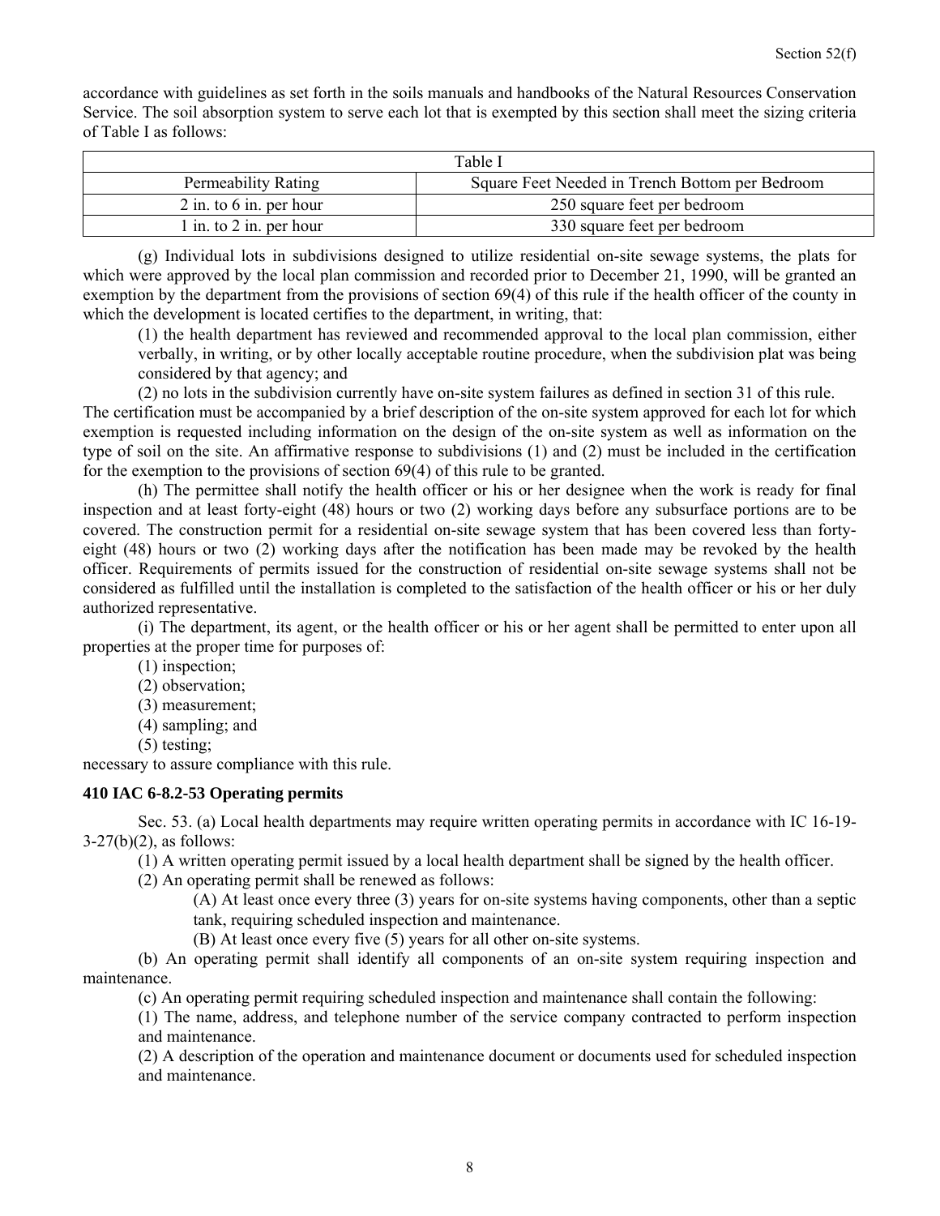accordance with guidelines as set forth in the soils manuals and handbooks of the Natural Resources Conservation Service. The soil absorption system to serve each lot that is exempted by this section shall meet the sizing criteria of Table I as follows:

| Table I | |
|---|---|
| Permeability Rating | Square Feet Needed in Trench Bottom per Bedroom |
| 2 in. to 6 in. per hour | 250 square feet per bedroom |
| 1 in. to 2 in. per hour | 330 square feet per bedroom |

(g) Individual lots in subdivisions designed to utilize residential on-site sewage systems, the plats for which were approved by the local plan commission and recorded prior to December 21, 1990, will be granted an exemption by the department from the provisions of section 69(4) of this rule if the health officer of the county in which the development is located certifies to the department, in writing, that:

(1) the health department has reviewed and recommended approval to the local plan commission, either verbally, in writing, or by other locally acceptable routine procedure, when the subdivision plat was being considered by that agency; and

(2) no lots in the subdivision currently have on-site system failures as defined in section 31 of this rule.

The certification must be accompanied by a brief description of the on-site system approved for each lot for which exemption is requested including information on the design of the on-site system as well as information on the type of soil on the site. An affirmative response to subdivisions (1) and (2) must be included in the certification for the exemption to the provisions of section 69(4) of this rule to be granted.

(h) The permittee shall notify the health officer or his or her designee when the work is ready for final inspection and at least forty-eight (48) hours or two (2) working days before any subsurface portions are to be covered. The construction permit for a residential on-site sewage system that has been covered less than forty-eight (48) hours or two (2) working days after the notification has been made may be revoked by the health officer. Requirements of permits issued for the construction of residential on-site sewage systems shall not be considered as fulfilled until the installation is completed to the satisfaction of the health officer or his or her duly authorized representative.

(i) The department, its agent, or the health officer or his or her agent shall be permitted to enter upon all properties at the proper time for purposes of:

(1) inspection;
(2) observation;
(3) measurement;
(4) sampling; and
(5) testing;

necessary to assure compliance with this rule.

### 410 IAC 6-8.2-53 Operating permits

Sec. 53. (a) Local health departments may require written operating permits in accordance with IC 16-19-3-27(b)(2), as follows:

(1) A written operating permit issued by a local health department shall be signed by the health officer.

(2) An operating permit shall be renewed as follows:

(A) At least once every three (3) years for on-site systems having components, other than a septic tank, requiring scheduled inspection and maintenance.

(B) At least once every five (5) years for all other on-site systems.

(b) An operating permit shall identify all components of an on-site system requiring inspection and maintenance.

(c) An operating permit requiring scheduled inspection and maintenance shall contain the following:

(1) The name, address, and telephone number of the service company contracted to perform inspection and maintenance.

(2) A description of the operation and maintenance document or documents used for scheduled inspection and maintenance.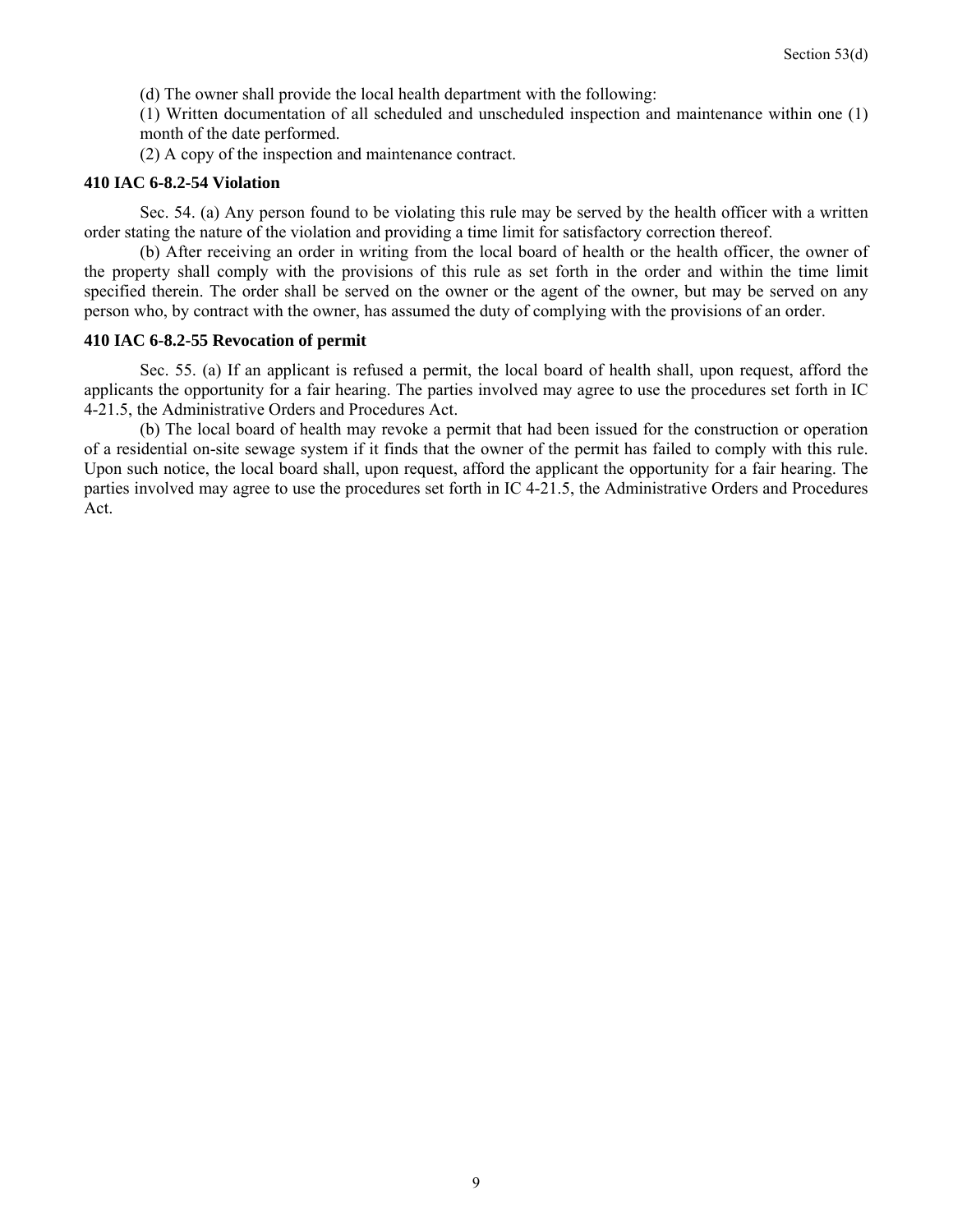(d) The owner shall provide the local health department with the following:

(1) Written documentation of all scheduled and unscheduled inspection and maintenance within one (1) month of the date performed.

(2) A copy of the inspection and maintenance contract.

**410 IAC 6-8.2-54 Violation**

Sec. 54. (a) Any person found to be violating this rule may be served by the health officer with a written order stating the nature of the violation and providing a time limit for satisfactory correction thereof.

(b) After receiving an order in writing from the local board of health or the health officer, the owner of the property shall comply with the provisions of this rule as set forth in the order and within the time limit specified therein. The order shall be served on the owner or the agent of the owner, but may be served on any person who, by contract with the owner, has assumed the duty of complying with the provisions of an order.

**410 IAC 6-8.2-55 Revocation of permit**

Sec. 55. (a) If an applicant is refused a permit, the local board of health shall, upon request, afford the applicants the opportunity for a fair hearing. The parties involved may agree to use the procedures set forth in IC 4-21.5, the Administrative Orders and Procedures Act.

(b) The local board of health may revoke a permit that had been issued for the construction or operation of a residential on-site sewage system if it finds that the owner of the permit has failed to comply with this rule. Upon such notice, the local board shall, upon request, afford the applicant the opportunity for a fair hearing. The parties involved may agree to use the procedures set forth in IC 4-21.5, the Administrative Orders and Procedures Act.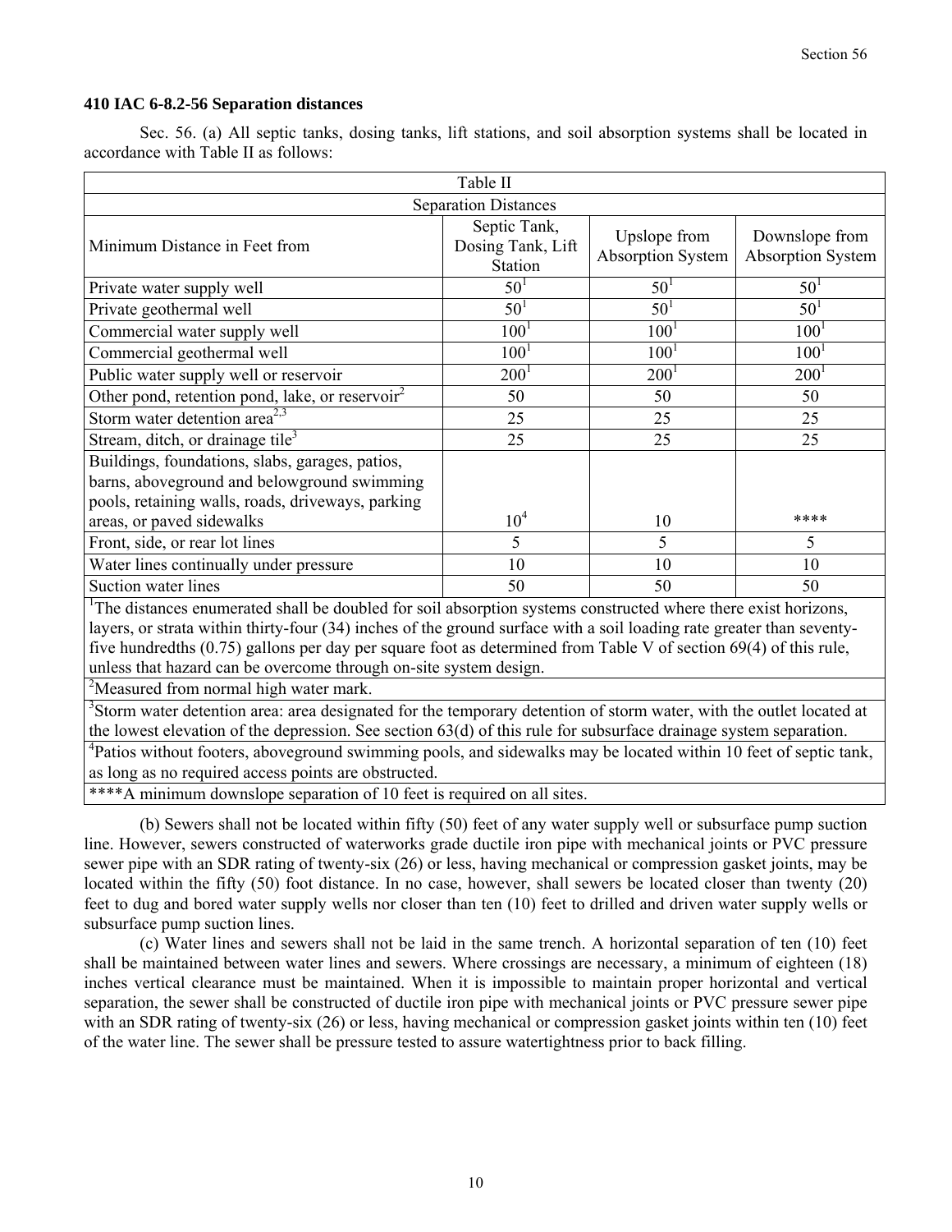### 410 IAC 6-8.2-56 Separation distances

Sec. 56. (a) All septic tanks, dosing tanks, lift stations, and soil absorption systems shall be located in accordance with Table II as follows:

| Table II | | | |
|---|---|---|---|
| Separation Distances | | | |
| Minimum Distance in Feet from | Septic Tank, Dosing Tank, Lift Station | Upslope from Absorption System | Downslope from Absorption System |
| Private water supply well | 50[1] | 50[1] | 50[1] |
| Private geothermal well | 50[1] | 50[1] | 50[1] |
| Commercial water supply well | 100[1] | 100[1] | 100[1] |
| Commercial geothermal well | 100[1] | 100[1] | 100[1] |
| Public water supply well or reservoir | 200[1] | 200[1] | 200[1] |
| Other pond, retention pond, lake, or reservoir[2] | 50 | 50 | 50 |
| Storm water detention area[2,3] | 25 | 25 | 25 |
| Stream, ditch, or drainage tile[3] | 25 | 25 | 25 |
| Buildings, foundations, slabs, garages, patios, barns, aboveground and belowground swimming pools, retaining walls, roads, driveways, parking areas, or paved sidewalks | 10[4] | 10 | **** |
| Front, side, or rear lot lines | 5 | 5 | 5 |
| Water lines continually under pressure | 10 | 10 | 10 |
| Suction water lines | 50 | 50 | 50 |

[1]The distances enumerated shall be doubled for soil absorption systems constructed where there exist horizons, layers, or strata within thirty-four (34) inches of the ground surface with a soil loading rate greater than seventy-five hundredths (0.75) gallons per day per square foot as determined from Table V of section 69(4) of this rule, unless that hazard can be overcome through on-site system design.

[2]Measured from normal high water mark.

[3]Storm water detention area: area designated for the temporary detention of storm water, with the outlet located at the lowest elevation of the depression. See section 63(d) of this rule for subsurface drainage system separation.

[4]Patios without footers, aboveground swimming pools, and sidewalks may be located within 10 feet of septic tank, as long as no required access points are obstructed.

****A minimum downslope separation of 10 feet is required on all sites.

(b) Sewers shall not be located within fifty (50) feet of any water supply well or subsurface pump suction line. However, sewers constructed of waterworks grade ductile iron pipe with mechanical joints or PVC pressure sewer pipe with an SDR rating of twenty-six (26) or less, having mechanical or compression gasket joints, may be located within the fifty (50) foot distance. In no case, however, shall sewers be located closer than twenty (20) feet to dug and bored water supply wells nor closer than ten (10) feet to drilled and driven water supply wells or subsurface pump suction lines.

(c) Water lines and sewers shall not be laid in the same trench. A horizontal separation of ten (10) feet shall be maintained between water lines and sewers. Where crossings are necessary, a minimum of eighteen (18) inches vertical clearance must be maintained. When it is impossible to maintain proper horizontal and vertical separation, the sewer shall be constructed of ductile iron pipe with mechanical joints or PVC pressure sewer pipe with an SDR rating of twenty-six (26) or less, having mechanical or compression gasket joints within ten (10) feet of the water line. The sewer shall be pressure tested to assure watertightness prior to back filling.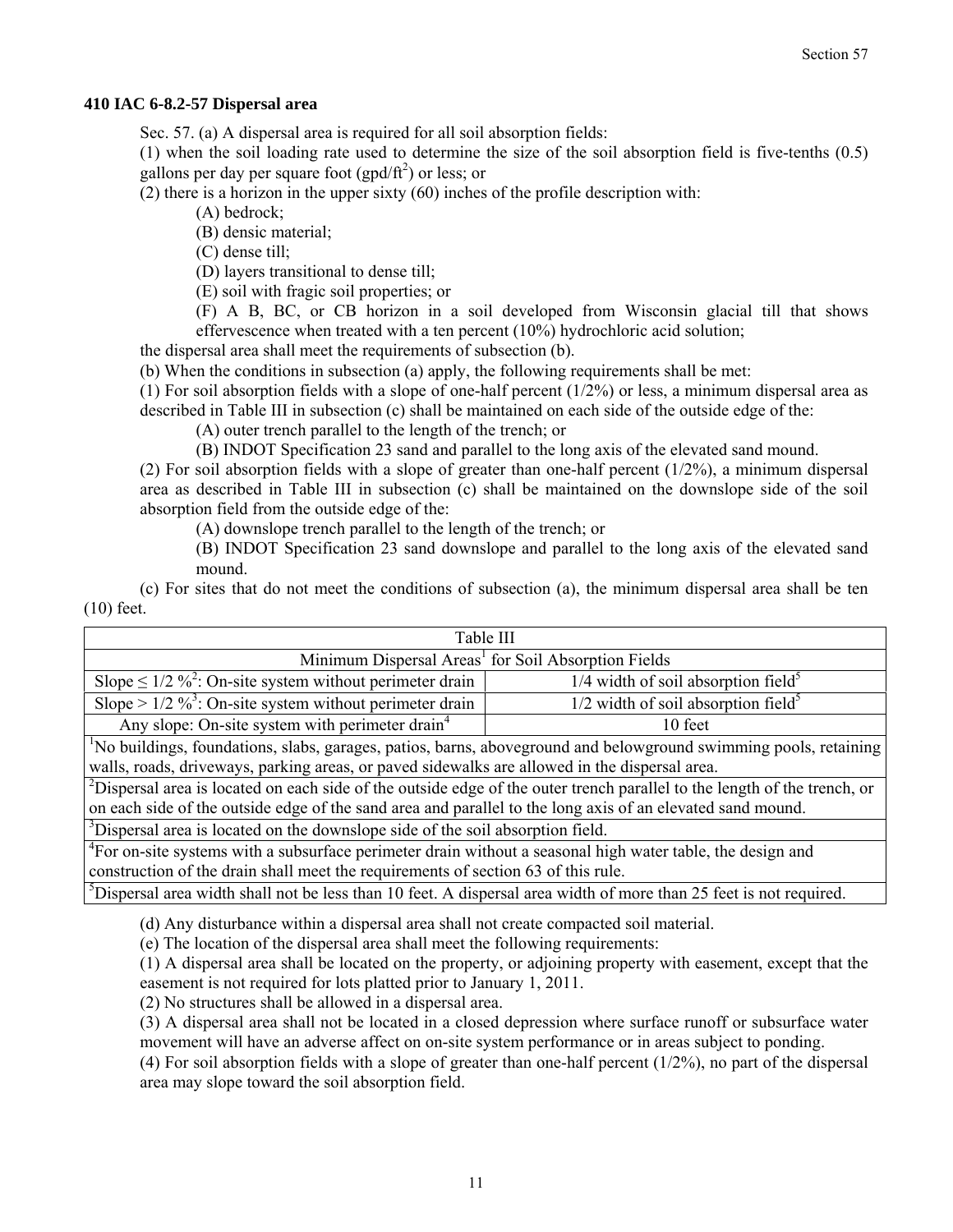## 410 IAC 6-8.2-57 Dispersal area

Sec. 57. (a) A dispersal area is required for all soil absorption fields:

(1) when the soil loading rate used to determine the size of the soil absorption field is five-tenths (0.5) gallons per day per square foot ($gpd/ft^2$) or less; or

(2) there is a horizon in the upper sixty (60) inches of the profile description with:

- (A) bedrock;
- (B) densic material;
- (C) dense till;
- (D) layers transitional to dense till;
- (E) soil with fragic soil properties; or
- (F) A B, BC, or CB horizon in a soil developed from Wisconsin glacial till that shows effervescence when treated with a ten percent (10%) hydrochloric acid solution;

the dispersal area shall meet the requirements of subsection (b).

(b) When the conditions in subsection (a) apply, the following requirements shall be met:

(1) For soil absorption fields with a slope of one-half percent (1/2%) or less, a minimum dispersal area as described in Table III in subsection (c) shall be maintained on each side of the outside edge of the:

- (A) outer trench parallel to the length of the trench; or
- (B) INDOT Specification 23 sand and parallel to the long axis of the elevated sand mound.

(2) For soil absorption fields with a slope of greater than one-half percent (1/2%), a minimum dispersal area as described in Table III in subsection (c) shall be maintained on the downslope side of the soil absorption field from the outside edge of the:

- (A) downslope trench parallel to the length of the trench; or
- (B) INDOT Specification 23 sand downslope and parallel to the long axis of the elevated sand mound.

(c) For sites that do not meet the conditions of subsection (a), the minimum dispersal area shall be ten (10) feet.

| Table III | |
|---|---|
| Minimum Dispersal Areas[1] for Soil Absorption Fields | |
| Slope ≤ 1/2 %[2]: On-site system without perimeter drain | 1/4 width of soil absorption field[5] |
| Slope > 1/2 %[3]: On-site system without perimeter drain | 1/2 width of soil absorption field[5] |
| Any slope: On-site system with perimeter drain[4] | 10 feet |

[1]No buildings, foundations, slabs, garages, patios, barns, aboveground and belowground swimming pools, retaining walls, roads, driveways, parking areas, or paved sidewalks are allowed in the dispersal area.

[2]Dispersal area is located on each side of the outside edge of the outer trench parallel to the length of the trench, or on each side of the outside edge of the sand area and parallel to the long axis of an elevated sand mound.

[3]Dispersal area is located on the downslope side of the soil absorption field.

[4]For on-site systems with a subsurface perimeter drain without a seasonal high water table, the design and construction of the drain shall meet the requirements of section 63 of this rule.

[5]Dispersal area width shall not be less than 10 feet. A dispersal area width of more than 25 feet is not required.

(d) Any disturbance within a dispersal area shall not create compacted soil material.

(e) The location of the dispersal area shall meet the following requirements:

(1) A dispersal area shall be located on the property, or adjoining property with easement, except that the easement is not required for lots platted prior to January 1, 2011.

(2) No structures shall be allowed in a dispersal area.

(3) A dispersal area shall not be located in a closed depression where surface runoff or subsurface water movement will have an adverse affect on on-site system performance or in areas subject to ponding.

(4) For soil absorption fields with a slope of greater than one-half percent (1/2%), no part of the dispersal area may slope toward the soil absorption field.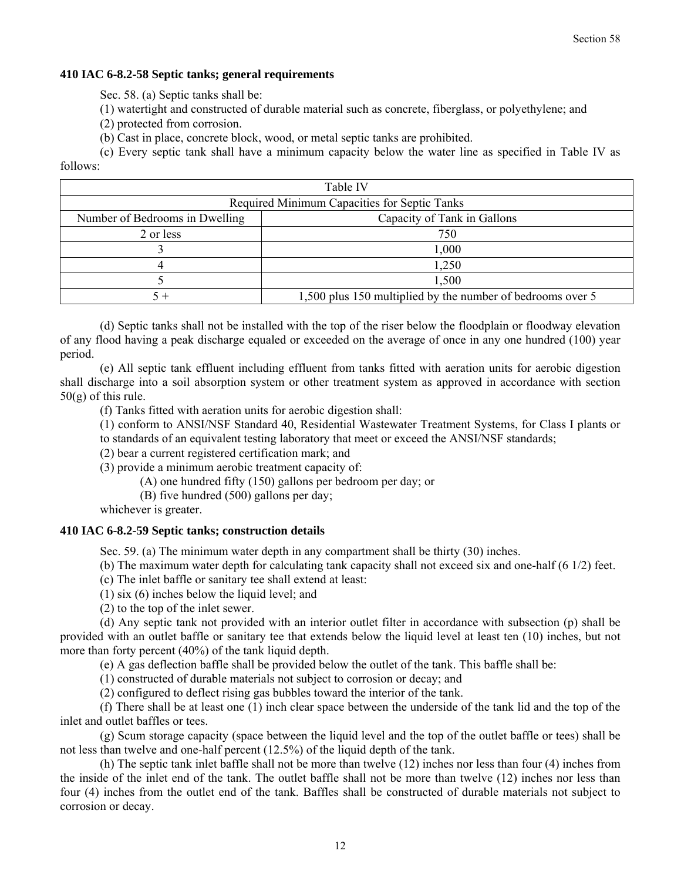### 410 IAC 6-8.2-58 Septic tanks; general requirements

Sec. 58. (a) Septic tanks shall be:

(1) watertight and constructed of durable material such as concrete, fiberglass, or polyethylene; and

(2) protected from corrosion.

(b) Cast in place, concrete block, wood, or metal septic tanks are prohibited.

(c) Every septic tank shall have a minimum capacity below the water line as specified in Table IV as follows:

| Table IV | |
|---|---|
| Required Minimum Capacities for Septic Tanks | |
| Number of Bedrooms in Dwelling | Capacity of Tank in Gallons |
| 2 or less | 750 |
| 3 | 1,000 |
| 4 | 1,250 |
| 5 | 1,500 |
| 5 + | 1,500 plus 150 multiplied by the number of bedrooms over 5 |

(d) Septic tanks shall not be installed with the top of the riser below the floodplain or floodway elevation of any flood having a peak discharge equaled or exceeded on the average of once in any one hundred (100) year period.

(e) All septic tank effluent including effluent from tanks fitted with aeration units for aerobic digestion shall discharge into a soil absorption system or other treatment system as approved in accordance with section 50(g) of this rule.

(f) Tanks fitted with aeration units for aerobic digestion shall:

(1) conform to ANSI/NSF Standard 40, Residential Wastewater Treatment Systems, for Class I plants or to standards of an equivalent testing laboratory that meet or exceed the ANSI/NSF standards;

(2) bear a current registered certification mark; and

(3) provide a minimum aerobic treatment capacity of:

(A) one hundred fifty (150) gallons per bedroom per day; or

(B) five hundred (500) gallons per day;

whichever is greater.

### 410 IAC 6-8.2-59 Septic tanks; construction details

Sec. 59. (a) The minimum water depth in any compartment shall be thirty (30) inches.

(b) The maximum water depth for calculating tank capacity shall not exceed six and one-half (6 1/2) feet.

(c) The inlet baffle or sanitary tee shall extend at least:

(1) six (6) inches below the liquid level; and

(2) to the top of the inlet sewer.

(d) Any septic tank not provided with an interior outlet filter in accordance with subsection (p) shall be provided with an outlet baffle or sanitary tee that extends below the liquid level at least ten (10) inches, but not more than forty percent (40%) of the tank liquid depth.

(e) A gas deflection baffle shall be provided below the outlet of the tank. This baffle shall be:

(1) constructed of durable materials not subject to corrosion or decay; and

(2) configured to deflect rising gas bubbles toward the interior of the tank.

(f) There shall be at least one (1) inch clear space between the underside of the tank lid and the top of the inlet and outlet baffles or tees.

(g) Scum storage capacity (space between the liquid level and the top of the outlet baffle or tees) shall be not less than twelve and one-half percent (12.5%) of the liquid depth of the tank.

(h) The septic tank inlet baffle shall not be more than twelve (12) inches nor less than four (4) inches from the inside of the inlet end of the tank. The outlet baffle shall not be more than twelve (12) inches nor less than four (4) inches from the outlet end of the tank. Baffles shall be constructed of durable materials not subject to corrosion or decay.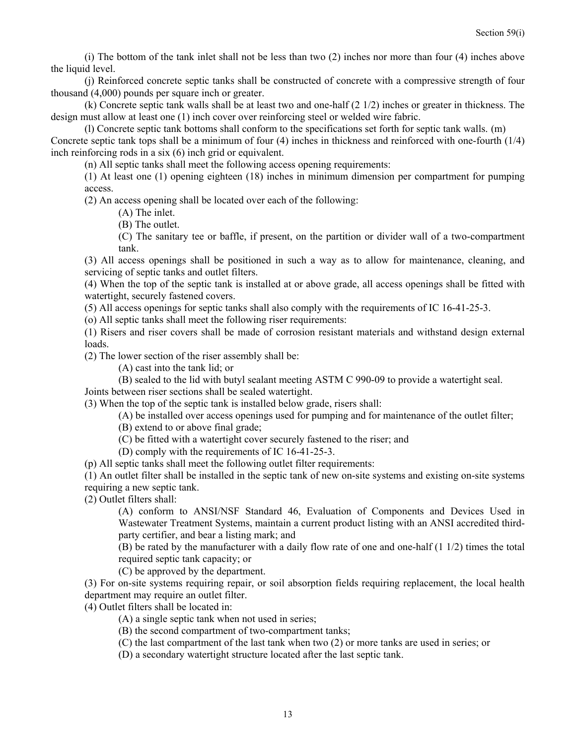(i) The bottom of the tank inlet shall not be less than two (2) inches nor more than four (4) inches above the liquid level.

(j) Reinforced concrete septic tanks shall be constructed of concrete with a compressive strength of four thousand (4,000) pounds per square inch or greater.

(k) Concrete septic tank walls shall be at least two and one-half (2 1/2) inches or greater in thickness. The design must allow at least one (1) inch cover over reinforcing steel or welded wire fabric.

(l) Concrete septic tank bottoms shall conform to the specifications set forth for septic tank walls. (m) Concrete septic tank tops shall be a minimum of four (4) inches in thickness and reinforced with one-fourth (1/4) inch reinforcing rods in a six (6) inch grid or equivalent.

(n) All septic tanks shall meet the following access opening requirements:

(1) At least one (1) opening eighteen (18) inches in minimum dimension per compartment for pumping access.

(2) An access opening shall be located over each of the following:

(A) The inlet.

(B) The outlet.

(C) The sanitary tee or baffle, if present, on the partition or divider wall of a two-compartment tank.

(3) All access openings shall be positioned in such a way as to allow for maintenance, cleaning, and servicing of septic tanks and outlet filters.

(4) When the top of the septic tank is installed at or above grade, all access openings shall be fitted with watertight, securely fastened covers.

(5) All access openings for septic tanks shall also comply with the requirements of IC 16-41-25-3.

(o) All septic tanks shall meet the following riser requirements:

(1) Risers and riser covers shall be made of corrosion resistant materials and withstand design external loads.

(2) The lower section of the riser assembly shall be:

(A) cast into the tank lid; or

(B) sealed to the lid with butyl sealant meeting ASTM C 990-09 to provide a watertight seal.

Joints between riser sections shall be sealed watertight.

(3) When the top of the septic tank is installed below grade, risers shall:

(A) be installed over access openings used for pumping and for maintenance of the outlet filter;

(B) extend to or above final grade;

(C) be fitted with a watertight cover securely fastened to the riser; and

(D) comply with the requirements of IC 16-41-25-3.

(p) All septic tanks shall meet the following outlet filter requirements:

(1) An outlet filter shall be installed in the septic tank of new on-site systems and existing on-site systems requiring a new septic tank.

(2) Outlet filters shall:

(A) conform to ANSI/NSF Standard 46, Evaluation of Components and Devices Used in Wastewater Treatment Systems, maintain a current product listing with an ANSI accredited third-party certifier, and bear a listing mark; and

(B) be rated by the manufacturer with a daily flow rate of one and one-half (1 1/2) times the total required septic tank capacity; or

(C) be approved by the department.

(3) For on-site systems requiring repair, or soil absorption fields requiring replacement, the local health department may require an outlet filter.

(4) Outlet filters shall be located in:

(A) a single septic tank when not used in series;

(B) the second compartment of two-compartment tanks;

(C) the last compartment of the last tank when two (2) or more tanks are used in series; or

(D) a secondary watertight structure located after the last septic tank.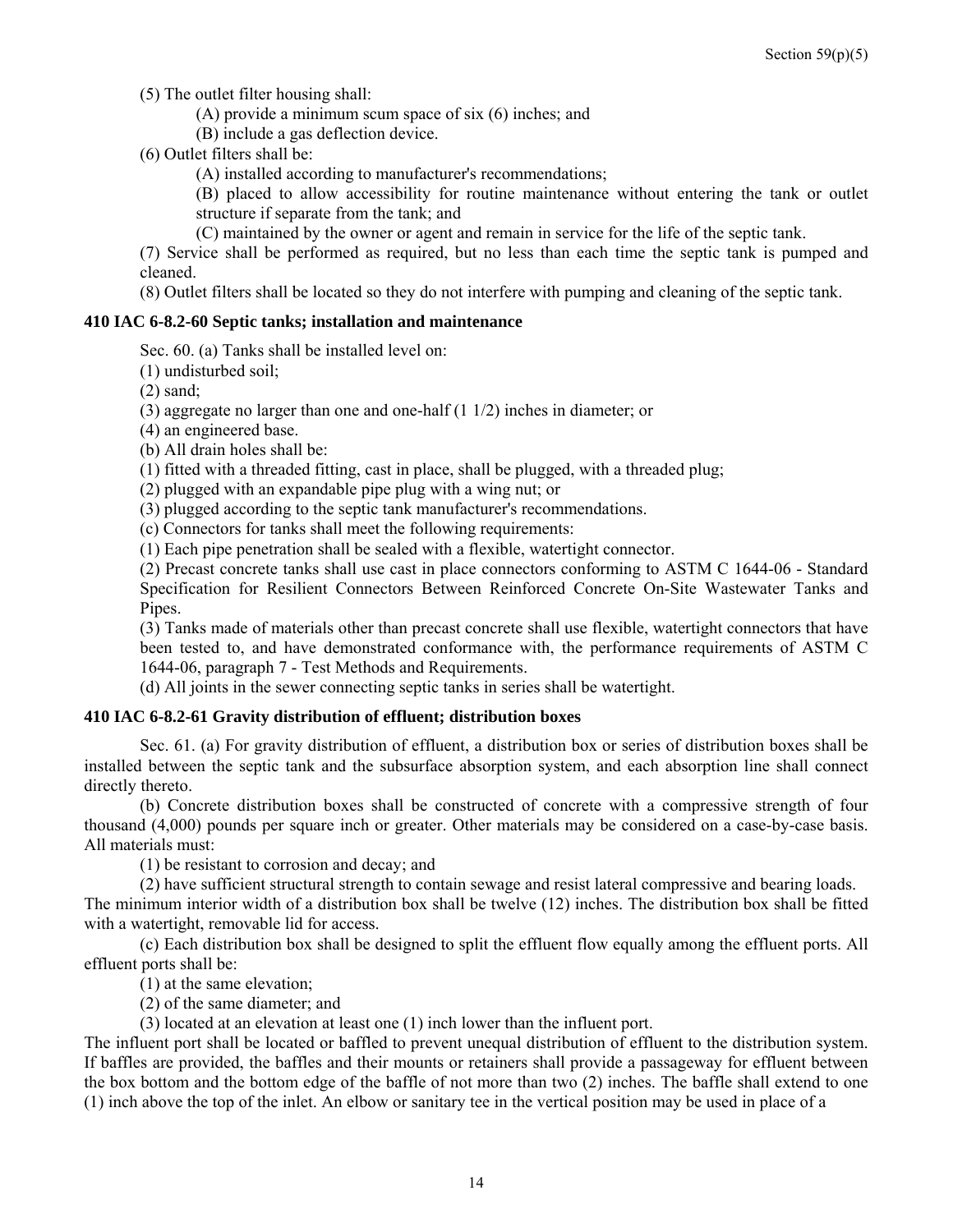(5) The outlet filter housing shall:

(A) provide a minimum scum space of six (6) inches; and

(B) include a gas deflection device.

(6) Outlet filters shall be:

(A) installed according to manufacturer's recommendations;

(B) placed to allow accessibility for routine maintenance without entering the tank or outlet structure if separate from the tank; and

(C) maintained by the owner or agent and remain in service for the life of the septic tank.

(7) Service shall be performed as required, but no less than each time the septic tank is pumped and cleaned.

(8) Outlet filters shall be located so they do not interfere with pumping and cleaning of the septic tank.

### 410 IAC 6-8.2-60 Septic tanks; installation and maintenance

Sec. 60. (a) Tanks shall be installed level on:

(1) undisturbed soil;

(2) sand;

(3) aggregate no larger than one and one-half (1 1/2) inches in diameter; or

(4) an engineered base.

(b) All drain holes shall be:

(1) fitted with a threaded fitting, cast in place, shall be plugged, with a threaded plug;

(2) plugged with an expandable pipe plug with a wing nut; or

(3) plugged according to the septic tank manufacturer's recommendations.

(c) Connectors for tanks shall meet the following requirements:

(1) Each pipe penetration shall be sealed with a flexible, watertight connector.

(2) Precast concrete tanks shall use cast in place connectors conforming to ASTM C 1644-06 - Standard Specification for Resilient Connectors Between Reinforced Concrete On-Site Wastewater Tanks and Pipes.

(3) Tanks made of materials other than precast concrete shall use flexible, watertight connectors that have been tested to, and have demonstrated conformance with, the performance requirements of ASTM C 1644-06, paragraph 7 - Test Methods and Requirements.

(d) All joints in the sewer connecting septic tanks in series shall be watertight.

### 410 IAC 6-8.2-61 Gravity distribution of effluent; distribution boxes

Sec. 61. (a) For gravity distribution of effluent, a distribution box or series of distribution boxes shall be installed between the septic tank and the subsurface absorption system, and each absorption line shall connect directly thereto.

(b) Concrete distribution boxes shall be constructed of concrete with a compressive strength of four thousand (4,000) pounds per square inch or greater. Other materials may be considered on a case-by-case basis. All materials must:

(1) be resistant to corrosion and decay; and

(2) have sufficient structural strength to contain sewage and resist lateral compressive and bearing loads.

The minimum interior width of a distribution box shall be twelve (12) inches. The distribution box shall be fitted with a watertight, removable lid for access.

(c) Each distribution box shall be designed to split the effluent flow equally among the effluent ports. All effluent ports shall be:

(1) at the same elevation;

(2) of the same diameter; and

(3) located at an elevation at least one (1) inch lower than the influent port.

The influent port shall be located or baffled to prevent unequal distribution of effluent to the distribution system. If baffles are provided, the baffles and their mounts or retainers shall provide a passageway for effluent between the box bottom and the bottom edge of the baffle of not more than two (2) inches. The baffle shall extend to one (1) inch above the top of the inlet. An elbow or sanitary tee in the vertical position may be used in place of a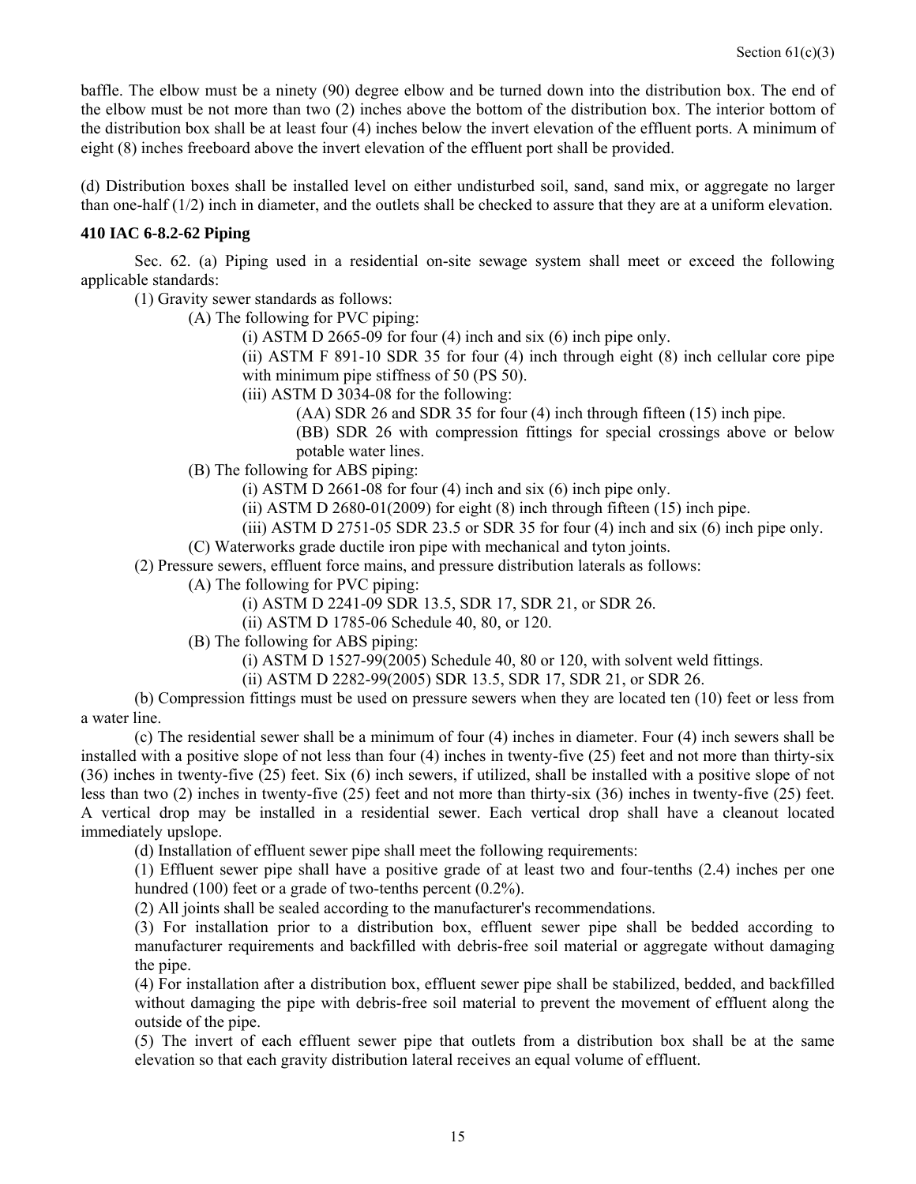baffle. The elbow must be a ninety (90) degree elbow and be turned down into the distribution box. The end of the elbow must be not more than two (2) inches above the bottom of the distribution box. The interior bottom of the distribution box shall be at least four (4) inches below the invert elevation of the effluent ports. A minimum of eight (8) inches freeboard above the invert elevation of the effluent port shall be provided.

(d) Distribution boxes shall be installed level on either undisturbed soil, sand, sand mix, or aggregate no larger than one-half (1/2) inch in diameter, and the outlets shall be checked to assure that they are at a uniform elevation.

**410 IAC 6-8.2-62 Piping**

Sec. 62. (a) Piping used in a residential on-site sewage system shall meet or exceed the following applicable standards:

(1) Gravity sewer standards as follows:

(A) The following for PVC piping:

(i) ASTM D 2665-09 for four (4) inch and six (6) inch pipe only.

(ii) ASTM F 891-10 SDR 35 for four (4) inch through eight (8) inch cellular core pipe with minimum pipe stiffness of 50 (PS 50).

(iii) ASTM D 3034-08 for the following:

(AA) SDR 26 and SDR 35 for four (4) inch through fifteen (15) inch pipe.

(BB) SDR 26 with compression fittings for special crossings above or below potable water lines.

(B) The following for ABS piping:

(i) ASTM D 2661-08 for four (4) inch and six (6) inch pipe only.

(ii) ASTM D 2680-01(2009) for eight (8) inch through fifteen (15) inch pipe.

(iii) ASTM D 2751-05 SDR 23.5 or SDR 35 for four (4) inch and six (6) inch pipe only.

(C) Waterworks grade ductile iron pipe with mechanical and tyton joints.

(2) Pressure sewers, effluent force mains, and pressure distribution laterals as follows:

(A) The following for PVC piping:

(i) ASTM D 2241-09 SDR 13.5, SDR 17, SDR 21, or SDR 26.

(ii) ASTM D 1785-06 Schedule 40, 80, or 120.

(B) The following for ABS piping:

(i) ASTM D 1527-99(2005) Schedule 40, 80 or 120, with solvent weld fittings.

(ii) ASTM D 2282-99(2005) SDR 13.5, SDR 17, SDR 21, or SDR 26.

(b) Compression fittings must be used on pressure sewers when they are located ten (10) feet or less from a water line.

(c) The residential sewer shall be a minimum of four (4) inches in diameter. Four (4) inch sewers shall be installed with a positive slope of not less than four (4) inches in twenty-five (25) feet and not more than thirty-six (36) inches in twenty-five (25) feet. Six (6) inch sewers, if utilized, shall be installed with a positive slope of not less than two (2) inches in twenty-five (25) feet and not more than thirty-six (36) inches in twenty-five (25) feet. A vertical drop may be installed in a residential sewer. Each vertical drop shall have a cleanout located immediately upslope.

(d) Installation of effluent sewer pipe shall meet the following requirements:

(1) Effluent sewer pipe shall have a positive grade of at least two and four-tenths (2.4) inches per one hundred (100) feet or a grade of two-tenths percent (0.2%).

(2) All joints shall be sealed according to the manufacturer's recommendations.

(3) For installation prior to a distribution box, effluent sewer pipe shall be bedded according to manufacturer requirements and backfilled with debris-free soil material or aggregate without damaging the pipe.

(4) For installation after a distribution box, effluent sewer pipe shall be stabilized, bedded, and backfilled without damaging the pipe with debris-free soil material to prevent the movement of effluent along the outside of the pipe.

(5) The invert of each effluent sewer pipe that outlets from a distribution box shall be at the same elevation so that each gravity distribution lateral receives an equal volume of effluent.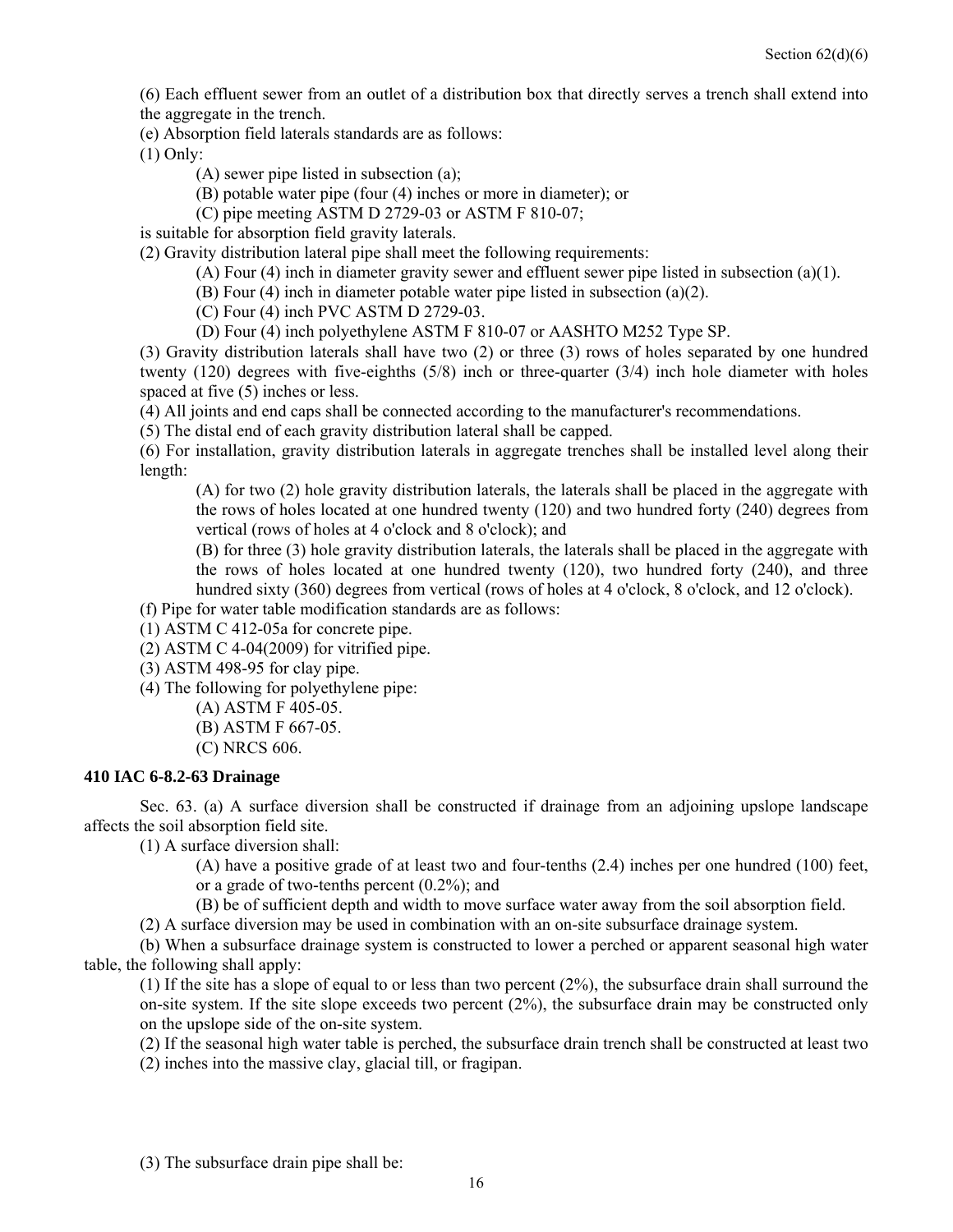(6) Each effluent sewer from an outlet of a distribution box that directly serves a trench shall extend into the aggregate in the trench.

(e) Absorption field laterals standards are as follows:

(1) Only:

(A) sewer pipe listed in subsection (a);

(B) potable water pipe (four (4) inches or more in diameter); or

(C) pipe meeting ASTM D 2729-03 or ASTM F 810-07;

is suitable for absorption field gravity laterals.

(2) Gravity distribution lateral pipe shall meet the following requirements:

(A) Four (4) inch in diameter gravity sewer and effluent sewer pipe listed in subsection (a)(1).

(B) Four (4) inch in diameter potable water pipe listed in subsection (a)(2).

(C) Four (4) inch PVC ASTM D 2729-03.

(D) Four (4) inch polyethylene ASTM F 810-07 or AASHTO M252 Type SP.

(3) Gravity distribution laterals shall have two (2) or three (3) rows of holes separated by one hundred twenty (120) degrees with five-eighths (5/8) inch or three-quarter (3/4) inch hole diameter with holes spaced at five (5) inches or less.

(4) All joints and end caps shall be connected according to the manufacturer's recommendations.

(5) The distal end of each gravity distribution lateral shall be capped.

(6) For installation, gravity distribution laterals in aggregate trenches shall be installed level along their length:

(A) for two (2) hole gravity distribution laterals, the laterals shall be placed in the aggregate with the rows of holes located at one hundred twenty (120) and two hundred forty (240) degrees from vertical (rows of holes at 4 o'clock and 8 o'clock); and

(B) for three (3) hole gravity distribution laterals, the laterals shall be placed in the aggregate with the rows of holes located at one hundred twenty (120), two hundred forty (240), and three hundred sixty (360) degrees from vertical (rows of holes at 4 o'clock, 8 o'clock, and 12 o'clock).

(f) Pipe for water table modification standards are as follows:

(1) ASTM C 412-05a for concrete pipe.

(2) ASTM C 4-04(2009) for vitrified pipe.

(3) ASTM 498-95 for clay pipe.

(4) The following for polyethylene pipe:

(A) ASTM F 405-05.

(B) ASTM F 667-05.

(C) NRCS 606.

**410 IAC 6-8.2-63 Drainage**

Sec. 63. (a) A surface diversion shall be constructed if drainage from an adjoining upslope landscape affects the soil absorption field site.

(1) A surface diversion shall:

(A) have a positive grade of at least two and four-tenths (2.4) inches per one hundred (100) feet, or a grade of two-tenths percent (0.2%); and

(B) be of sufficient depth and width to move surface water away from the soil absorption field.

(2) A surface diversion may be used in combination with an on-site subsurface drainage system.

(b) When a subsurface drainage system is constructed to lower a perched or apparent seasonal high water table, the following shall apply:

(1) If the site has a slope of equal to or less than two percent (2%), the subsurface drain shall surround the on-site system. If the site slope exceeds two percent (2%), the subsurface drain may be constructed only on the upslope side of the on-site system.

(2) If the seasonal high water table is perched, the subsurface drain trench shall be constructed at least two (2) inches into the massive clay, glacial till, or fragipan.

(3) The subsurface drain pipe shall be: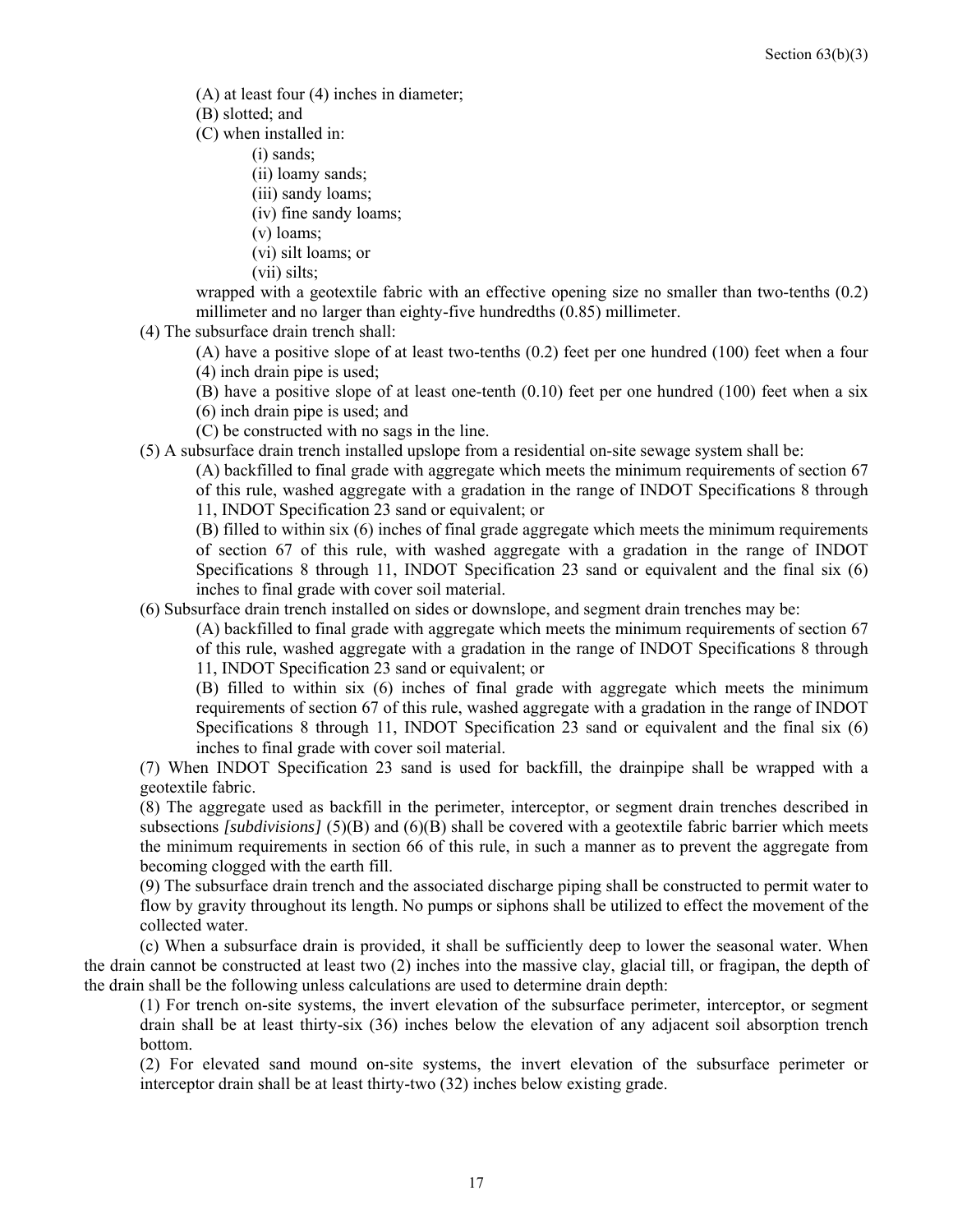(A) at least four (4) inches in diameter;

(B) slotted; and

(C) when installed in:

(i) sands;

(ii) loamy sands;

(iii) sandy loams;

(iv) fine sandy loams;

(v) loams;

(vi) silt loams; or

(vii) silts;

wrapped with a geotextile fabric with an effective opening size no smaller than two-tenths (0.2) millimeter and no larger than eighty-five hundredths (0.85) millimeter.

(4) The subsurface drain trench shall:

(A) have a positive slope of at least two-tenths (0.2) feet per one hundred (100) feet when a four (4) inch drain pipe is used;

(B) have a positive slope of at least one-tenth (0.10) feet per one hundred (100) feet when a six (6) inch drain pipe is used; and

(C) be constructed with no sags in the line.

(5) A subsurface drain trench installed upslope from a residential on-site sewage system shall be:

(A) backfilled to final grade with aggregate which meets the minimum requirements of section 67 of this rule, washed aggregate with a gradation in the range of INDOT Specifications 8 through 11, INDOT Specification 23 sand or equivalent; or

(B) filled to within six (6) inches of final grade aggregate which meets the minimum requirements of section 67 of this rule, with washed aggregate with a gradation in the range of INDOT Specifications 8 through 11, INDOT Specification 23 sand or equivalent and the final six (6) inches to final grade with cover soil material.

(6) Subsurface drain trench installed on sides or downslope, and segment drain trenches may be:

(A) backfilled to final grade with aggregate which meets the minimum requirements of section 67 of this rule, washed aggregate with a gradation in the range of INDOT Specifications 8 through 11, INDOT Specification 23 sand or equivalent; or

(B) filled to within six (6) inches of final grade with aggregate which meets the minimum requirements of section 67 of this rule, washed aggregate with a gradation in the range of INDOT Specifications 8 through 11, INDOT Specification 23 sand or equivalent and the final six (6) inches to final grade with cover soil material.

(7) When INDOT Specification 23 sand is used for backfill, the drainpipe shall be wrapped with a geotextile fabric.

(8) The aggregate used as backfill in the perimeter, interceptor, or segment drain trenches described in subsections *[subdivisions]* (5)(B) and (6)(B) shall be covered with a geotextile fabric barrier which meets the minimum requirements in section 66 of this rule, in such a manner as to prevent the aggregate from becoming clogged with the earth fill.

(9) The subsurface drain trench and the associated discharge piping shall be constructed to permit water to flow by gravity throughout its length. No pumps or siphons shall be utilized to effect the movement of the collected water.

(c) When a subsurface drain is provided, it shall be sufficiently deep to lower the seasonal water. When the drain cannot be constructed at least two (2) inches into the massive clay, glacial till, or fragipan, the depth of the drain shall be the following unless calculations are used to determine drain depth:

(1) For trench on-site systems, the invert elevation of the subsurface perimeter, interceptor, or segment drain shall be at least thirty-six (36) inches below the elevation of any adjacent soil absorption trench bottom.

(2) For elevated sand mound on-site systems, the invert elevation of the subsurface perimeter or interceptor drain shall be at least thirty-two (32) inches below existing grade.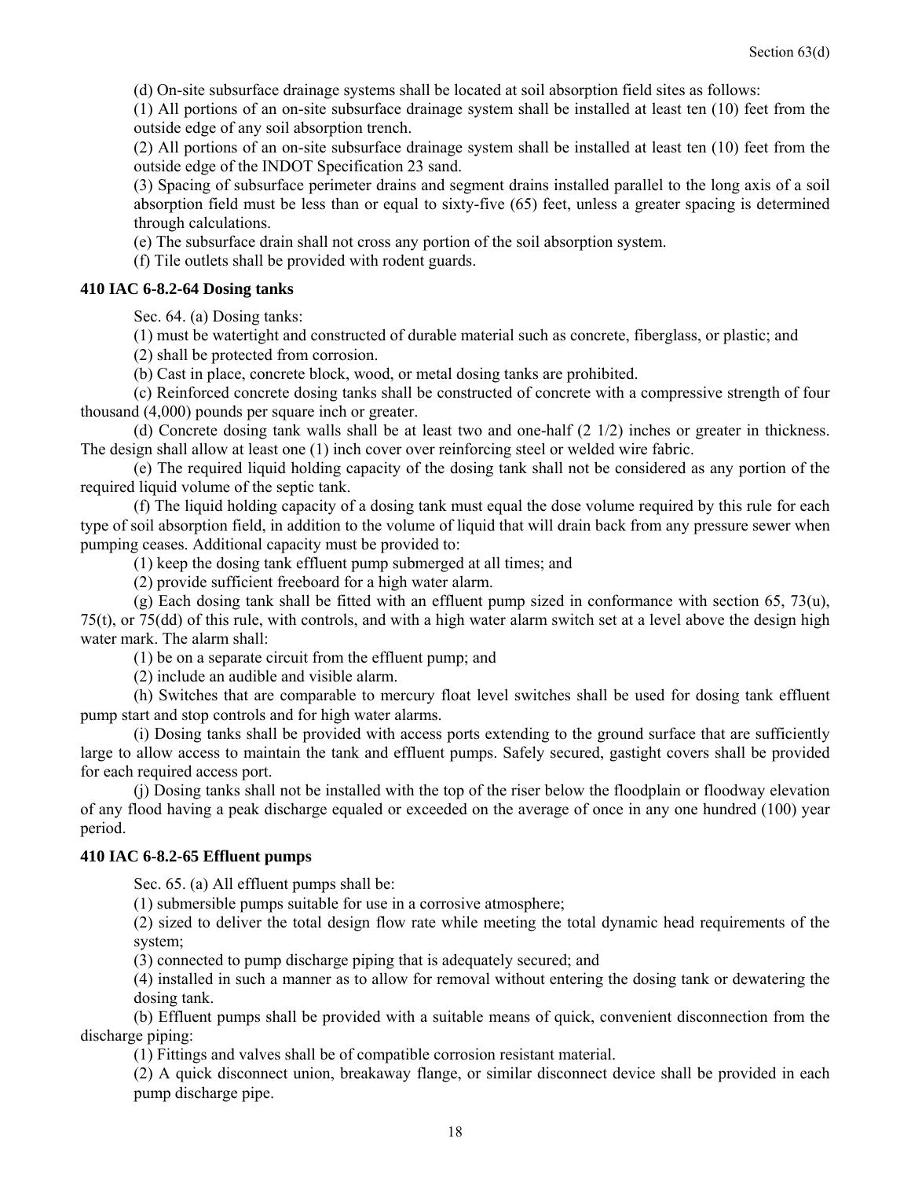(d) On-site subsurface drainage systems shall be located at soil absorption field sites as follows:

(1) All portions of an on-site subsurface drainage system shall be installed at least ten (10) feet from the outside edge of any soil absorption trench.

(2) All portions of an on-site subsurface drainage system shall be installed at least ten (10) feet from the outside edge of the INDOT Specification 23 sand.

(3) Spacing of subsurface perimeter drains and segment drains installed parallel to the long axis of a soil absorption field must be less than or equal to sixty-five (65) feet, unless a greater spacing is determined through calculations.

(e) The subsurface drain shall not cross any portion of the soil absorption system.

(f) Tile outlets shall be provided with rodent guards.

### 410 IAC 6-8.2-64 Dosing tanks

Sec. 64. (a) Dosing tanks:

(1) must be watertight and constructed of durable material such as concrete, fiberglass, or plastic; and

(2) shall be protected from corrosion.

(b) Cast in place, concrete block, wood, or metal dosing tanks are prohibited.

(c) Reinforced concrete dosing tanks shall be constructed of concrete with a compressive strength of four thousand (4,000) pounds per square inch or greater.

(d) Concrete dosing tank walls shall be at least two and one-half (2 1/2) inches or greater in thickness. The design shall allow at least one (1) inch cover over reinforcing steel or welded wire fabric.

(e) The required liquid holding capacity of the dosing tank shall not be considered as any portion of the required liquid volume of the septic tank.

(f) The liquid holding capacity of a dosing tank must equal the dose volume required by this rule for each type of soil absorption field, in addition to the volume of liquid that will drain back from any pressure sewer when pumping ceases. Additional capacity must be provided to:

(1) keep the dosing tank effluent pump submerged at all times; and

(2) provide sufficient freeboard for a high water alarm.

(g) Each dosing tank shall be fitted with an effluent pump sized in conformance with section 65, 73(u), 75(t), or 75(dd) of this rule, with controls, and with a high water alarm switch set at a level above the design high water mark. The alarm shall:

(1) be on a separate circuit from the effluent pump; and

(2) include an audible and visible alarm.

(h) Switches that are comparable to mercury float level switches shall be used for dosing tank effluent pump start and stop controls and for high water alarms.

(i) Dosing tanks shall be provided with access ports extending to the ground surface that are sufficiently large to allow access to maintain the tank and effluent pumps. Safely secured, gastight covers shall be provided for each required access port.

(j) Dosing tanks shall not be installed with the top of the riser below the floodplain or floodway elevation of any flood having a peak discharge equaled or exceeded on the average of once in any one hundred (100) year period.

### 410 IAC 6-8.2-65 Effluent pumps

Sec. 65. (a) All effluent pumps shall be:

(1) submersible pumps suitable for use in a corrosive atmosphere;

(2) sized to deliver the total design flow rate while meeting the total dynamic head requirements of the system;

(3) connected to pump discharge piping that is adequately secured; and

(4) installed in such a manner as to allow for removal without entering the dosing tank or dewatering the dosing tank.

(b) Effluent pumps shall be provided with a suitable means of quick, convenient disconnection from the discharge piping:

(1) Fittings and valves shall be of compatible corrosion resistant material.

(2) A quick disconnect union, breakaway flange, or similar disconnect device shall be provided in each pump discharge pipe.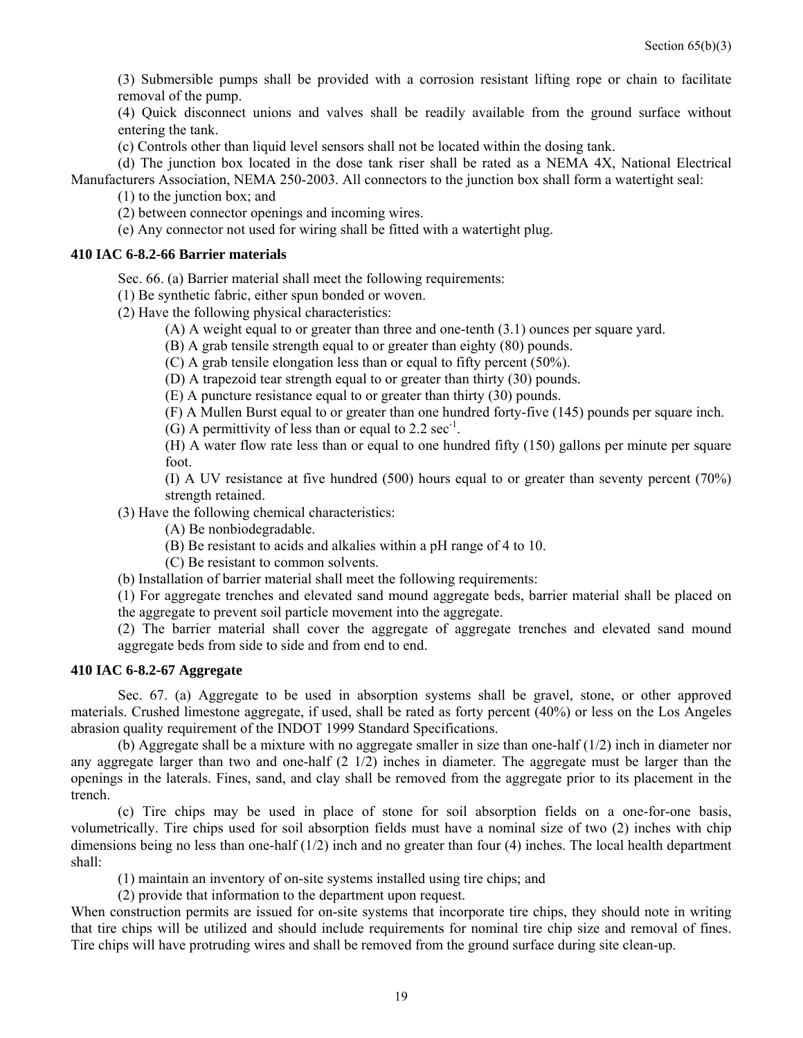(3) Submersible pumps shall be provided with a corrosion resistant lifting rope or chain to facilitate removal of the pump.

(4) Quick disconnect unions and valves shall be readily available from the ground surface without entering the tank.

(c) Controls other than liquid level sensors shall not be located within the dosing tank.

(d) The junction box located in the dose tank riser shall be rated as a NEMA 4X, National Electrical Manufacturers Association, NEMA 250-2003. All connectors to the junction box shall form a watertight seal:

(1) to the junction box; and

(2) between connector openings and incoming wires.

(e) Any connector not used for wiring shall be fitted with a watertight plug.

**410 IAC 6-8.2-66 Barrier materials**

Sec. 66. (a) Barrier material shall meet the following requirements:

(1) Be synthetic fabric, either spun bonded or woven.

(2) Have the following physical characteristics:

(A) A weight equal to or greater than three and one-tenth (3.1) ounces per square yard.

(B) A grab tensile strength equal to or greater than eighty (80) pounds.

(C) A grab tensile elongation less than or equal to fifty percent (50%).

(D) A trapezoid tear strength equal to or greater than thirty (30) pounds.

(E) A puncture resistance equal to or greater than thirty (30) pounds.

(F) A Mullen Burst equal to or greater than one hundred forty-five (145) pounds per square inch.

(G) A permittivity of less than or equal to 2.2 $sec^{-1}$.

(H) A water flow rate less than or equal to one hundred fifty (150) gallons per minute per square foot.

(I) A UV resistance at five hundred (500) hours equal to or greater than seventy percent (70%) strength retained.

(3) Have the following chemical characteristics:

(A) Be nonbiodegradable.

(B) Be resistant to acids and alkalies within a pH range of 4 to 10.

(C) Be resistant to common solvents.

(b) Installation of barrier material shall meet the following requirements:

(1) For aggregate trenches and elevated sand mound aggregate beds, barrier material shall be placed on the aggregate to prevent soil particle movement into the aggregate.

(2) The barrier material shall cover the aggregate of aggregate trenches and elevated sand mound aggregate beds from side to side and from end to end.

**410 IAC 6-8.2-67 Aggregate**

Sec. 67. (a) Aggregate to be used in absorption systems shall be gravel, stone, or other approved materials. Crushed limestone aggregate, if used, shall be rated as forty percent (40%) or less on the Los Angeles abrasion quality requirement of the INDOT 1999 Standard Specifications.

(b) Aggregate shall be a mixture with no aggregate smaller in size than one-half (1/2) inch in diameter nor any aggregate larger than two and one-half (2 1/2) inches in diameter. The aggregate must be larger than the openings in the laterals. Fines, sand, and clay shall be removed from the aggregate prior to its placement in the trench.

(c) Tire chips may be used in place of stone for soil absorption fields on a one-for-one basis, volumetrically. Tire chips used for soil absorption fields must have a nominal size of two (2) inches with chip dimensions being no less than one-half (1/2) inch and no greater than four (4) inches. The local health department shall:

(1) maintain an inventory of on-site systems installed using tire chips; and

(2) provide that information to the department upon request.

When construction permits are issued for on-site systems that incorporate tire chips, they should note in writing that tire chips will be utilized and should include requirements for nominal tire chip size and removal of fines. Tire chips will have protruding wires and shall be removed from the ground surface during site clean-up.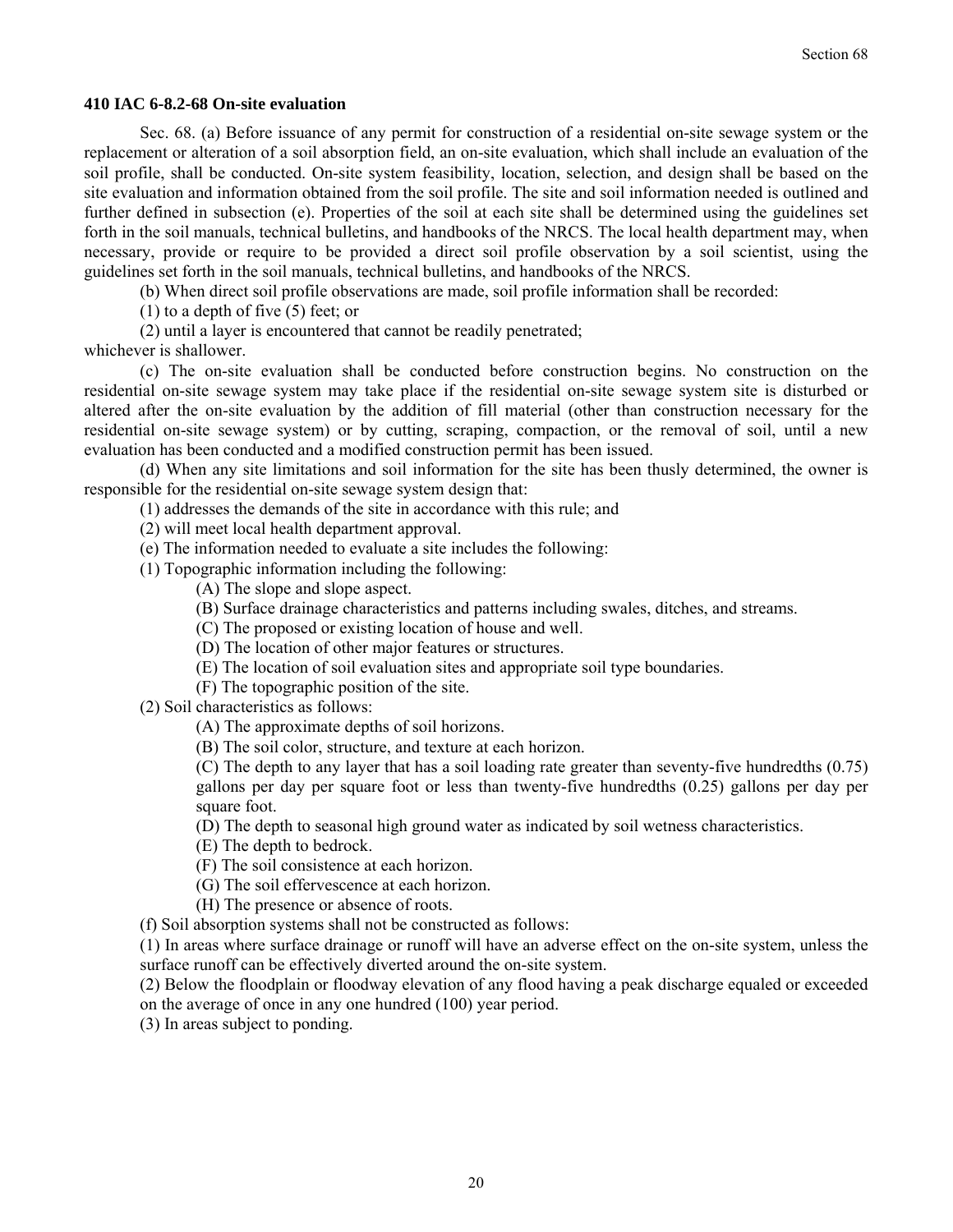**410 IAC 6-8.2-68 On-site evaluation**

Sec. 68. (a) Before issuance of any permit for construction of a residential on-site sewage system or the replacement or alteration of a soil absorption field, an on-site evaluation, which shall include an evaluation of the soil profile, shall be conducted. On-site system feasibility, location, selection, and design shall be based on the site evaluation and information obtained from the soil profile. The site and soil information needed is outlined and further defined in subsection (e). Properties of the soil at each site shall be determined using the guidelines set forth in the soil manuals, technical bulletins, and handbooks of the NRCS. The local health department may, when necessary, provide or require to be provided a direct soil profile observation by a soil scientist, using the guidelines set forth in the soil manuals, technical bulletins, and handbooks of the NRCS.

(b) When direct soil profile observations are made, soil profile information shall be recorded:

(1) to a depth of five (5) feet; or

(2) until a layer is encountered that cannot be readily penetrated;

whichever is shallower.

(c) The on-site evaluation shall be conducted before construction begins. No construction on the residential on-site sewage system may take place if the residential on-site sewage system site is disturbed or altered after the on-site evaluation by the addition of fill material (other than construction necessary for the residential on-site sewage system) or by cutting, scraping, compaction, or the removal of soil, until a new evaluation has been conducted and a modified construction permit has been issued.

(d) When any site limitations and soil information for the site has been thusly determined, the owner is responsible for the residential on-site sewage system design that:

(1) addresses the demands of the site in accordance with this rule; and

(2) will meet local health department approval.

(e) The information needed to evaluate a site includes the following:

(1) Topographic information including the following:

(A) The slope and slope aspect.

(B) Surface drainage characteristics and patterns including swales, ditches, and streams.

(C) The proposed or existing location of house and well.

(D) The location of other major features or structures.

(E) The location of soil evaluation sites and appropriate soil type boundaries.

(F) The topographic position of the site.

(2) Soil characteristics as follows:

(A) The approximate depths of soil horizons.

(B) The soil color, structure, and texture at each horizon.

(C) The depth to any layer that has a soil loading rate greater than seventy-five hundredths (0.75) gallons per day per square foot or less than twenty-five hundredths (0.25) gallons per day per square foot.

(D) The depth to seasonal high ground water as indicated by soil wetness characteristics.

(E) The depth to bedrock.

(F) The soil consistence at each horizon.

(G) The soil effervescence at each horizon.

(H) The presence or absence of roots.

(f) Soil absorption systems shall not be constructed as follows:

(1) In areas where surface drainage or runoff will have an adverse effect on the on-site system, unless the surface runoff can be effectively diverted around the on-site system.

(2) Below the floodplain or floodway elevation of any flood having a peak discharge equaled or exceeded on the average of once in any one hundred (100) year period.

(3) In areas subject to ponding.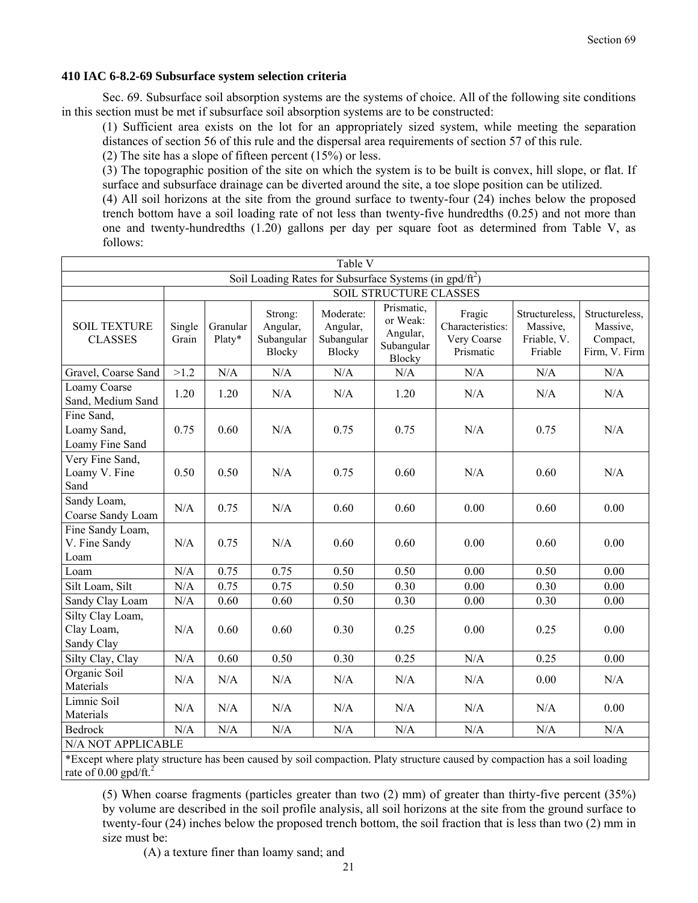### 410 IAC 6-8.2-69 Subsurface system selection criteria

Sec. 69. Subsurface soil absorption systems are the systems of choice. All of the following site conditions in this section must be met if subsurface soil absorption systems are to be constructed:

(1) Sufficient area exists on the lot for an appropriately sized system, while meeting the separation distances of section 56 of this rule and the dispersal area requirements of section 57 of this rule.

(2) The site has a slope of fifteen percent (15%) or less.

(3) The topographic position of the site on which the system is to be built is convex, hill slope, or flat. If surface and subsurface drainage can be diverted around the site, a toe slope position can be utilized.

(4) All soil horizons at the site from the ground surface to twenty-four (24) inches below the proposed trench bottom have a soil loading rate of not less than twenty-five hundredths (0.25) and not more than one and twenty-hundredths (1.20) gallons per day per square foot as determined from Table V, as follows:

| Table V | | | | | | | | |
|---|---|---|---|---|---|---|---|---|
| Soil Loading Rates for Subsurface Systems (in gpd/ft$^2$) | | | | | | | | |
| | SOIL STRUCTURE CLASSES | | | | | | | |
| SOIL TEXTURE CLASSES | Single Grain | Granular Platy* | Strong: Angular, Subangular Blocky | Moderate: Angular, Subangular Blocky | Prismatic, or Weak: Angular, Subangular Blocky | Fragic Characteristics: Very Coarse Prismatic | Structureless, Massive, Friable, V. Friable | Structureless, Massive, Compact, Firm, V. Firm |
| Gravel, Coarse Sand | >1.2 | N/A | N/A | N/A | N/A | N/A | N/A | N/A |
| Loamy Coarse Sand, Medium Sand | 1.20 | 1.20 | N/A | N/A | 1.20 | N/A | N/A | N/A |
| Fine Sand, Loamy Sand, Loamy Fine Sand | 0.75 | 0.60 | N/A | 0.75 | 0.75 | N/A | 0.75 | N/A |
| Very Fine Sand, Loamy V. Fine Sand | 0.50 | 0.50 | N/A | 0.75 | 0.60 | N/A | 0.60 | N/A |
| Sandy Loam, Coarse Sandy Loam | N/A | 0.75 | N/A | 0.60 | 0.60 | 0.00 | 0.60 | 0.00 |
| Fine Sandy Loam, V. Fine Sandy Loam | N/A | 0.75 | N/A | 0.60 | 0.60 | 0.00 | 0.60 | 0.00 |
| Loam | N/A | 0.75 | 0.75 | 0.50 | 0.50 | 0.00 | 0.50 | 0.00 |
| Silt Loam, Silt | N/A | 0.75 | 0.75 | 0.50 | 0.30 | 0.00 | 0.30 | 0.00 |
| Sandy Clay Loam | N/A | 0.60 | 0.60 | 0.50 | 0.30 | 0.00 | 0.30 | 0.00 |
| Silty Clay Loam, Clay Loam, Sandy Clay | N/A | 0.60 | 0.60 | 0.30 | 0.25 | 0.00 | 0.25 | 0.00 |
| Silty Clay, Clay | N/A | 0.60 | 0.50 | 0.30 | 0.25 | N/A | 0.25 | 0.00 |
| Organic Soil Materials | N/A | N/A | N/A | N/A | N/A | N/A | 0.00 | N/A |
| Limnic Soil Materials | N/A | N/A | N/A | N/A | N/A | N/A | N/A | 0.00 |
| Bedrock | N/A | N/A | N/A | N/A | N/A | N/A | N/A | N/A |
| N/A NOT APPLICABLE | | | | | | | | |
| *Except where platy structure has been caused by soil compaction. Platy structure caused by compaction has a soil loading rate of 0.00 gpd/ft.$^2$ | | | | | | | | |

(5) When coarse fragments (particles greater than two (2) mm) of greater than thirty-five percent (35%) by volume are described in the soil profile analysis, all soil horizons at the site from the ground surface to twenty-four (24) inches below the proposed trench bottom, the soil fraction that is less than two (2) mm in size must be:

(A) a texture finer than loamy sand; and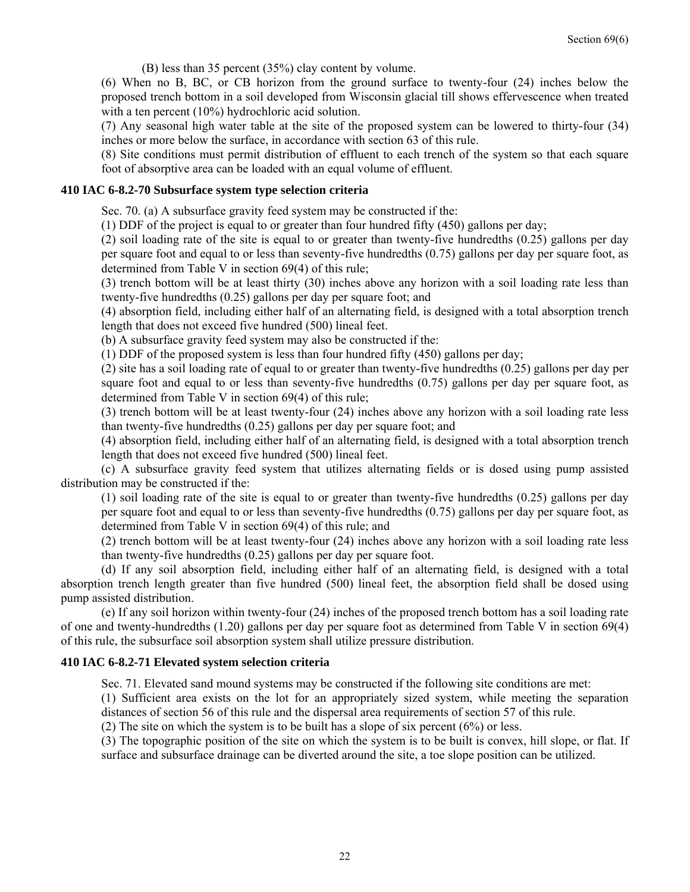(B) less than 35 percent (35%) clay content by volume.

(6) When no B, BC, or CB horizon from the ground surface to twenty-four (24) inches below the proposed trench bottom in a soil developed from Wisconsin glacial till shows effervescence when treated with a ten percent (10%) hydrochloric acid solution.

(7) Any seasonal high water table at the site of the proposed system can be lowered to thirty-four (34) inches or more below the surface, in accordance with section 63 of this rule.

(8) Site conditions must permit distribution of effluent to each trench of the system so that each square foot of absorptive area can be loaded with an equal volume of effluent.

**410 IAC 6-8.2-70 Subsurface system type selection criteria**

Sec. 70. (a) A subsurface gravity feed system may be constructed if the:

(1) DDF of the project is equal to or greater than four hundred fifty (450) gallons per day;

(2) soil loading rate of the site is equal to or greater than twenty-five hundredths (0.25) gallons per day per square foot and equal to or less than seventy-five hundredths (0.75) gallons per day per square foot, as determined from Table V in section 69(4) of this rule;

(3) trench bottom will be at least thirty (30) inches above any horizon with a soil loading rate less than twenty-five hundredths (0.25) gallons per day per square foot; and

(4) absorption field, including either half of an alternating field, is designed with a total absorption trench length that does not exceed five hundred (500) lineal feet.

(b) A subsurface gravity feed system may also be constructed if the:

(1) DDF of the proposed system is less than four hundred fifty (450) gallons per day;

(2) site has a soil loading rate of equal to or greater than twenty-five hundredths (0.25) gallons per day per square foot and equal to or less than seventy-five hundredths (0.75) gallons per day per square foot, as determined from Table V in section 69(4) of this rule;

(3) trench bottom will be at least twenty-four (24) inches above any horizon with a soil loading rate less than twenty-five hundredths (0.25) gallons per day per square foot; and

(4) absorption field, including either half of an alternating field, is designed with a total absorption trench length that does not exceed five hundred (500) lineal feet.

(c) A subsurface gravity feed system that utilizes alternating fields or is dosed using pump assisted distribution may be constructed if the:

(1) soil loading rate of the site is equal to or greater than twenty-five hundredths (0.25) gallons per day per square foot and equal to or less than seventy-five hundredths (0.75) gallons per day per square foot, as determined from Table V in section 69(4) of this rule; and

(2) trench bottom will be at least twenty-four (24) inches above any horizon with a soil loading rate less than twenty-five hundredths (0.25) gallons per day per square foot.

(d) If any soil absorption field, including either half of an alternating field, is designed with a total absorption trench length greater than five hundred (500) lineal feet, the absorption field shall be dosed using pump assisted distribution.

(e) If any soil horizon within twenty-four (24) inches of the proposed trench bottom has a soil loading rate of one and twenty-hundredths (1.20) gallons per day per square foot as determined from Table V in section 69(4) of this rule, the subsurface soil absorption system shall utilize pressure distribution.

**410 IAC 6-8.2-71 Elevated system selection criteria**

Sec. 71. Elevated sand mound systems may be constructed if the following site conditions are met:

(1) Sufficient area exists on the lot for an appropriately sized system, while meeting the separation distances of section 56 of this rule and the dispersal area requirements of section 57 of this rule.

(2) The site on which the system is to be built has a slope of six percent (6%) or less.

(3) The topographic position of the site on which the system is to be built is convex, hill slope, or flat. If surface and subsurface drainage can be diverted around the site, a toe slope position can be utilized.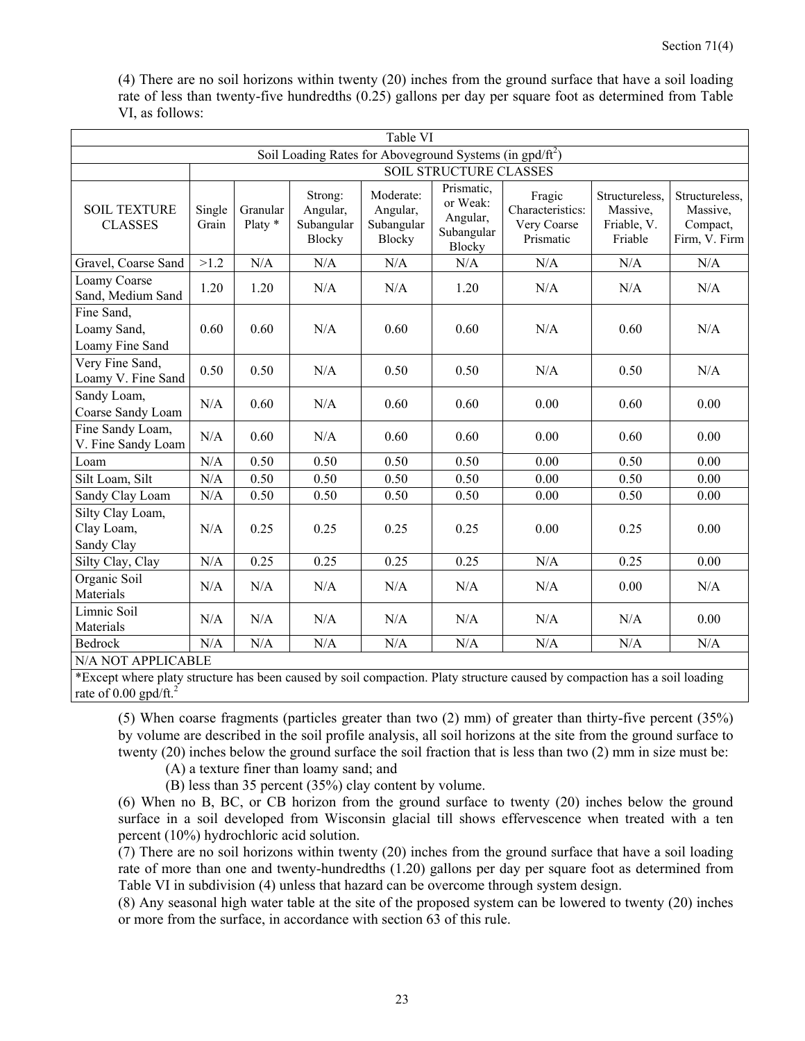(4) There are no soil horizons within twenty (20) inches from the ground surface that have a soil loading rate of less than twenty-five hundredths (0.25) gallons per day per square foot as determined from Table VI, as follows:

| Table VI | | | | | | | | |
|---|---|---|---|---|---|---|---|---|
| Soil Loading Rates for Aboveground Systems (in gpd/ft$^2$) | | | | | | | | |
| | SOIL STRUCTURE CLASSES | | | | | | | |
| SOIL TEXTURE CLASSES | Single Grain | Granular Platy * | Strong: Angular, Subangular Blocky | Moderate: Angular, Subangular Blocky | Prismatic, or Weak: Angular, Subangular Blocky | Fragic Characteristics: Very Coarse Prismatic | Structureless, Massive, Friable, V. Friable | Structureless, Massive, Compact, Firm, V. Firm |
| Gravel, Coarse Sand | >1.2 | N/A | N/A | N/A | N/A | N/A | N/A | N/A |
| Loamy Coarse Sand, Medium Sand | 1.20 | 1.20 | N/A | N/A | 1.20 | N/A | N/A | N/A |
| Fine Sand, Loamy Sand, Loamy Fine Sand | 0.60 | 0.60 | N/A | 0.60 | 0.60 | N/A | 0.60 | N/A |
| Very Fine Sand, Loamy V. Fine Sand | 0.50 | 0.50 | N/A | 0.50 | 0.50 | N/A | 0.50 | N/A |
| Sandy Loam, Coarse Sandy Loam | N/A | 0.60 | N/A | 0.60 | 0.60 | 0.00 | 0.60 | 0.00 |
| Fine Sandy Loam, V. Fine Sandy Loam | N/A | 0.60 | N/A | 0.60 | 0.60 | 0.00 | 0.60 | 0.00 |
| Loam | N/A | 0.50 | 0.50 | 0.50 | 0.50 | 0.00 | 0.50 | 0.00 |
| Silt Loam, Silt | N/A | 0.50 | 0.50 | 0.50 | 0.50 | 0.00 | 0.50 | 0.00 |
| Sandy Clay Loam | N/A | 0.50 | 0.50 | 0.50 | 0.50 | 0.00 | 0.50 | 0.00 |
| Silty Clay Loam, Clay Loam, Sandy Clay | N/A | 0.25 | 0.25 | 0.25 | 0.25 | 0.00 | 0.25 | 0.00 |
| Silty Clay, Clay | N/A | 0.25 | 0.25 | 0.25 | 0.25 | N/A | 0.25 | 0.00 |
| Organic Soil Materials | N/A | N/A | N/A | N/A | N/A | N/A | 0.00 | N/A |
| Limnic Soil Materials | N/A | N/A | N/A | N/A | N/A | N/A | N/A | 0.00 |
| Bedrock | N/A | N/A | N/A | N/A | N/A | N/A | N/A | N/A |
| N/A NOT APPLICABLE | | | | | | | | |
| *Except where platy structure has been caused by soil compaction. Platy structure caused by compaction has a soil loading rate of 0.00 gpd/ft.$^2$ | | | | | | | | |

(5) When coarse fragments (particles greater than two (2) mm) of greater than thirty-five percent (35%) by volume are described in the soil profile analysis, all soil horizons at the site from the ground surface to twenty (20) inches below the ground surface the soil fraction that is less than two (2) mm in size must be:

(A) a texture finer than loamy sand; and

(B) less than 35 percent (35%) clay content by volume.

(6) When no B, BC, or CB horizon from the ground surface to twenty (20) inches below the ground surface in a soil developed from Wisconsin glacial till shows effervescence when treated with a ten percent (10%) hydrochloric acid solution.

(7) There are no soil horizons within twenty (20) inches from the ground surface that have a soil loading rate of more than one and twenty-hundredths (1.20) gallons per day per square foot as determined from Table VI in subdivision (4) unless that hazard can be overcome through system design.

(8) Any seasonal high water table at the site of the proposed system can be lowered to twenty (20) inches or more from the surface, in accordance with section 63 of this rule.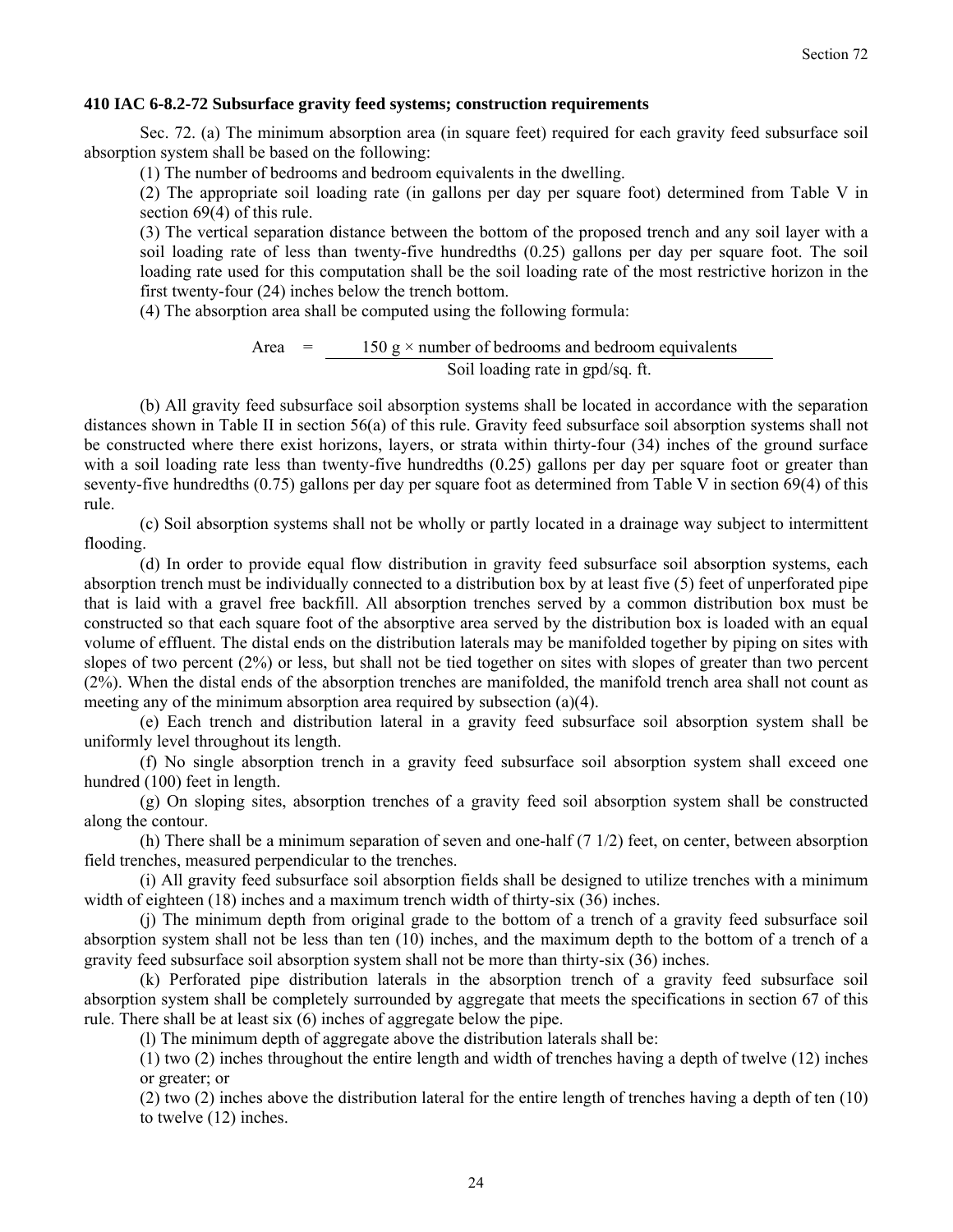### 410 IAC 6-8.2-72 Subsurface gravity feed systems; construction requirements

Sec. 72. (a) The minimum absorption area (in square feet) required for each gravity feed subsurface soil absorption system shall be based on the following:

(1) The number of bedrooms and bedroom equivalents in the dwelling.

(2) The appropriate soil loading rate (in gallons per day per square foot) determined from Table V in section 69(4) of this rule.

(3) The vertical separation distance between the bottom of the proposed trench and any soil layer with a soil loading rate of less than twenty-five hundredths (0.25) gallons per day per square foot. The soil loading rate used for this computation shall be the soil loading rate of the most restrictive horizon in the first twenty-four (24) inches below the trench bottom.

(4) The absorption area shall be computed using the following formula:

$$\text{Area} = \frac{150 \text{ g} \times \text{number of bedrooms and bedroom equivalents}}{\text{Soil loading rate in gpd/sq. ft.}}$$

(b) All gravity feed subsurface soil absorption systems shall be located in accordance with the separation distances shown in Table II in section 56(a) of this rule. Gravity feed subsurface soil absorption systems shall not be constructed where there exist horizons, layers, or strata within thirty-four (34) inches of the ground surface with a soil loading rate less than twenty-five hundredths (0.25) gallons per day per square foot or greater than seventy-five hundredths (0.75) gallons per day per square foot as determined from Table V in section 69(4) of this rule.

(c) Soil absorption systems shall not be wholly or partly located in a drainage way subject to intermittent flooding.

(d) In order to provide equal flow distribution in gravity feed subsurface soil absorption systems, each absorption trench must be individually connected to a distribution box by at least five (5) feet of unperforated pipe that is laid with a gravel free backfill. All absorption trenches served by a common distribution box must be constructed so that each square foot of the absorptive area served by the distribution box is loaded with an equal volume of effluent. The distal ends on the distribution laterals may be manifolded together by piping on sites with slopes of two percent (2%) or less, but shall not be tied together on sites with slopes of greater than two percent (2%). When the distal ends of the absorption trenches are manifolded, the manifold trench area shall not count as meeting any of the minimum absorption area required by subsection (a)(4).

(e) Each trench and distribution lateral in a gravity feed subsurface soil absorption system shall be uniformly level throughout its length.

(f) No single absorption trench in a gravity feed subsurface soil absorption system shall exceed one hundred (100) feet in length.

(g) On sloping sites, absorption trenches of a gravity feed soil absorption system shall be constructed along the contour.

(h) There shall be a minimum separation of seven and one-half (7 1/2) feet, on center, between absorption field trenches, measured perpendicular to the trenches.

(i) All gravity feed subsurface soil absorption fields shall be designed to utilize trenches with a minimum width of eighteen (18) inches and a maximum trench width of thirty-six (36) inches.

(j) The minimum depth from original grade to the bottom of a trench of a gravity feed subsurface soil absorption system shall not be less than ten (10) inches, and the maximum depth to the bottom of a trench of a gravity feed subsurface soil absorption system shall not be more than thirty-six (36) inches.

(k) Perforated pipe distribution laterals in the absorption trench of a gravity feed subsurface soil absorption system shall be completely surrounded by aggregate that meets the specifications in section 67 of this rule. There shall be at least six (6) inches of aggregate below the pipe.

(l) The minimum depth of aggregate above the distribution laterals shall be:

(1) two (2) inches throughout the entire length and width of trenches having a depth of twelve (12) inches or greater; or

(2) two (2) inches above the distribution lateral for the entire length of trenches having a depth of ten (10) to twelve (12) inches.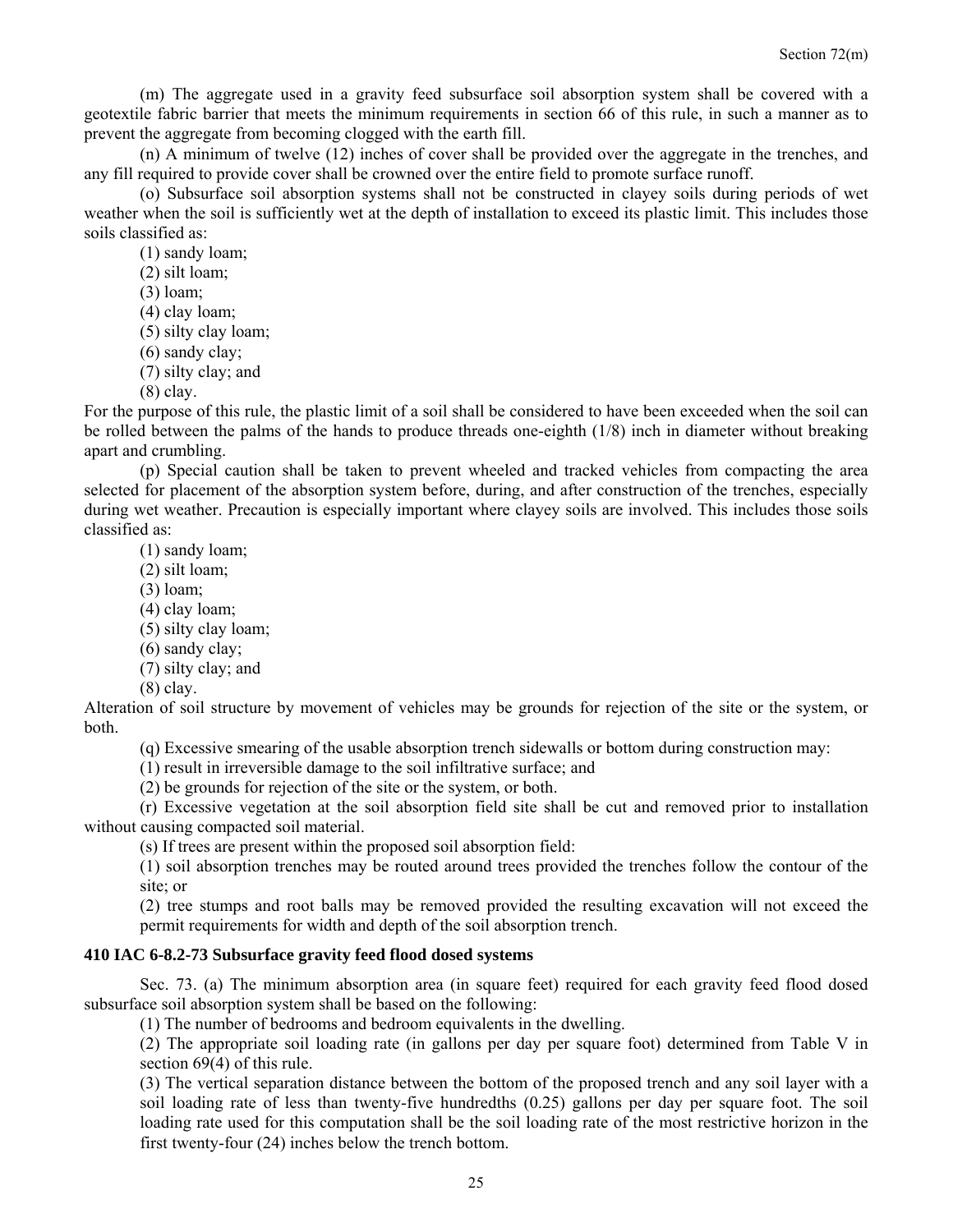(m) The aggregate used in a gravity feed subsurface soil absorption system shall be covered with a geotextile fabric barrier that meets the minimum requirements in section 66 of this rule, in such a manner as to prevent the aggregate from becoming clogged with the earth fill.

(n) A minimum of twelve (12) inches of cover shall be provided over the aggregate in the trenches, and any fill required to provide cover shall be crowned over the entire field to promote surface runoff.

(o) Subsurface soil absorption systems shall not be constructed in clayey soils during periods of wet weather when the soil is sufficiently wet at the depth of installation to exceed its plastic limit. This includes those soils classified as:

(1) sandy loam;
(2) silt loam;
(3) loam;
(4) clay loam;
(5) silty clay loam;
(6) sandy clay;
(7) silty clay; and
(8) clay.

For the purpose of this rule, the plastic limit of a soil shall be considered to have been exceeded when the soil can be rolled between the palms of the hands to produce threads one-eighth (1/8) inch in diameter without breaking apart and crumbling.

(p) Special caution shall be taken to prevent wheeled and tracked vehicles from compacting the area selected for placement of the absorption system before, during, and after construction of the trenches, especially during wet weather. Precaution is especially important where clayey soils are involved. This includes those soils classified as:

(1) sandy loam;
(2) silt loam;
(3) loam;
(4) clay loam;
(5) silty clay loam;
(6) sandy clay;
(7) silty clay; and
(8) clay.

Alteration of soil structure by movement of vehicles may be grounds for rejection of the site or the system, or both.

(q) Excessive smearing of the usable absorption trench sidewalls or bottom during construction may:

(1) result in irreversible damage to the soil infiltrative surface; and
(2) be grounds for rejection of the site or the system, or both.

(r) Excessive vegetation at the soil absorption field site shall be cut and removed prior to installation without causing compacted soil material.

(s) If trees are present within the proposed soil absorption field:

(1) soil absorption trenches may be routed around trees provided the trenches follow the contour of the site; or
(2) tree stumps and root balls may be removed provided the resulting excavation will not exceed the permit requirements for width and depth of the soil absorption trench.

**410 IAC 6-8.2-73 Subsurface gravity feed flood dosed systems**

Sec. 73. (a) The minimum absorption area (in square feet) required for each gravity feed flood dosed subsurface soil absorption system shall be based on the following:

(1) The number of bedrooms and bedroom equivalents in the dwelling.
(2) The appropriate soil loading rate (in gallons per day per square foot) determined from Table V in section 69(4) of this rule.
(3) The vertical separation distance between the bottom of the proposed trench and any soil layer with a soil loading rate of less than twenty-five hundredths (0.25) gallons per day per square foot. The soil loading rate used for this computation shall be the soil loading rate of the most restrictive horizon in the first twenty-four (24) inches below the trench bottom.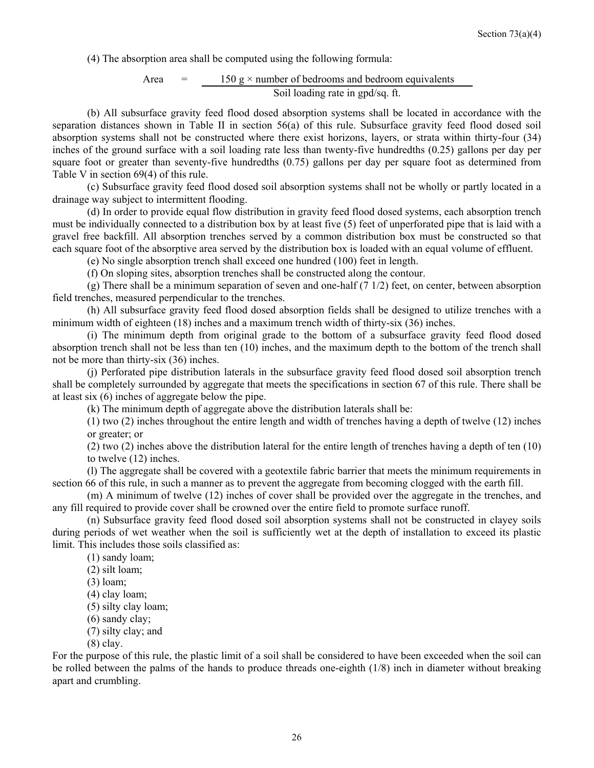(4) The absorption area shall be computed using the following formula:

$$\text{Area} = \frac{150 \text{ g} \times \text{number of bedrooms and bedroom equivalents}}{\text{Soil loading rate in gpd/sq. ft.}}$$

(b) All subsurface gravity feed flood dosed absorption systems shall be located in accordance with the separation distances shown in Table II in section 56(a) of this rule. Subsurface gravity feed flood dosed soil absorption systems shall not be constructed where there exist horizons, layers, or strata within thirty-four (34) inches of the ground surface with a soil loading rate less than twenty-five hundredths (0.25) gallons per day per square foot or greater than seventy-five hundredths (0.75) gallons per day per square foot as determined from Table V in section 69(4) of this rule.

(c) Subsurface gravity feed flood dosed soil absorption systems shall not be wholly or partly located in a drainage way subject to intermittent flooding.

(d) In order to provide equal flow distribution in gravity feed flood dosed systems, each absorption trench must be individually connected to a distribution box by at least five (5) feet of unperforated pipe that is laid with a gravel free backfill. All absorption trenches served by a common distribution box must be constructed so that each square foot of the absorptive area served by the distribution box is loaded with an equal volume of effluent.

(e) No single absorption trench shall exceed one hundred (100) feet in length.

(f) On sloping sites, absorption trenches shall be constructed along the contour.

(g) There shall be a minimum separation of seven and one-half (7 1/2) feet, on center, between absorption field trenches, measured perpendicular to the trenches.

(h) All subsurface gravity feed flood dosed absorption fields shall be designed to utilize trenches with a minimum width of eighteen (18) inches and a maximum trench width of thirty-six (36) inches.

(i) The minimum depth from original grade to the bottom of a subsurface gravity feed flood dosed absorption trench shall not be less than ten (10) inches, and the maximum depth to the bottom of the trench shall not be more than thirty-six (36) inches.

(j) Perforated pipe distribution laterals in the subsurface gravity feed flood dosed soil absorption trench shall be completely surrounded by aggregate that meets the specifications in section 67 of this rule. There shall be at least six (6) inches of aggregate below the pipe.

(k) The minimum depth of aggregate above the distribution laterals shall be:

(1) two (2) inches throughout the entire length and width of trenches having a depth of twelve (12) inches or greater; or

(2) two (2) inches above the distribution lateral for the entire length of trenches having a depth of ten (10) to twelve (12) inches.

(l) The aggregate shall be covered with a geotextile fabric barrier that meets the minimum requirements in section 66 of this rule, in such a manner as to prevent the aggregate from becoming clogged with the earth fill.

(m) A minimum of twelve (12) inches of cover shall be provided over the aggregate in the trenches, and any fill required to provide cover shall be crowned over the entire field to promote surface runoff.

(n) Subsurface gravity feed flood dosed soil absorption systems shall not be constructed in clayey soils during periods of wet weather when the soil is sufficiently wet at the depth of installation to exceed its plastic limit. This includes those soils classified as:

(1) sandy loam;
(2) silt loam;
(3) loam;
(4) clay loam;
(5) silty clay loam;
(6) sandy clay;
(7) silty clay; and
(8) clay.

For the purpose of this rule, the plastic limit of a soil shall be considered to have been exceeded when the soil can be rolled between the palms of the hands to produce threads one-eighth (1/8) inch in diameter without breaking apart and crumbling.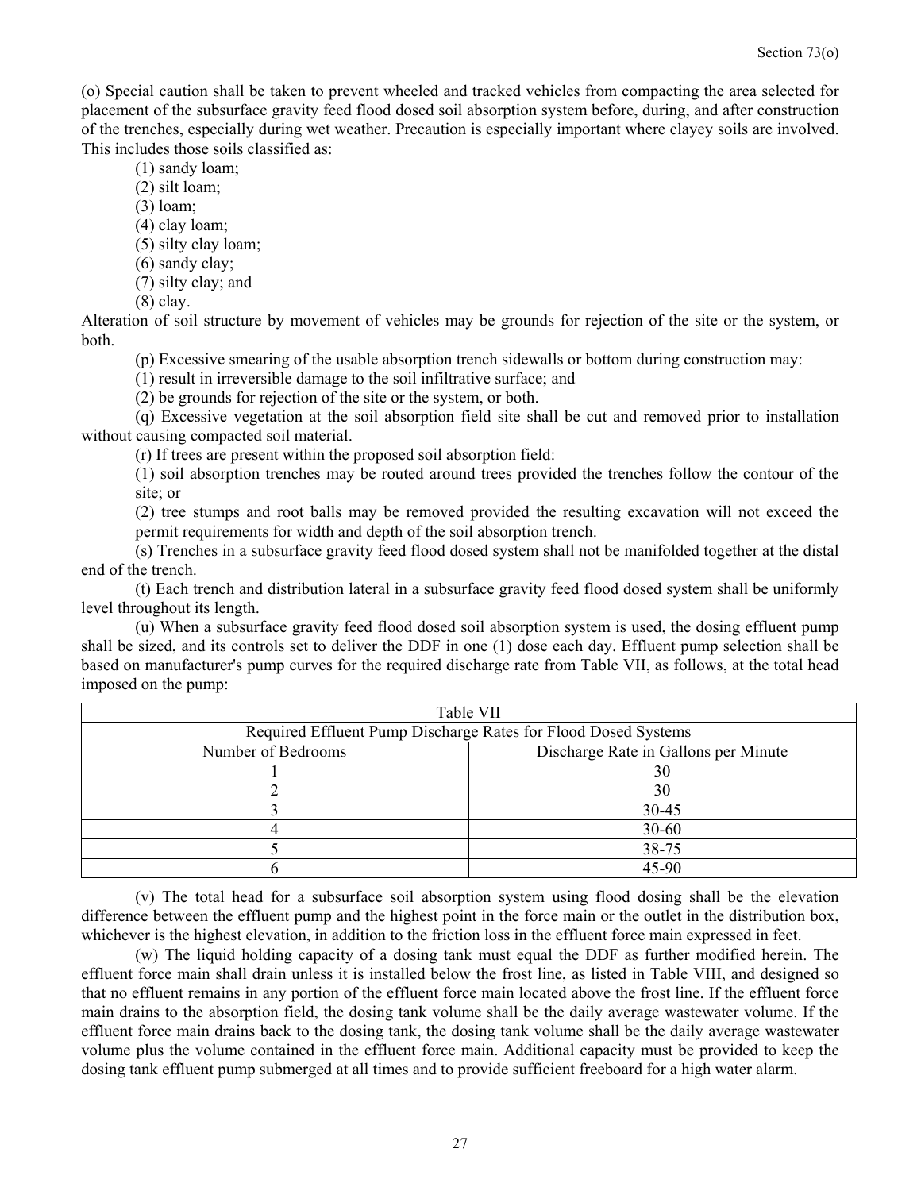(o) Special caution shall be taken to prevent wheeled and tracked vehicles from compacting the area selected for placement of the subsurface gravity feed flood dosed soil absorption system before, during, and after construction of the trenches, especially during wet weather. Precaution is especially important where clayey soils are involved. This includes those soils classified as:

(1) sandy loam;

(2) silt loam;

(3) loam;

(4) clay loam;

(5) silty clay loam;

(6) sandy clay;

(7) silty clay; and

(8) clay.

Alteration of soil structure by movement of vehicles may be grounds for rejection of the site or the system, or both.

(p) Excessive smearing of the usable absorption trench sidewalls or bottom during construction may:

(1) result in irreversible damage to the soil infiltrative surface; and

(2) be grounds for rejection of the site or the system, or both.

(q) Excessive vegetation at the soil absorption field site shall be cut and removed prior to installation without causing compacted soil material.

(r) If trees are present within the proposed soil absorption field:

(1) soil absorption trenches may be routed around trees provided the trenches follow the contour of the site; or

(2) tree stumps and root balls may be removed provided the resulting excavation will not exceed the permit requirements for width and depth of the soil absorption trench.

(s) Trenches in a subsurface gravity feed flood dosed system shall not be manifolded together at the distal end of the trench.

(t) Each trench and distribution lateral in a subsurface gravity feed flood dosed system shall be uniformly level throughout its length.

(u) When a subsurface gravity feed flood dosed soil absorption system is used, the dosing effluent pump shall be sized, and its controls set to deliver the DDF in one (1) dose each day. Effluent pump selection shall be based on manufacturer's pump curves for the required discharge rate from Table VII, as follows, at the total head imposed on the pump:

| Table VII | |
|---|---|
| Required Effluent Pump Discharge Rates for Flood Dosed Systems | |
| Number of Bedrooms | Discharge Rate in Gallons per Minute |
| 1 | 30 |
| 2 | 30 |
| 3 | 30-45 |
| 4 | 30-60 |
| 5 | 38-75 |
| 6 | 45-90 |

(v) The total head for a subsurface soil absorption system using flood dosing shall be the elevation difference between the effluent pump and the highest point in the force main or the outlet in the distribution box, whichever is the highest elevation, in addition to the friction loss in the effluent force main expressed in feet.

(w) The liquid holding capacity of a dosing tank must equal the DDF as further modified herein. The effluent force main shall drain unless it is installed below the frost line, as listed in Table VIII, and designed so that no effluent remains in any portion of the effluent force main located above the frost line. If the effluent force main drains to the absorption field, the dosing tank volume shall be the daily average wastewater volume. If the effluent force main drains back to the dosing tank, the dosing tank volume shall be the daily average wastewater volume plus the volume contained in the effluent force main. Additional capacity must be provided to keep the dosing tank effluent pump submerged at all times and to provide sufficient freeboard for a high water alarm.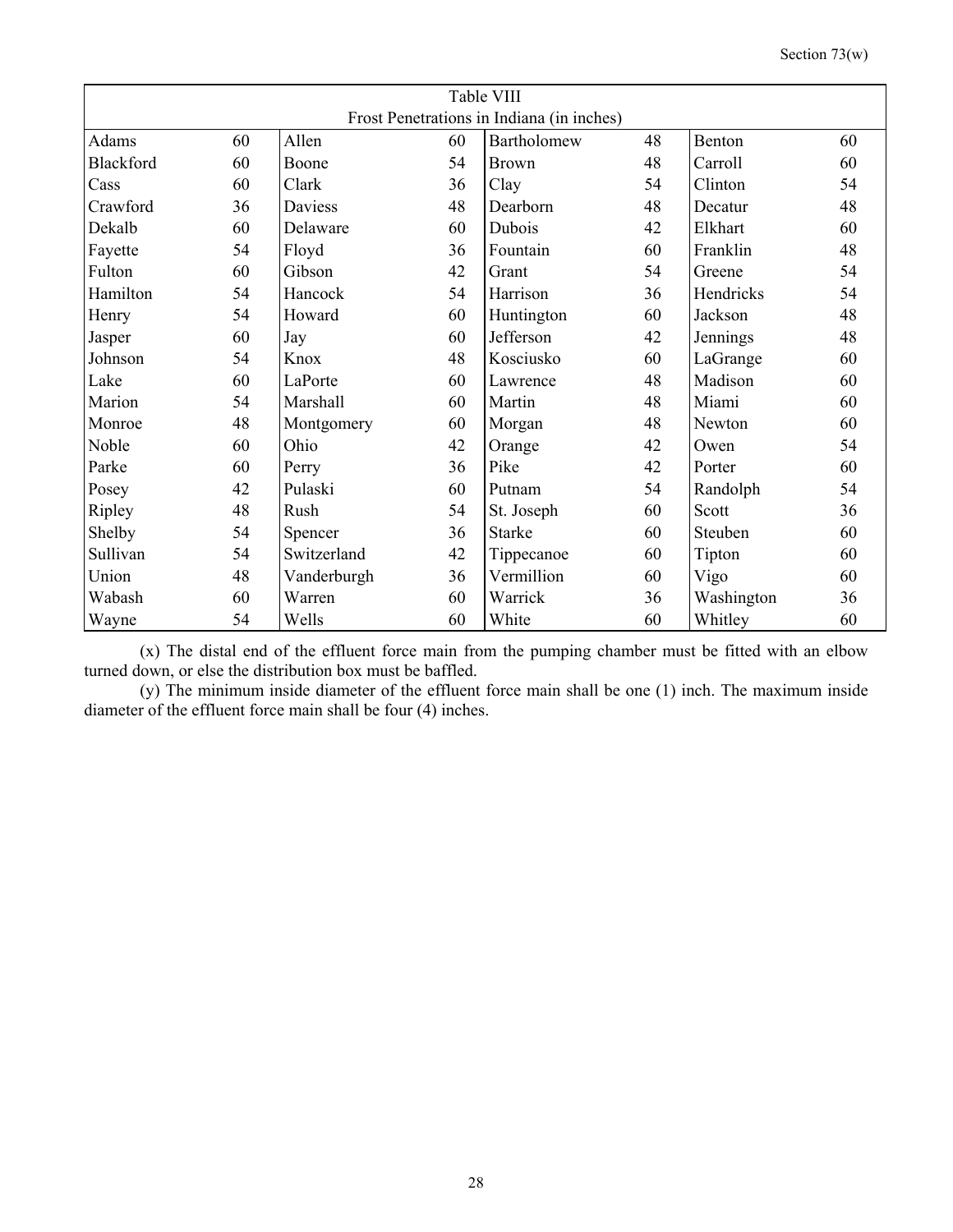| Table VIII<br>Frost Penetrations in Indiana (in inches) | | | | | | | |
|---|---|---|---|---|---|---|---|
| Adams | 60 | Allen | 60 | Bartholomew | 48 | Benton | 60 |
| Blackford | 60 | Boone | 54 | Brown | 48 | Carroll | 60 |
| Cass | 60 | Clark | 36 | Clay | 54 | Clinton | 54 |
| Crawford | 36 | Daviess | 48 | Dearborn | 48 | Decatur | 48 |
| Dekalb | 60 | Delaware | 60 | Dubois | 42 | Elkhart | 60 |
| Fayette | 54 | Floyd | 36 | Fountain | 60 | Franklin | 48 |
| Fulton | 60 | Gibson | 42 | Grant | 54 | Greene | 54 |
| Hamilton | 54 | Hancock | 54 | Harrison | 36 | Hendricks | 54 |
| Henry | 54 | Howard | 60 | Huntington | 60 | Jackson | 48 |
| Jasper | 60 | Jay | 60 | Jefferson | 42 | Jennings | 48 |
| Johnson | 54 | Knox | 48 | Kosciusko | 60 | LaGrange | 60 |
| Lake | 60 | LaPorte | 60 | Lawrence | 48 | Madison | 60 |
| Marion | 54 | Marshall | 60 | Martin | 48 | Miami | 60 |
| Monroe | 48 | Montgomery | 60 | Morgan | 48 | Newton | 60 |
| Noble | 60 | Ohio | 42 | Orange | 42 | Owen | 54 |
| Parke | 60 | Perry | 36 | Pike | 42 | Porter | 60 |
| Posey | 42 | Pulaski | 60 | Putnam | 54 | Randolph | 54 |
| Ripley | 48 | Rush | 54 | St. Joseph | 60 | Scott | 36 |
| Shelby | 54 | Spencer | 36 | Starke | 60 | Steuben | 60 |
| Sullivan | 54 | Switzerland | 42 | Tippecanoe | 60 | Tipton | 60 |
| Union | 48 | Vanderburgh | 36 | Vermillion | 60 | Vigo | 60 |
| Wabash | 60 | Warren | 60 | Warrick | 36 | Washington | 36 |
| Wayne | 54 | Wells | 60 | White | 60 | Whitley | 60 |

(x) The distal end of the effluent force main from the pumping chamber must be fitted with an elbow turned down, or else the distribution box must be baffled.

(y) The minimum inside diameter of the effluent force main shall be one (1) inch. The maximum inside diameter of the effluent force main shall be four (4) inches.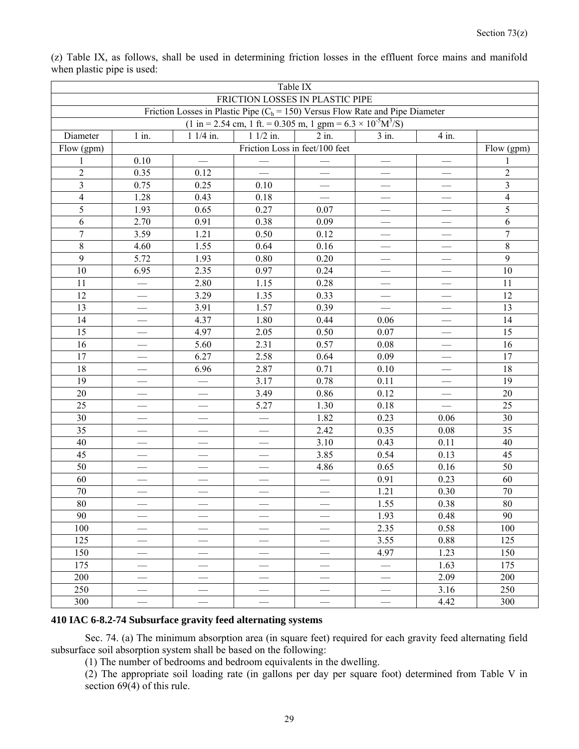(z) Table IX, as follows, shall be used in determining friction losses in the effluent force mains and manifold when plastic pipe is used:

| Table IX | | | | | | | |
|---|---|---|---|---|---|---|---|
| FRICTION LOSSES IN PLASTIC PIPE | | | | | | | |
| Friction Losses in Plastic Pipe ($C_h$ = 150) Versus Flow Rate and Pipe Diameter | | | | | | | |
| (1 in = 2.54 cm, 1 ft. = 0.305 m, 1 gpm = 6.3 × $10^{-5}M^3/S$) | | | | | | | |
| Diameter | 1 in. | 1 1/4 in. | 1 1/2 in. | 2 in. | 3 in. | 4 in. | |
| Flow (gpm) | Friction Loss in feet/100 feet | | | | | | Flow (gpm) |
| 1 | 0.10 | — | — | — | — | — | 1 |
| 2 | 0.35 | 0.12 | — | — | — | — | 2 |
| 3 | 0.75 | 0.25 | 0.10 | — | — | — | 3 |
| 4 | 1.28 | 0.43 | 0.18 | — | — | — | 4 |
| 5 | 1.93 | 0.65 | 0.27 | 0.07 | — | — | 5 |
| 6 | 2.70 | 0.91 | 0.38 | 0.09 | — | — | 6 |
| 7 | 3.59 | 1.21 | 0.50 | 0.12 | — | — | 7 |
| 8 | 4.60 | 1.55 | 0.64 | 0.16 | — | — | 8 |
| 9 | 5.72 | 1.93 | 0.80 | 0.20 | — | — | 9 |
| 10 | 6.95 | 2.35 | 0.97 | 0.24 | — | — | 10 |
| 11 | — | 2.80 | 1.15 | 0.28 | — | — | 11 |
| 12 | — | 3.29 | 1.35 | 0.33 | — | — | 12 |
| 13 | — | 3.91 | 1.57 | 0.39 | — | — | 13 |
| 14 | — | 4.37 | 1.80 | 0.44 | 0.06 | — | 14 |
| 15 | — | 4.97 | 2.05 | 0.50 | 0.07 | — | 15 |
| 16 | — | 5.60 | 2.31 | 0.57 | 0.08 | — | 16 |
| 17 | — | 6.27 | 2.58 | 0.64 | 0.09 | — | 17 |
| 18 | — | 6.96 | 2.87 | 0.71 | 0.10 | — | 18 |
| 19 | — | — | 3.17 | 0.78 | 0.11 | — | 19 |
| 20 | — | — | 3.49 | 0.86 | 0.12 | — | 20 |
| 25 | — | — | 5.27 | 1.30 | 0.18 | — | 25 |
| 30 | — | — | — | 1.82 | 0.23 | 0.06 | 30 |
| 35 | — | — | — | 2.42 | 0.35 | 0.08 | 35 |
| 40 | — | — | — | 3.10 | 0.43 | 0.11 | 40 |
| 45 | — | — | — | 3.85 | 0.54 | 0.13 | 45 |
| 50 | — | — | — | 4.86 | 0.65 | 0.16 | 50 |
| 60 | — | — | — | — | 0.91 | 0.23 | 60 |
| 70 | — | — | — | — | 1.21 | 0.30 | 70 |
| 80 | — | — | — | — | 1.55 | 0.38 | 80 |
| 90 | — | — | — | — | 1.93 | 0.48 | 90 |
| 100 | — | — | — | — | 2.35 | 0.58 | 100 |
| 125 | — | — | — | — | 3.55 | 0.88 | 125 |
| 150 | — | — | — | — | 4.97 | 1.23 | 150 |
| 175 | — | — | — | — | — | 1.63 | 175 |
| 200 | — | — | — | — | — | 2.09 | 200 |
| 250 | — | — | — | — | — | 3.16 | 250 |
| 300 | — | — | — | — | — | 4.42 | 300 |

**410 IAC 6-8.2-74 Subsurface gravity feed alternating systems**

Sec. 74. (a) The minimum absorption area (in square feet) required for each gravity feed alternating field subsurface soil absorption system shall be based on the following:

(1) The number of bedrooms and bedroom equivalents in the dwelling.

(2) The appropriate soil loading rate (in gallons per day per square foot) determined from Table V in section 69(4) of this rule.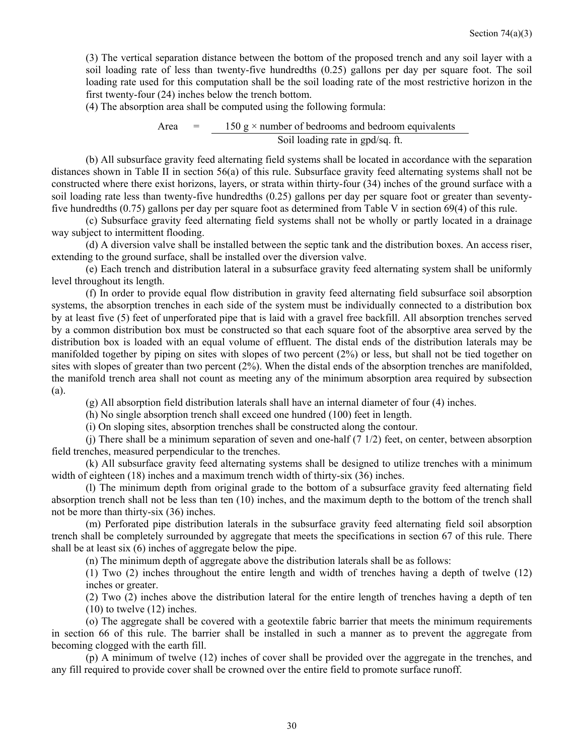(3) The vertical separation distance between the bottom of the proposed trench and any soil layer with a soil loading rate of less than twenty-five hundredths (0.25) gallons per day per square foot. The soil loading rate used for this computation shall be the soil loading rate of the most restrictive horizon in the first twenty-four (24) inches below the trench bottom.

(4) The absorption area shall be computed using the following formula:

$$\text{Area} = \frac{150 \text{ g} \times \text{number of bedrooms and bedroom equivalents}}{\text{Soil loading rate in gpd/sq. ft.}}$$

(b) All subsurface gravity feed alternating field systems shall be located in accordance with the separation distances shown in Table II in section 56(a) of this rule. Subsurface gravity feed alternating systems shall not be constructed where there exist horizons, layers, or strata within thirty-four (34) inches of the ground surface with a soil loading rate less than twenty-five hundredths (0.25) gallons per day per square foot or greater than seventy-five hundredths (0.75) gallons per day per square foot as determined from Table V in section 69(4) of this rule.

(c) Subsurface gravity feed alternating field systems shall not be wholly or partly located in a drainage way subject to intermittent flooding.

(d) A diversion valve shall be installed between the septic tank and the distribution boxes. An access riser, extending to the ground surface, shall be installed over the diversion valve.

(e) Each trench and distribution lateral in a subsurface gravity feed alternating system shall be uniformly level throughout its length.

(f) In order to provide equal flow distribution in gravity feed alternating field subsurface soil absorption systems, the absorption trenches in each side of the system must be individually connected to a distribution box by at least five (5) feet of unperforated pipe that is laid with a gravel free backfill. All absorption trenches served by a common distribution box must be constructed so that each square foot of the absorptive area served by the distribution box is loaded with an equal volume of effluent. The distal ends of the distribution laterals may be manifolded together by piping on sites with slopes of two percent (2%) or less, but shall not be tied together on sites with slopes of greater than two percent (2%). When the distal ends of the absorption trenches are manifolded, the manifold trench area shall not count as meeting any of the minimum absorption area required by subsection (a).

(g) All absorption field distribution laterals shall have an internal diameter of four (4) inches.

(h) No single absorption trench shall exceed one hundred (100) feet in length.

(i) On sloping sites, absorption trenches shall be constructed along the contour.

(j) There shall be a minimum separation of seven and one-half (7 1/2) feet, on center, between absorption field trenches, measured perpendicular to the trenches.

(k) All subsurface gravity feed alternating systems shall be designed to utilize trenches with a minimum width of eighteen (18) inches and a maximum trench width of thirty-six (36) inches.

(l) The minimum depth from original grade to the bottom of a subsurface gravity feed alternating field absorption trench shall not be less than ten (10) inches, and the maximum depth to the bottom of the trench shall not be more than thirty-six (36) inches.

(m) Perforated pipe distribution laterals in the subsurface gravity feed alternating field soil absorption trench shall be completely surrounded by aggregate that meets the specifications in section 67 of this rule. There shall be at least six (6) inches of aggregate below the pipe.

(n) The minimum depth of aggregate above the distribution laterals shall be as follows:

(1) Two (2) inches throughout the entire length and width of trenches having a depth of twelve (12) inches or greater.

(2) Two (2) inches above the distribution lateral for the entire length of trenches having a depth of ten (10) to twelve (12) inches.

(o) The aggregate shall be covered with a geotextile fabric barrier that meets the minimum requirements in section 66 of this rule. The barrier shall be installed in such a manner as to prevent the aggregate from becoming clogged with the earth fill.

(p) A minimum of twelve (12) inches of cover shall be provided over the aggregate in the trenches, and any fill required to provide cover shall be crowned over the entire field to promote surface runoff.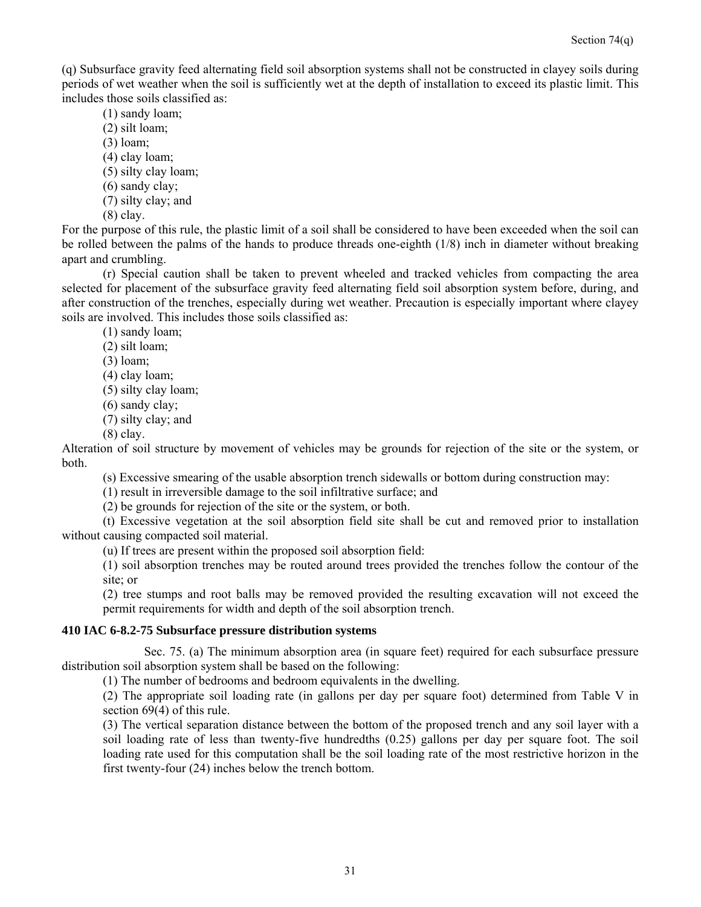(q) Subsurface gravity feed alternating field soil absorption systems shall not be constructed in clayey soils during periods of wet weather when the soil is sufficiently wet at the depth of installation to exceed its plastic limit. This includes those soils classified as:

(1) sandy loam;
(2) silt loam;
(3) loam;
(4) clay loam;
(5) silty clay loam;
(6) sandy clay;
(7) silty clay; and
(8) clay.

For the purpose of this rule, the plastic limit of a soil shall be considered to have been exceeded when the soil can be rolled between the palms of the hands to produce threads one-eighth (1/8) inch in diameter without breaking apart and crumbling.

(r) Special caution shall be taken to prevent wheeled and tracked vehicles from compacting the area selected for placement of the subsurface gravity feed alternating field soil absorption system before, during, and after construction of the trenches, especially during wet weather. Precaution is especially important where clayey soils are involved. This includes those soils classified as:

(1) sandy loam;
(2) silt loam;
(3) loam;
(4) clay loam;
(5) silty clay loam;
(6) sandy clay;
(7) silty clay; and
(8) clay.

Alteration of soil structure by movement of vehicles may be grounds for rejection of the site or the system, or both.

(s) Excessive smearing of the usable absorption trench sidewalls or bottom during construction may:

(1) result in irreversible damage to the soil infiltrative surface; and
(2) be grounds for rejection of the site or the system, or both.

(t) Excessive vegetation at the soil absorption field site shall be cut and removed prior to installation without causing compacted soil material.

(u) If trees are present within the proposed soil absorption field:

(1) soil absorption trenches may be routed around trees provided the trenches follow the contour of the site; or
(2) tree stumps and root balls may be removed provided the resulting excavation will not exceed the permit requirements for width and depth of the soil absorption trench.

**410 IAC 6-8.2-75 Subsurface pressure distribution systems**

Sec. 75. (a) The minimum absorption area (in square feet) required for each subsurface pressure distribution soil absorption system shall be based on the following:

(1) The number of bedrooms and bedroom equivalents in the dwelling.
(2) The appropriate soil loading rate (in gallons per day per square foot) determined from Table V in section 69(4) of this rule.
(3) The vertical separation distance between the bottom of the proposed trench and any soil layer with a soil loading rate of less than twenty-five hundredths (0.25) gallons per day per square foot. The soil loading rate used for this computation shall be the soil loading rate of the most restrictive horizon in the first twenty-four (24) inches below the trench bottom.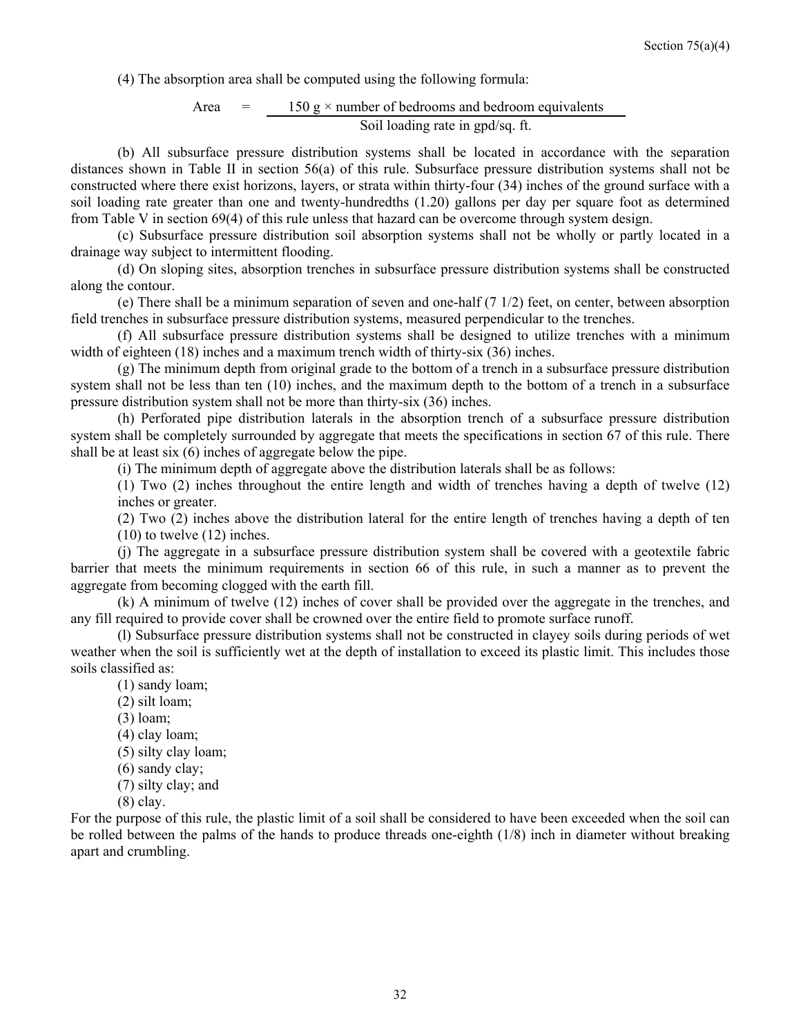(4) The absorption area shall be computed using the following formula:

$$\text{Area} = \frac{150 \text{ g} \times \text{number of bedrooms and bedroom equivalents}}{\text{Soil loading rate in gpd/sq. ft.}}$$

(b) All subsurface pressure distribution systems shall be located in accordance with the separation distances shown in Table II in section 56(a) of this rule. Subsurface pressure distribution systems shall not be constructed where there exist horizons, layers, or strata within thirty-four (34) inches of the ground surface with a soil loading rate greater than one and twenty-hundredths (1.20) gallons per day per square foot as determined from Table V in section 69(4) of this rule unless that hazard can be overcome through system design.

(c) Subsurface pressure distribution soil absorption systems shall not be wholly or partly located in a drainage way subject to intermittent flooding.

(d) On sloping sites, absorption trenches in subsurface pressure distribution systems shall be constructed along the contour.

(e) There shall be a minimum separation of seven and one-half (7 1/2) feet, on center, between absorption field trenches in subsurface pressure distribution systems, measured perpendicular to the trenches.

(f) All subsurface pressure distribution systems shall be designed to utilize trenches with a minimum width of eighteen (18) inches and a maximum trench width of thirty-six (36) inches.

(g) The minimum depth from original grade to the bottom of a trench in a subsurface pressure distribution system shall not be less than ten (10) inches, and the maximum depth to the bottom of a trench in a subsurface pressure distribution system shall not be more than thirty-six (36) inches.

(h) Perforated pipe distribution laterals in the absorption trench of a subsurface pressure distribution system shall be completely surrounded by aggregate that meets the specifications in section 67 of this rule. There shall be at least six (6) inches of aggregate below the pipe.

(i) The minimum depth of aggregate above the distribution laterals shall be as follows:

(1) Two (2) inches throughout the entire length and width of trenches having a depth of twelve (12) inches or greater.

(2) Two (2) inches above the distribution lateral for the entire length of trenches having a depth of ten (10) to twelve (12) inches.

(j) The aggregate in a subsurface pressure distribution system shall be covered with a geotextile fabric barrier that meets the minimum requirements in section 66 of this rule, in such a manner as to prevent the aggregate from becoming clogged with the earth fill.

(k) A minimum of twelve (12) inches of cover shall be provided over the aggregate in the trenches, and any fill required to provide cover shall be crowned over the entire field to promote surface runoff.

(l) Subsurface pressure distribution systems shall not be constructed in clayey soils during periods of wet weather when the soil is sufficiently wet at the depth of installation to exceed its plastic limit. This includes those soils classified as:

(1) sandy loam;
(2) silt loam;
(3) loam;
(4) clay loam;
(5) silty clay loam;
(6) sandy clay;
(7) silty clay; and
(8) clay.

For the purpose of this rule, the plastic limit of a soil shall be considered to have been exceeded when the soil can be rolled between the palms of the hands to produce threads one-eighth (1/8) inch in diameter without breaking apart and crumbling.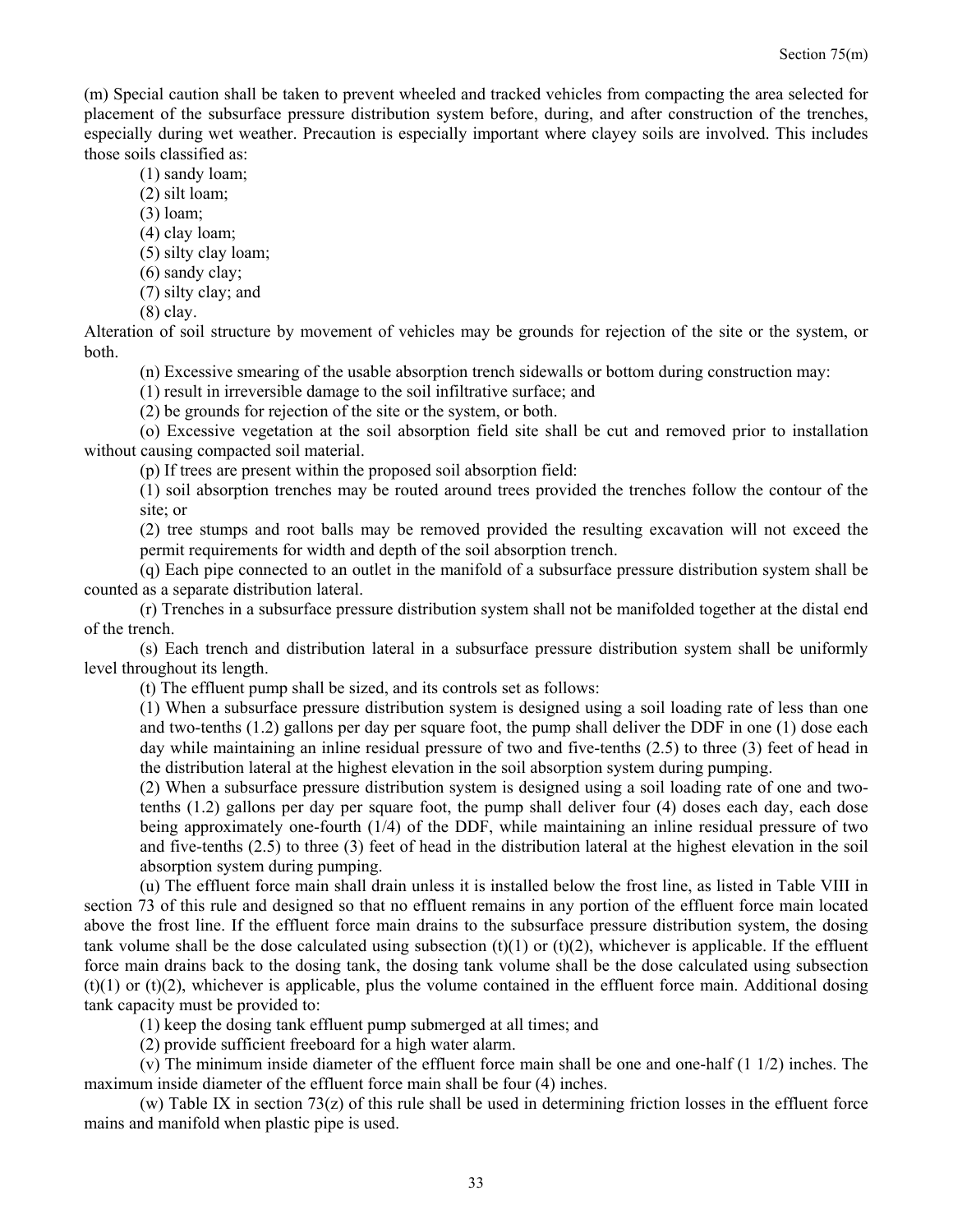(m) Special caution shall be taken to prevent wheeled and tracked vehicles from compacting the area selected for placement of the subsurface pressure distribution system before, during, and after construction of the trenches, especially during wet weather. Precaution is especially important where clayey soils are involved. This includes those soils classified as:

(1) sandy loam;

(2) silt loam;

(3) loam;

(4) clay loam;

(5) silty clay loam;

(6) sandy clay;

(7) silty clay; and

(8) clay.

Alteration of soil structure by movement of vehicles may be grounds for rejection of the site or the system, or both.

(n) Excessive smearing of the usable absorption trench sidewalls or bottom during construction may:

(1) result in irreversible damage to the soil infiltrative surface; and

(2) be grounds for rejection of the site or the system, or both.

(o) Excessive vegetation at the soil absorption field site shall be cut and removed prior to installation without causing compacted soil material.

(p) If trees are present within the proposed soil absorption field:

(1) soil absorption trenches may be routed around trees provided the trenches follow the contour of the site; or

(2) tree stumps and root balls may be removed provided the resulting excavation will not exceed the permit requirements for width and depth of the soil absorption trench.

(q) Each pipe connected to an outlet in the manifold of a subsurface pressure distribution system shall be counted as a separate distribution lateral.

(r) Trenches in a subsurface pressure distribution system shall not be manifolded together at the distal end of the trench.

(s) Each trench and distribution lateral in a subsurface pressure distribution system shall be uniformly level throughout its length.

(t) The effluent pump shall be sized, and its controls set as follows:

(1) When a subsurface pressure distribution system is designed using a soil loading rate of less than one and two-tenths (1.2) gallons per day per square foot, the pump shall deliver the DDF in one (1) dose each day while maintaining an inline residual pressure of two and five-tenths (2.5) to three (3) feet of head in the distribution lateral at the highest elevation in the soil absorption system during pumping.

(2) When a subsurface pressure distribution system is designed using a soil loading rate of one and two-tenths (1.2) gallons per day per square foot, the pump shall deliver four (4) doses each day, each dose being approximately one-fourth (1/4) of the DDF, while maintaining an inline residual pressure of two and five-tenths (2.5) to three (3) feet of head in the distribution lateral at the highest elevation in the soil absorption system during pumping.

(u) The effluent force main shall drain unless it is installed below the frost line, as listed in Table VIII in section 73 of this rule and designed so that no effluent remains in any portion of the effluent force main located above the frost line. If the effluent force main drains to the subsurface pressure distribution system, the dosing tank volume shall be the dose calculated using subsection (t)(1) or (t)(2), whichever is applicable. If the effluent force main drains back to the dosing tank, the dosing tank volume shall be the dose calculated using subsection (t)(1) or (t)(2), whichever is applicable, plus the volume contained in the effluent force main. Additional dosing tank capacity must be provided to:

(1) keep the dosing tank effluent pump submerged at all times; and

(2) provide sufficient freeboard for a high water alarm.

(v) The minimum inside diameter of the effluent force main shall be one and one-half (1 1/2) inches. The maximum inside diameter of the effluent force main shall be four (4) inches.

(w) Table IX in section 73(z) of this rule shall be used in determining friction losses in the effluent force mains and manifold when plastic pipe is used.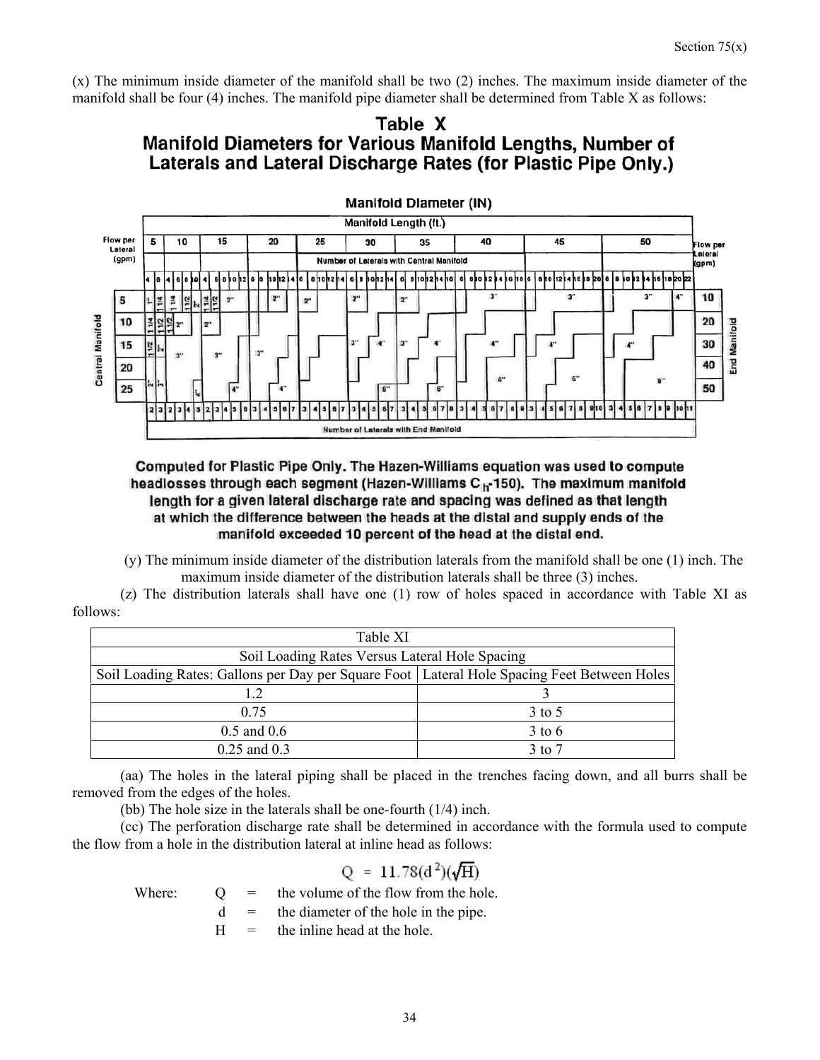(x) The minimum inside diameter of the manifold shall be two (2) inches. The maximum inside diameter of the manifold shall be four (4) inches. The manifold pipe diameter shall be determined from Table X as follows:

## Table X
## Manifold Diameters for Various Manifold Lengths, Number of Laterals and Lateral Discharge Rates (for Plastic Pipe Only.)

**Manifold Diameter (IN)**

Manifold Length (ft.): 5, 10, 15, 20, 25, 30, 35, 40, 45, 50

Flow per Lateral (gpm), Central Manifold: 5, 10, 15, 20, 25

Flow per Lateral (gpm), End Manifold: 10, 20, 30, 40, 50

Number of Laterals with Central Manifold: 4 6 | 4 6 8 10 | 4 6 8 10 12 | 6 8 10 12 14 | 6 8 10 12 14 | 6 8 10 12 14 16 | 6 8 10 12 14 16 | 6 8 10 12 14 16 18 | 6 8 10 12 14 16 18 20 | 6 8 10 12 14 16 18 20 22

Number of Laterals with End Manifold: 2 3 | 2 3 4 5 | 2 3 4 5 6 | 3 4 5 6 7 | 3 4 5 6 7 | 3 4 5 6 7 8 | 3 4 5 6 7 8 | 3 4 5 6 7 8 9 | 3 4 5 6 7 8 9 10 | 3 4 5 6 7 8 9 10 11

Manifold diameters shown in chart: 1", 1 1/4", 1 1/2", 2", 3", 4", 6"

**Computed for Plastic Pipe Only. The Hazen-Williams equation was used to compute headlosses through each segment (Hazen-Williams $C_h$-150). The maximum manifold length for a given lateral discharge rate and spacing was defined as that length at which the difference between the heads at the distal and supply ends of the manifold exceeded 10 percent of the head at the distal end.**

(y) The minimum inside diameter of the distribution laterals from the manifold shall be one (1) inch. The maximum inside diameter of the distribution laterals shall be three (3) inches.

(z) The distribution laterals shall have one (1) row of holes spaced in accordance with Table XI as follows:

| Table XI | |
|---|---|
| Soil Loading Rates Versus Lateral Hole Spacing | |
| Soil Loading Rates: Gallons per Day per Square Foot | Lateral Hole Spacing Feet Between Holes |
| 1.2 | 3 |
| 0.75 | 3 to 5 |
| 0.5 and 0.6 | 3 to 6 |
| 0.25 and 0.3 | 3 to 7 |

(aa) The holes in the lateral piping shall be placed in the trenches facing down, and all burrs shall be removed from the edges of the holes.

(bb) The hole size in the laterals shall be one-fourth (1/4) inch.

(cc) The perforation discharge rate shall be determined in accordance with the formula used to compute the flow from a hole in the distribution lateral at inline head as follows:

$$Q = 11.78(d^2)(\sqrt{H})$$

Where:
- $Q$ = the volume of the flow from the hole.
- $d$ = the diameter of the hole in the pipe.
- $H$ = the inline head at the hole.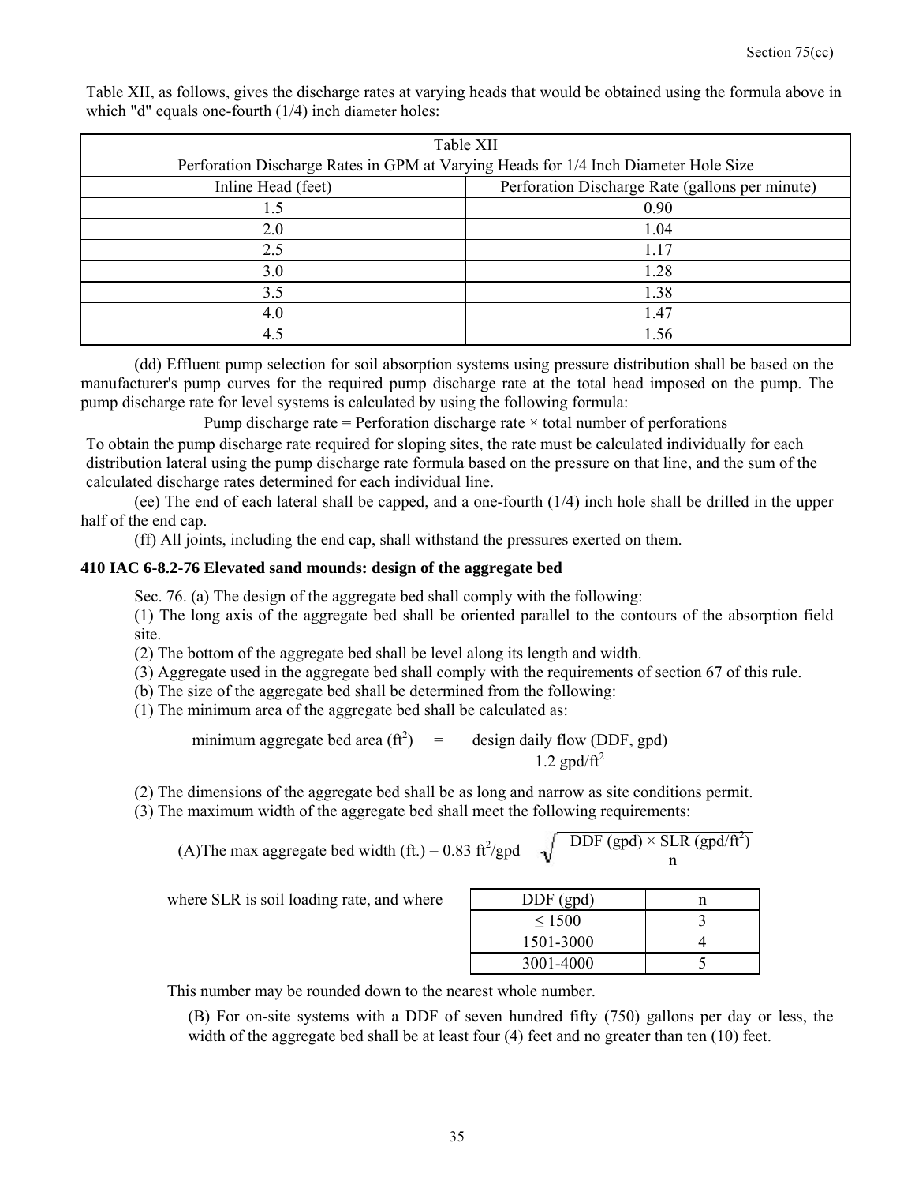Table XII, as follows, gives the discharge rates at varying heads that would be obtained using the formula above in which "d" equals one-fourth (1/4) inch diameter holes:

| Table XII | |
|---|---|
| Perforation Discharge Rates in GPM at Varying Heads for 1/4 Inch Diameter Hole Size | |
| Inline Head (feet) | Perforation Discharge Rate (gallons per minute) |
| 1.5 | 0.90 |
| 2.0 | 1.04 |
| 2.5 | 1.17 |
| 3.0 | 1.28 |
| 3.5 | 1.38 |
| 4.0 | 1.47 |
| 4.5 | 1.56 |

(dd) Effluent pump selection for soil absorption systems using pressure distribution shall be based on the manufacturer's pump curves for the required pump discharge rate at the total head imposed on the pump. The pump discharge rate for level systems is calculated by using the following formula:

$$\text{Pump discharge rate} = \text{Perforation discharge rate} \times \text{total number of perforations}$$

To obtain the pump discharge rate required for sloping sites, the rate must be calculated individually for each distribution lateral using the pump discharge rate formula based on the pressure on that line, and the sum of the calculated discharge rates determined for each individual line.

(ee) The end of each lateral shall be capped, and a one-fourth (1/4) inch hole shall be drilled in the upper half of the end cap.

(ff) All joints, including the end cap, shall withstand the pressures exerted on them.

**410 IAC 6-8.2-76 Elevated sand mounds: design of the aggregate bed**

Sec. 76. (a) The design of the aggregate bed shall comply with the following:

(1) The long axis of the aggregate bed shall be oriented parallel to the contours of the absorption field site.

(2) The bottom of the aggregate bed shall be level along its length and width.

(3) Aggregate used in the aggregate bed shall comply with the requirements of section 67 of this rule.

(b) The size of the aggregate bed shall be determined from the following:

(1) The minimum area of the aggregate bed shall be calculated as:

$$\text{minimum aggregate bed area (ft}^2\text{)} = \frac{\text{design daily flow (DDF, gpd)}}{1.2 \text{ gpd/ft}^2}$$

(2) The dimensions of the aggregate bed shall be as long and narrow as site conditions permit.

(3) The maximum width of the aggregate bed shall meet the following requirements:

(A) $$\text{The max aggregate bed width (ft.)} = 0.83 \text{ ft}^2\text{/gpd} \sqrt{\frac{\text{DDF (gpd)} \times \text{SLR (gpd/ft}^2\text{)}}{n}}$$

where SLR is soil loading rate, and where

| DDF (gpd) | n |
|---|---|
| ≤ 1500 | 3 |
| 1501-3000 | 4 |
| 3001-4000 | 5 |

This number may be rounded down to the nearest whole number.

(B) For on-site systems with a DDF of seven hundred fifty (750) gallons per day or less, the width of the aggregate bed shall be at least four (4) feet and no greater than ten (10) feet.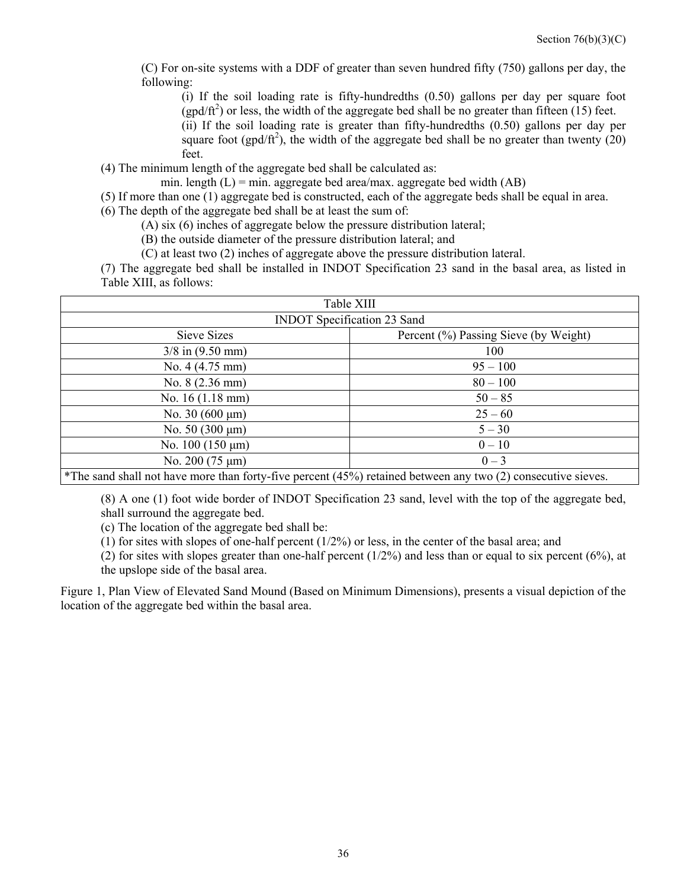(C) For on-site systems with a DDF of greater than seven hundred fifty (750) gallons per day, the following:

(i) If the soil loading rate is fifty-hundredths (0.50) gallons per day per square foot ($gpd/ft^2$) or less, the width of the aggregate bed shall be no greater than fifteen (15) feet.

(ii) If the soil loading rate is greater than fifty-hundredths (0.50) gallons per day per square foot ($gpd/ft^2$), the width of the aggregate bed shall be no greater than twenty (20) feet.

(4) The minimum length of the aggregate bed shall be calculated as:

min. length (L) = min. aggregate bed area/max. aggregate bed width (AB)

(5) If more than one (1) aggregate bed is constructed, each of the aggregate beds shall be equal in area.

(6) The depth of the aggregate bed shall be at least the sum of:

(A) six (6) inches of aggregate below the pressure distribution lateral;

(B) the outside diameter of the pressure distribution lateral; and

(C) at least two (2) inches of aggregate above the pressure distribution lateral.

(7) The aggregate bed shall be installed in INDOT Specification 23 sand in the basal area, as listed in Table XIII, as follows:

| Table XIII | |
|---|---|
| INDOT Specification 23 Sand | |
| Sieve Sizes | Percent (%) Passing Sieve (by Weight) |
| 3/8 in (9.50 mm) | 100 |
| No. 4 (4.75 mm) | 95 – 100 |
| No. 8 (2.36 mm) | 80 – 100 |
| No. 16 (1.18 mm) | 50 – 85 |
| No. 30 (600 μm) | 25 – 60 |
| No. 50 (300 μm) | 5 – 30 |
| No. 100 (150 μm) | 0 – 10 |
| No. 200 (75 μm) | 0 – 3 |
| *The sand shall not have more than forty-five percent (45%) retained between any two (2) consecutive sieves. | |

(8) A one (1) foot wide border of INDOT Specification 23 sand, level with the top of the aggregate bed, shall surround the aggregate bed.

(c) The location of the aggregate bed shall be:

(1) for sites with slopes of one-half percent (1/2%) or less, in the center of the basal area; and

(2) for sites with slopes greater than one-half percent (1/2%) and less than or equal to six percent (6%), at the upslope side of the basal area.

Figure 1, Plan View of Elevated Sand Mound (Based on Minimum Dimensions), presents a visual depiction of the location of the aggregate bed within the basal area.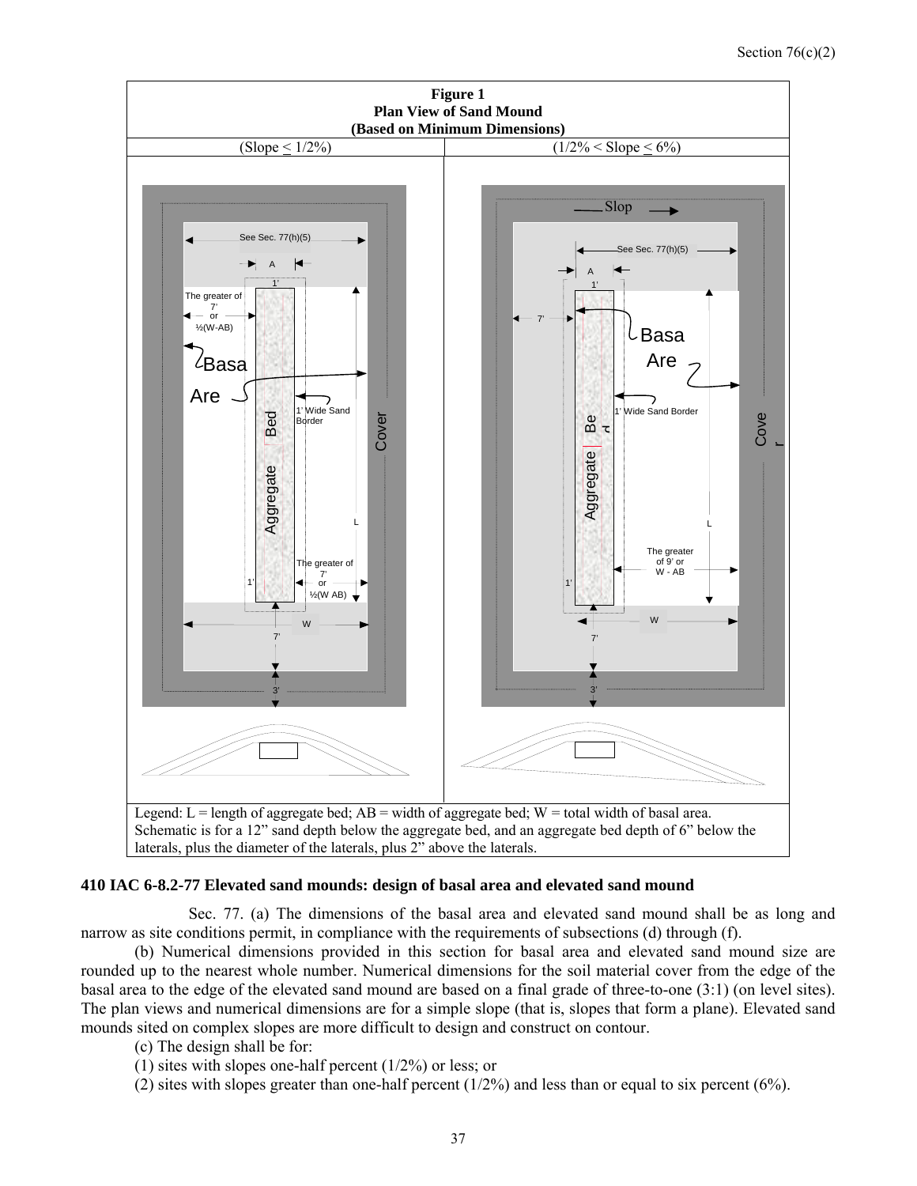**Figure 1**
**Plan View of Sand Mound**
**(Based on Minimum Dimensions)**

| (Slope ≤ 1/2%) | (1/2% < Slope ≤ 6%) |
| --- | --- |
| See Sec. 77(h)(5); A; 1'; The greater of 7' or ½(W-AB); Basal Area; Aggregate Bed; 1' Wide Sand Border; Cover; L; The greater of 7' or ½(W AB); 1'; W; 7'; 3' | Slope; See Sec. 77(h)(5); A; 1'; 7'; Basal Area; Aggregate Bed; 1' Wide Sand Border; Cover; L; The greater of 9' or W - AB; 1'; W; 7'; 3' |

Legend: L = length of aggregate bed; AB = width of aggregate bed; W = total width of basal area. Schematic is for a 12" sand depth below the aggregate bed, and an aggregate bed depth of 6" below the laterals, plus the diameter of the laterals, plus 2" above the laterals.

**410 IAC 6-8.2-77 Elevated sand mounds: design of basal area and elevated sand mound**

Sec. 77. (a) The dimensions of the basal area and elevated sand mound shall be as long and narrow as site conditions permit, in compliance with the requirements of subsections (d) through (f).

(b) Numerical dimensions provided in this section for basal area and elevated sand mound size are rounded up to the nearest whole number. Numerical dimensions for the soil material cover from the edge of the basal area to the edge of the elevated sand mound are based on a final grade of three-to-one (3:1) (on level sites). The plan views and numerical dimensions are for a simple slope (that is, slopes that form a plane). Elevated sand mounds sited on complex slopes are more difficult to design and construct on contour.

(c) The design shall be for:

(1) sites with slopes one-half percent (1/2%) or less; or

(2) sites with slopes greater than one-half percent (1/2%) and less than or equal to six percent (6%).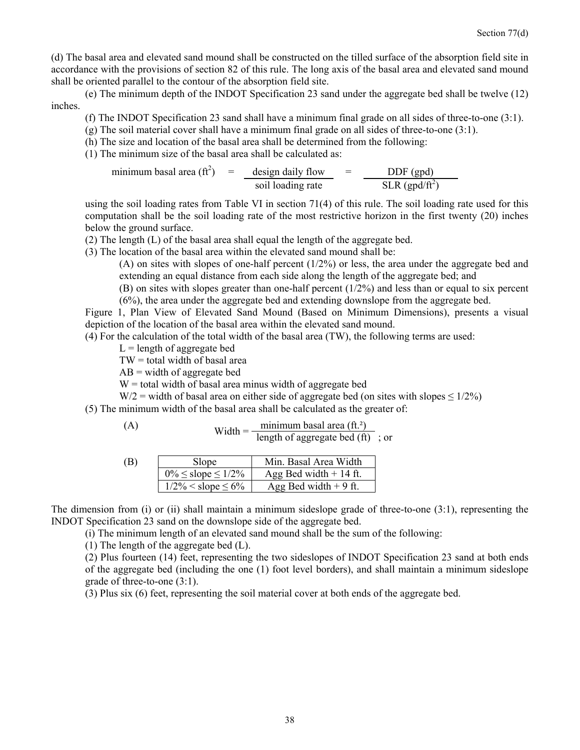(d) The basal area and elevated sand mound shall be constructed on the tilled surface of the absorption field site in accordance with the provisions of section 82 of this rule. The long axis of the basal area and elevated sand mound shall be oriented parallel to the contour of the absorption field site.

(e) The minimum depth of the INDOT Specification 23 sand under the aggregate bed shall be twelve (12) inches.

(f) The INDOT Specification 23 sand shall have a minimum final grade on all sides of three-to-one (3:1).

(g) The soil material cover shall have a minimum final grade on all sides of three-to-one (3:1).

(h) The size and location of the basal area shall be determined from the following:

(1) The minimum size of the basal area shall be calculated as:

$$\text{minimum basal area (ft}^2\text{)} = \frac{\text{design daily flow}}{\text{soil loading rate}} = \frac{\text{DDF (gpd)}}{\text{SLR (gpd/ft}^2\text{)}}$$

using the soil loading rates from Table VI in section 71(4) of this rule. The soil loading rate used for this computation shall be the soil loading rate of the most restrictive horizon in the first twenty (20) inches below the ground surface.

(2) The length (L) of the basal area shall equal the length of the aggregate bed.

(3) The location of the basal area within the elevated sand mound shall be:

(A) on sites with slopes of one-half percent (1/2%) or less, the area under the aggregate bed and extending an equal distance from each side along the length of the aggregate bed; and

(B) on sites with slopes greater than one-half percent (1/2%) and less than or equal to six percent (6%), the area under the aggregate bed and extending downslope from the aggregate bed.

Figure 1, Plan View of Elevated Sand Mound (Based on Minimum Dimensions), presents a visual depiction of the location of the basal area within the elevated sand mound.

(4) For the calculation of the total width of the basal area (TW), the following terms are used:

L = length of aggregate bed
TW = total width of basal area
AB = width of aggregate bed
W = total width of basal area minus width of aggregate bed
W/2 = width of basal area on either side of aggregate bed (on sites with slopes ≤ 1/2%)

(5) The minimum width of the basal area shall be calculated as the greater of:

(A)

$$\text{Width} = \frac{\text{minimum basal area (ft.}^2\text{)}}{\text{length of aggregate bed (ft)}}\text{ ; or}$$

(B)

| Slope | Min. Basal Area Width |
|---|---|
| 0% ≤ slope ≤ 1/2% | Agg Bed width + 14 ft. |
| 1/2% < slope ≤ 6% | Agg Bed width + 9 ft. |

The dimension from (i) or (ii) shall maintain a minimum sideslope grade of three-to-one (3:1), representing the INDOT Specification 23 sand on the downslope side of the aggregate bed.

(i) The minimum length of an elevated sand mound shall be the sum of the following:

(1) The length of the aggregate bed (L).

(2) Plus fourteen (14) feet, representing the two sideslopes of INDOT Specification 23 sand at both ends of the aggregate bed (including the one (1) foot level borders), and shall maintain a minimum sideslope grade of three-to-one (3:1).

(3) Plus six (6) feet, representing the soil material cover at both ends of the aggregate bed.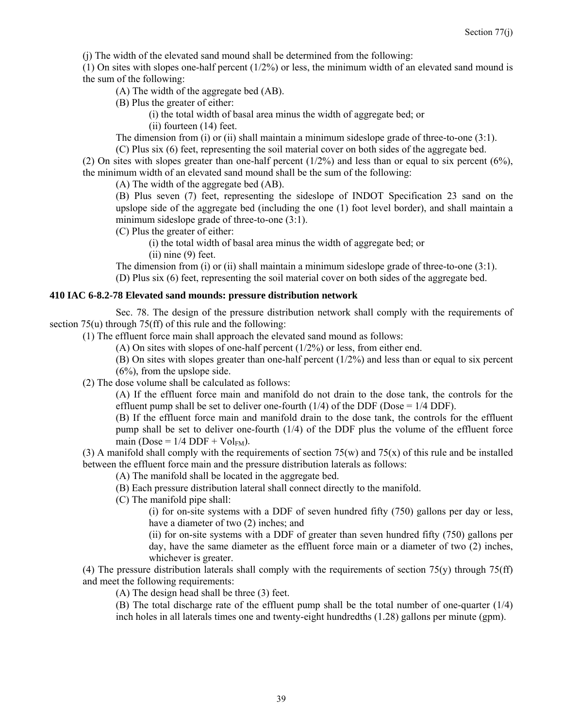(j) The width of the elevated sand mound shall be determined from the following:

(1) On sites with slopes one-half percent (1/2%) or less, the minimum width of an elevated sand mound is the sum of the following:

(A) The width of the aggregate bed (AB).

(B) Plus the greater of either:

(i) the total width of basal area minus the width of aggregate bed; or

(ii) fourteen (14) feet.

The dimension from (i) or (ii) shall maintain a minimum sideslope grade of three-to-one (3:1).

(C) Plus six (6) feet, representing the soil material cover on both sides of the aggregate bed.

(2) On sites with slopes greater than one-half percent (1/2%) and less than or equal to six percent (6%), the minimum width of an elevated sand mound shall be the sum of the following:

(A) The width of the aggregate bed (AB).

(B) Plus seven (7) feet, representing the sideslope of INDOT Specification 23 sand on the upslope side of the aggregate bed (including the one (1) foot level border), and shall maintain a minimum sideslope grade of three-to-one (3:1).

(C) Plus the greater of either:

(i) the total width of basal area minus the width of aggregate bed; or

(ii) nine (9) feet.

The dimension from (i) or (ii) shall maintain a minimum sideslope grade of three-to-one (3:1).

(D) Plus six (6) feet, representing the soil material cover on both sides of the aggregate bed.

**410 IAC 6-8.2-78 Elevated sand mounds: pressure distribution network**

Sec. 78. The design of the pressure distribution network shall comply with the requirements of section 75(u) through 75(ff) of this rule and the following:

(1) The effluent force main shall approach the elevated sand mound as follows:

(A) On sites with slopes of one-half percent (1/2%) or less, from either end.

(B) On sites with slopes greater than one-half percent (1/2%) and less than or equal to six percent (6%), from the upslope side.

(2) The dose volume shall be calculated as follows:

(A) If the effluent force main and manifold do not drain to the dose tank, the controls for the effluent pump shall be set to deliver one-fourth (1/4) of the DDF (Dose = 1/4 DDF).

(B) If the effluent force main and manifold drain to the dose tank, the controls for the effluent pump shall be set to deliver one-fourth (1/4) of the DDF plus the volume of the effluent force main (Dose = 1/4 DDF + $Vol_{FM}$).

(3) A manifold shall comply with the requirements of section 75(w) and 75(x) of this rule and be installed between the effluent force main and the pressure distribution laterals as follows:

(A) The manifold shall be located in the aggregate bed.

(B) Each pressure distribution lateral shall connect directly to the manifold.

(C) The manifold pipe shall:

(i) for on-site systems with a DDF of seven hundred fifty (750) gallons per day or less, have a diameter of two (2) inches; and

(ii) for on-site systems with a DDF of greater than seven hundred fifty (750) gallons per day, have the same diameter as the effluent force main or a diameter of two (2) inches, whichever is greater.

(4) The pressure distribution laterals shall comply with the requirements of section 75(y) through 75(ff) and meet the following requirements:

(A) The design head shall be three (3) feet.

(B) The total discharge rate of the effluent pump shall be the total number of one-quarter (1/4) inch holes in all laterals times one and twenty-eight hundredths (1.28) gallons per minute (gpm).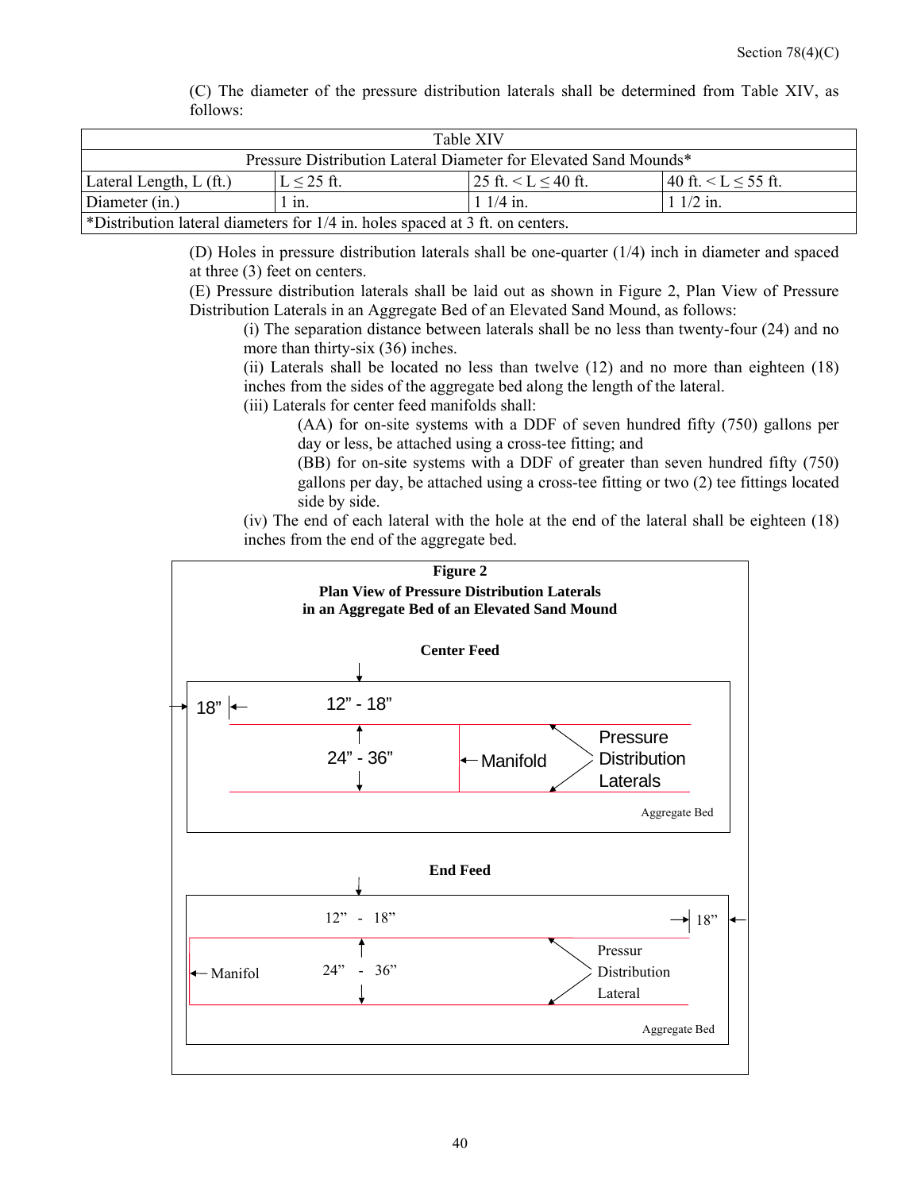(C) The diameter of the pressure distribution laterals shall be determined from Table XIV, as follows:

| Table XIV | | | |
|---|---|---|---|
| Pressure Distribution Lateral Diameter for Elevated Sand Mounds* | | | |
| Lateral Length, L (ft.) | L ≤ 25 ft. | 25 ft. < L ≤ 40 ft. | 40 ft. < L ≤ 55 ft. |
| Diameter (in.) | 1 in. | 1 1/4 in. | 1 1/2 in. |
| *Distribution lateral diameters for 1/4 in. holes spaced at 3 ft. on centers. | | | |

(D) Holes in pressure distribution laterals shall be one-quarter (1/4) inch in diameter and spaced at three (3) feet on centers.

(E) Pressure distribution laterals shall be laid out as shown in Figure 2, Plan View of Pressure Distribution Laterals in an Aggregate Bed of an Elevated Sand Mound, as follows:

(i) The separation distance between laterals shall be no less than twenty-four (24) and no more than thirty-six (36) inches.

(ii) Laterals shall be located no less than twelve (12) and no more than eighteen (18) inches from the sides of the aggregate bed along the length of the lateral.

(iii) Laterals for center feed manifolds shall:

(AA) for on-site systems with a DDF of seven hundred fifty (750) gallons per day or less, be attached using a cross-tee fitting; and

(BB) for on-site systems with a DDF of greater than seven hundred fifty (750) gallons per day, be attached using a cross-tee fitting or two (2) tee fittings located side by side.

(iv) The end of each lateral with the hole at the end of the lateral shall be eighteen (18) inches from the end of the aggregate bed.

**Figure 2**
**Plan View of Pressure Distribution Laterals in an Aggregate Bed of an Elevated Sand Mound**

**Center Feed**

18" | 12" - 18" | 24" - 36" | Manifold | Pressure Distribution Laterals | Aggregate Bed

**End Feed**

12" - 18" | 18" | Manifol | 24" - 36" | Pressur Distribution Lateral | Aggregate Bed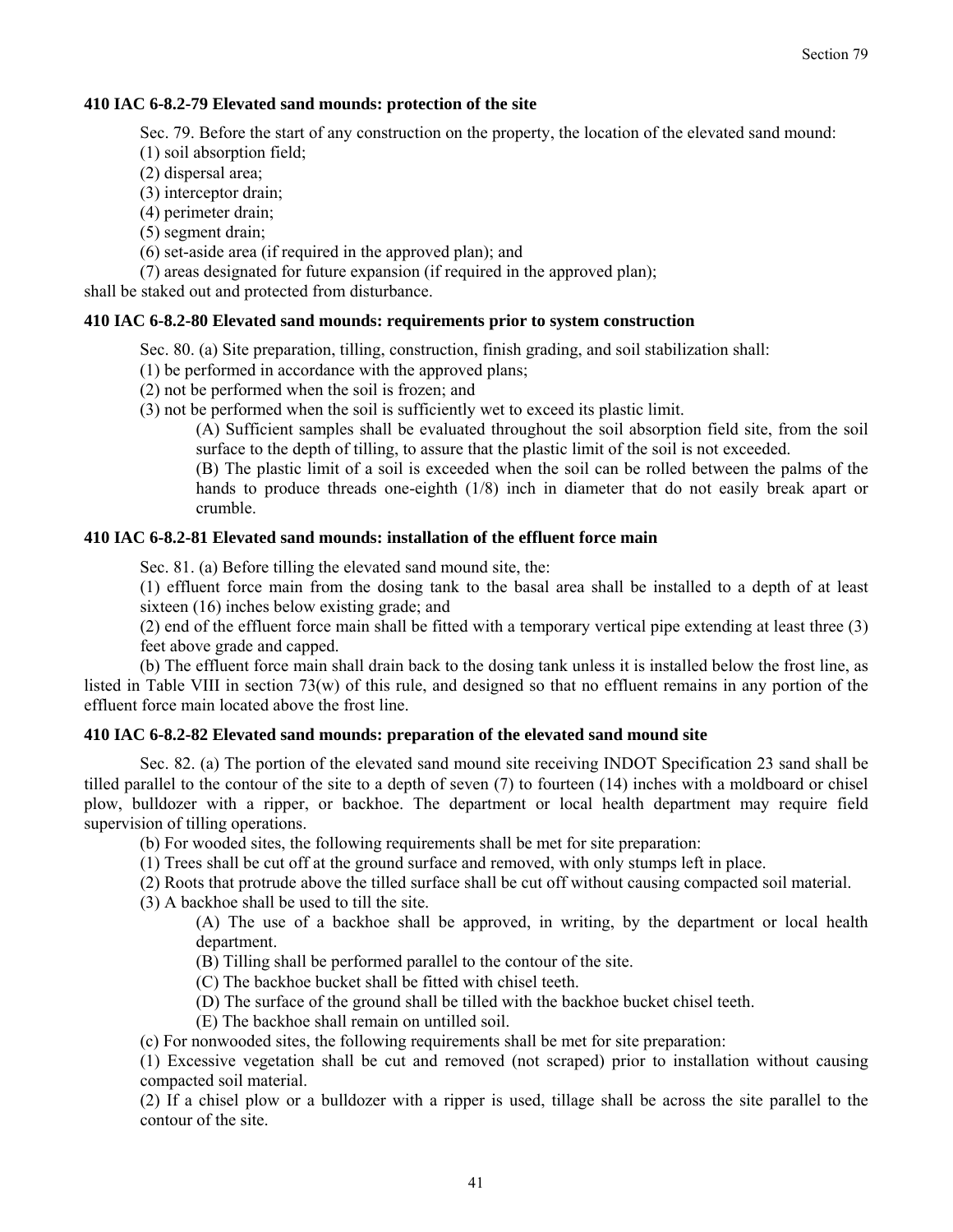### 410 IAC 6-8.2-79 Elevated sand mounds: protection of the site

Sec. 79. Before the start of any construction on the property, the location of the elevated sand mound:

(1) soil absorption field;

(2) dispersal area;

(3) interceptor drain;

(4) perimeter drain;

(5) segment drain;

(6) set-aside area (if required in the approved plan); and

(7) areas designated for future expansion (if required in the approved plan);

shall be staked out and protected from disturbance.

### 410 IAC 6-8.2-80 Elevated sand mounds: requirements prior to system construction

Sec. 80. (a) Site preparation, tilling, construction, finish grading, and soil stabilization shall:

(1) be performed in accordance with the approved plans;

(2) not be performed when the soil is frozen; and

(3) not be performed when the soil is sufficiently wet to exceed its plastic limit.

(A) Sufficient samples shall be evaluated throughout the soil absorption field site, from the soil surface to the depth of tilling, to assure that the plastic limit of the soil is not exceeded.

(B) The plastic limit of a soil is exceeded when the soil can be rolled between the palms of the hands to produce threads one-eighth (1/8) inch in diameter that do not easily break apart or crumble.

### 410 IAC 6-8.2-81 Elevated sand mounds: installation of the effluent force main

Sec. 81. (a) Before tilling the elevated sand mound site, the:

(1) effluent force main from the dosing tank to the basal area shall be installed to a depth of at least sixteen (16) inches below existing grade; and

(2) end of the effluent force main shall be fitted with a temporary vertical pipe extending at least three (3) feet above grade and capped.

(b) The effluent force main shall drain back to the dosing tank unless it is installed below the frost line, as listed in Table VIII in section 73(w) of this rule, and designed so that no effluent remains in any portion of the effluent force main located above the frost line.

### 410 IAC 6-8.2-82 Elevated sand mounds: preparation of the elevated sand mound site

Sec. 82. (a) The portion of the elevated sand mound site receiving INDOT Specification 23 sand shall be tilled parallel to the contour of the site to a depth of seven (7) to fourteen (14) inches with a moldboard or chisel plow, bulldozer with a ripper, or backhoe. The department or local health department may require field supervision of tilling operations.

(b) For wooded sites, the following requirements shall be met for site preparation:

(1) Trees shall be cut off at the ground surface and removed, with only stumps left in place.

(2) Roots that protrude above the tilled surface shall be cut off without causing compacted soil material.

(3) A backhoe shall be used to till the site.

(A) The use of a backhoe shall be approved, in writing, by the department or local health department.

(B) Tilling shall be performed parallel to the contour of the site.

(C) The backhoe bucket shall be fitted with chisel teeth.

(D) The surface of the ground shall be tilled with the backhoe bucket chisel teeth.

(E) The backhoe shall remain on untilled soil.

(c) For nonwooded sites, the following requirements shall be met for site preparation:

(1) Excessive vegetation shall be cut and removed (not scraped) prior to installation without causing compacted soil material.

(2) If a chisel plow or a bulldozer with a ripper is used, tillage shall be across the site parallel to the contour of the site.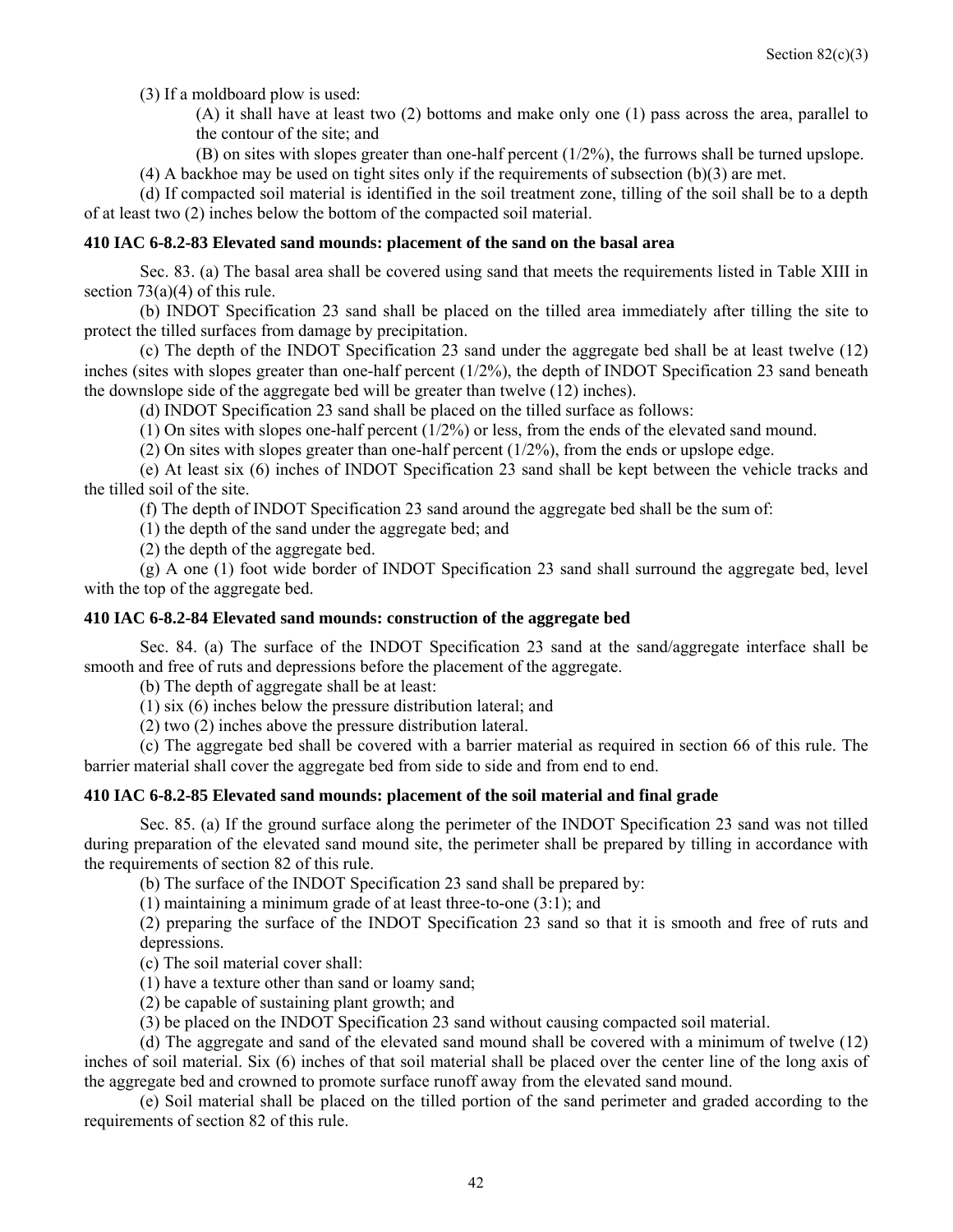(3) If a moldboard plow is used:

(A) it shall have at least two (2) bottoms and make only one (1) pass across the area, parallel to the contour of the site; and

(B) on sites with slopes greater than one-half percent (1/2%), the furrows shall be turned upslope.

(4) A backhoe may be used on tight sites only if the requirements of subsection (b)(3) are met.

(d) If compacted soil material is identified in the soil treatment zone, tilling of the soil shall be to a depth of at least two (2) inches below the bottom of the compacted soil material.

**410 IAC 6-8.2-83 Elevated sand mounds: placement of the sand on the basal area**

Sec. 83. (a) The basal area shall be covered using sand that meets the requirements listed in Table XIII in section 73(a)(4) of this rule.

(b) INDOT Specification 23 sand shall be placed on the tilled area immediately after tilling the site to protect the tilled surfaces from damage by precipitation.

(c) The depth of the INDOT Specification 23 sand under the aggregate bed shall be at least twelve (12) inches (sites with slopes greater than one-half percent (1/2%), the depth of INDOT Specification 23 sand beneath the downslope side of the aggregate bed will be greater than twelve (12) inches).

(d) INDOT Specification 23 sand shall be placed on the tilled surface as follows:

(1) On sites with slopes one-half percent (1/2%) or less, from the ends of the elevated sand mound.

(2) On sites with slopes greater than one-half percent (1/2%), from the ends or upslope edge.

(e) At least six (6) inches of INDOT Specification 23 sand shall be kept between the vehicle tracks and the tilled soil of the site.

(f) The depth of INDOT Specification 23 sand around the aggregate bed shall be the sum of:

(1) the depth of the sand under the aggregate bed; and

(2) the depth of the aggregate bed.

(g) A one (1) foot wide border of INDOT Specification 23 sand shall surround the aggregate bed, level with the top of the aggregate bed.

**410 IAC 6-8.2-84 Elevated sand mounds: construction of the aggregate bed**

Sec. 84. (a) The surface of the INDOT Specification 23 sand at the sand/aggregate interface shall be smooth and free of ruts and depressions before the placement of the aggregate.

(b) The depth of aggregate shall be at least:

(1) six (6) inches below the pressure distribution lateral; and

(2) two (2) inches above the pressure distribution lateral.

(c) The aggregate bed shall be covered with a barrier material as required in section 66 of this rule. The barrier material shall cover the aggregate bed from side to side and from end to end.

**410 IAC 6-8.2-85 Elevated sand mounds: placement of the soil material and final grade**

Sec. 85. (a) If the ground surface along the perimeter of the INDOT Specification 23 sand was not tilled during preparation of the elevated sand mound site, the perimeter shall be prepared by tilling in accordance with the requirements of section 82 of this rule.

(b) The surface of the INDOT Specification 23 sand shall be prepared by:

(1) maintaining a minimum grade of at least three-to-one (3:1); and

(2) preparing the surface of the INDOT Specification 23 sand so that it is smooth and free of ruts and depressions.

(c) The soil material cover shall:

(1) have a texture other than sand or loamy sand;

(2) be capable of sustaining plant growth; and

(3) be placed on the INDOT Specification 23 sand without causing compacted soil material.

(d) The aggregate and sand of the elevated sand mound shall be covered with a minimum of twelve (12) inches of soil material. Six (6) inches of that soil material shall be placed over the center line of the long axis of the aggregate bed and crowned to promote surface runoff away from the elevated sand mound.

(e) Soil material shall be placed on the tilled portion of the sand perimeter and graded according to the requirements of section 82 of this rule.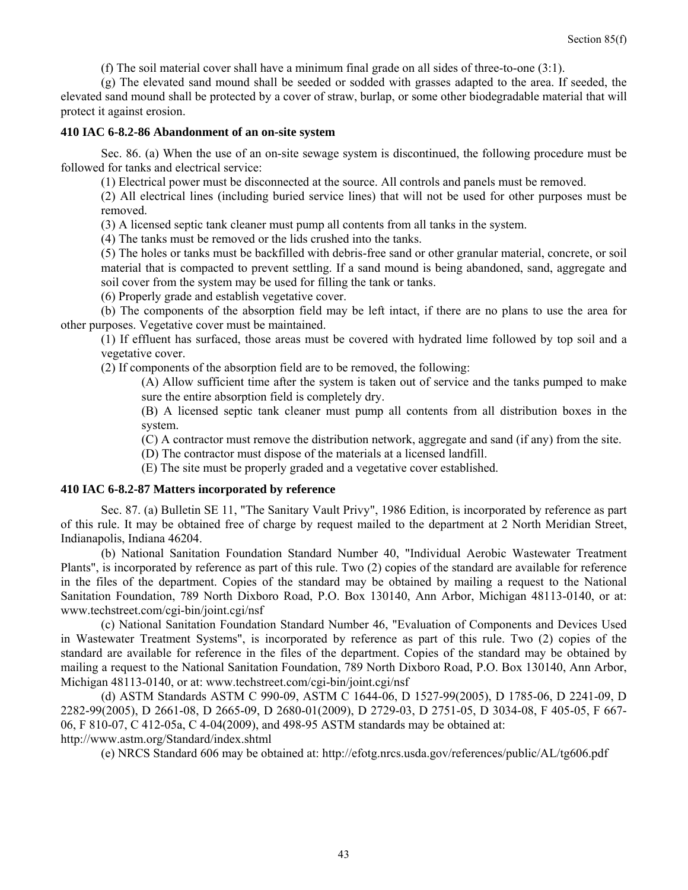(f) The soil material cover shall have a minimum final grade on all sides of three-to-one (3:1).

(g) The elevated sand mound shall be seeded or sodded with grasses adapted to the area. If seeded, the elevated sand mound shall be protected by a cover of straw, burlap, or some other biodegradable material that will protect it against erosion.

**410 IAC 6-8.2-86 Abandonment of an on-site system**

Sec. 86. (a) When the use of an on-site sewage system is discontinued, the following procedure must be followed for tanks and electrical service:

(1) Electrical power must be disconnected at the source. All controls and panels must be removed.

(2) All electrical lines (including buried service lines) that will not be used for other purposes must be removed.

(3) A licensed septic tank cleaner must pump all contents from all tanks in the system.

(4) The tanks must be removed or the lids crushed into the tanks.

(5) The holes or tanks must be backfilled with debris-free sand or other granular material, concrete, or soil material that is compacted to prevent settling. If a sand mound is being abandoned, sand, aggregate and soil cover from the system may be used for filling the tank or tanks.

(6) Properly grade and establish vegetative cover.

(b) The components of the absorption field may be left intact, if there are no plans to use the area for other purposes. Vegetative cover must be maintained.

(1) If effluent has surfaced, those areas must be covered with hydrated lime followed by top soil and a vegetative cover.

(2) If components of the absorption field are to be removed, the following:

(A) Allow sufficient time after the system is taken out of service and the tanks pumped to make sure the entire absorption field is completely dry.

(B) A licensed septic tank cleaner must pump all contents from all distribution boxes in the system.

(C) A contractor must remove the distribution network, aggregate and sand (if any) from the site.

(D) The contractor must dispose of the materials at a licensed landfill.

(E) The site must be properly graded and a vegetative cover established.

**410 IAC 6-8.2-87 Matters incorporated by reference**

Sec. 87. (a) Bulletin SE 11, "The Sanitary Vault Privy", 1986 Edition, is incorporated by reference as part of this rule. It may be obtained free of charge by request mailed to the department at 2 North Meridian Street, Indianapolis, Indiana 46204.

(b) National Sanitation Foundation Standard Number 40, "Individual Aerobic Wastewater Treatment Plants", is incorporated by reference as part of this rule. Two (2) copies of the standard are available for reference in the files of the department. Copies of the standard may be obtained by mailing a request to the National Sanitation Foundation, 789 North Dixboro Road, P.O. Box 130140, Ann Arbor, Michigan 48113-0140, or at: www.techstreet.com/cgi-bin/joint.cgi/nsf

(c) National Sanitation Foundation Standard Number 46, "Evaluation of Components and Devices Used in Wastewater Treatment Systems", is incorporated by reference as part of this rule. Two (2) copies of the standard are available for reference in the files of the department. Copies of the standard may be obtained by mailing a request to the National Sanitation Foundation, 789 North Dixboro Road, P.O. Box 130140, Ann Arbor, Michigan 48113-0140, or at: www.techstreet.com/cgi-bin/joint.cgi/nsf

(d) ASTM Standards ASTM C 990-09, ASTM C 1644-06, D 1527-99(2005), D 1785-06, D 2241-09, D 2282-99(2005), D 2661-08, D 2665-09, D 2680-01(2009), D 2729-03, D 2751-05, D 3034-08, F 405-05, F 667-06, F 810-07, C 412-05a, C 4-04(2009), and 498-95 ASTM standards may be obtained at: http://www.astm.org/Standard/index.shtml

(e) NRCS Standard 606 may be obtained at: http://efotg.nrcs.usda.gov/references/public/AL/tg606.pdf